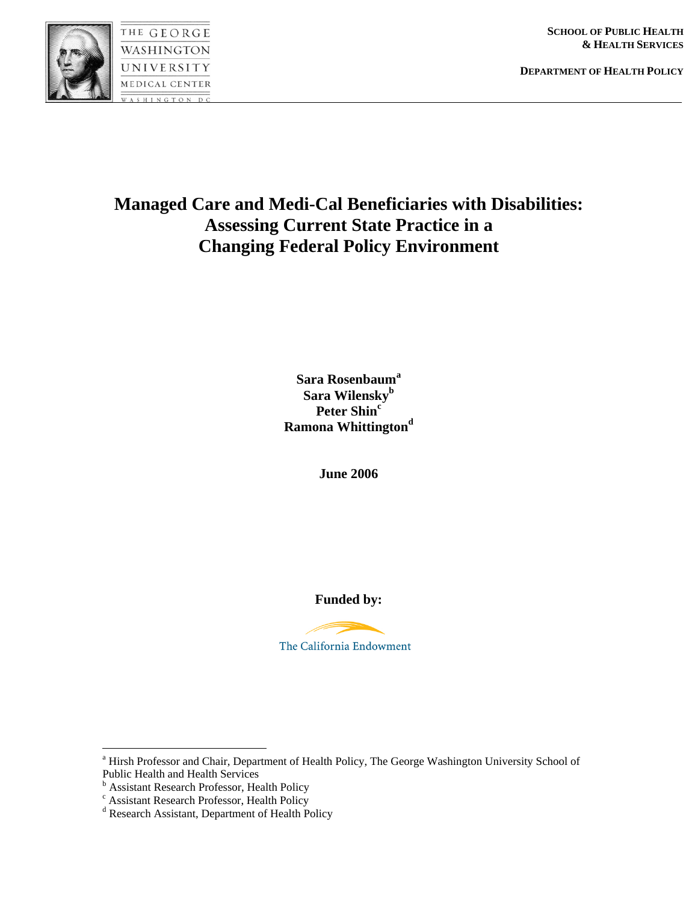THE GEORGE WASHINGTON UNIVERSITY MEDICAL CENTER
WASHINGTON DC

**SCHOOL OF PUBLIC HEALTH & HEALTH SERVICES**

**DEPARTMENT OF HEALTH POLICY**

# Managed Care and Medi-Cal Beneficiaries with Disabilities: Assessing Current State Practice in a Changing Federal Policy Environment

**Sara Rosenbaum**[a]
**Sara Wilensky**[b]
**Peter Shin**[c]
**Ramona Whittington**[d]

**June 2006**

**Funded by:**

The California Endowment

---

[a] Hirsh Professor and Chair, Department of Health Policy, The George Washington University School of Public Health and Health Services

[b] Assistant Research Professor, Health Policy

[c] Assistant Research Professor, Health Policy

[d] Research Assistant, Department of Health Policy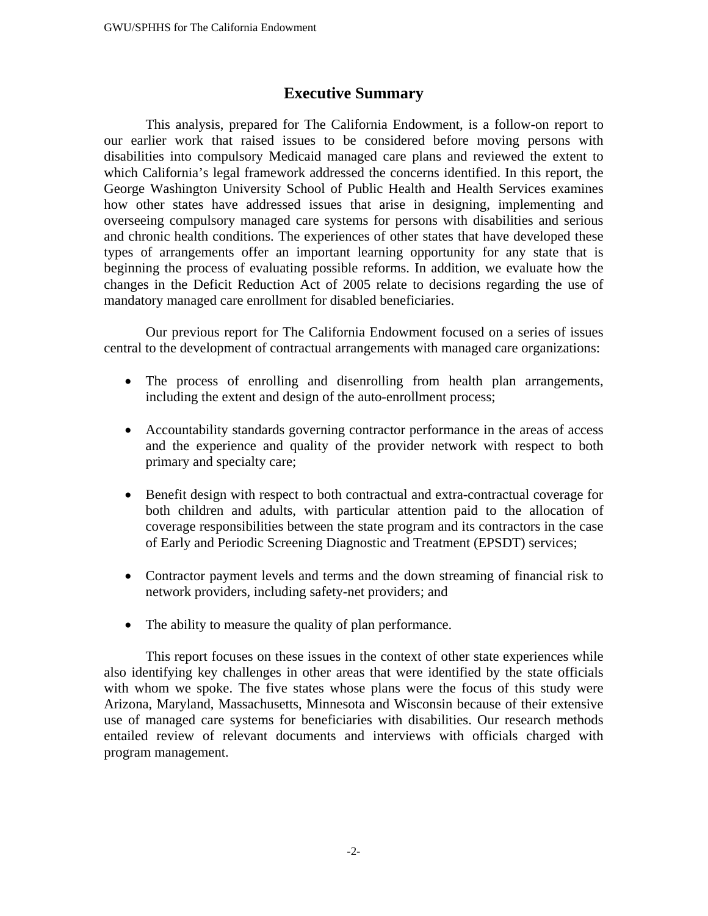## Executive Summary

This analysis, prepared for The California Endowment, is a follow-on report to our earlier work that raised issues to be considered before moving persons with disabilities into compulsory Medicaid managed care plans and reviewed the extent to which California's legal framework addressed the concerns identified. In this report, the George Washington University School of Public Health and Health Services examines how other states have addressed issues that arise in designing, implementing and overseeing compulsory managed care systems for persons with disabilities and serious and chronic health conditions. The experiences of other states that have developed these types of arrangements offer an important learning opportunity for any state that is beginning the process of evaluating possible reforms. In addition, we evaluate how the changes in the Deficit Reduction Act of 2005 relate to decisions regarding the use of mandatory managed care enrollment for disabled beneficiaries.

Our previous report for The California Endowment focused on a series of issues central to the development of contractual arrangements with managed care organizations:

- The process of enrolling and disenrolling from health plan arrangements, including the extent and design of the auto-enrollment process;
- Accountability standards governing contractor performance in the areas of access and the experience and quality of the provider network with respect to both primary and specialty care;
- Benefit design with respect to both contractual and extra-contractual coverage for both children and adults, with particular attention paid to the allocation of coverage responsibilities between the state program and its contractors in the case of Early and Periodic Screening Diagnostic and Treatment (EPSDT) services;
- Contractor payment levels and terms and the down streaming of financial risk to network providers, including safety-net providers; and
- The ability to measure the quality of plan performance.

This report focuses on these issues in the context of other state experiences while also identifying key challenges in other areas that were identified by the state officials with whom we spoke. The five states whose plans were the focus of this study were Arizona, Maryland, Massachusetts, Minnesota and Wisconsin because of their extensive use of managed care systems for beneficiaries with disabilities. Our research methods entailed review of relevant documents and interviews with officials charged with program management.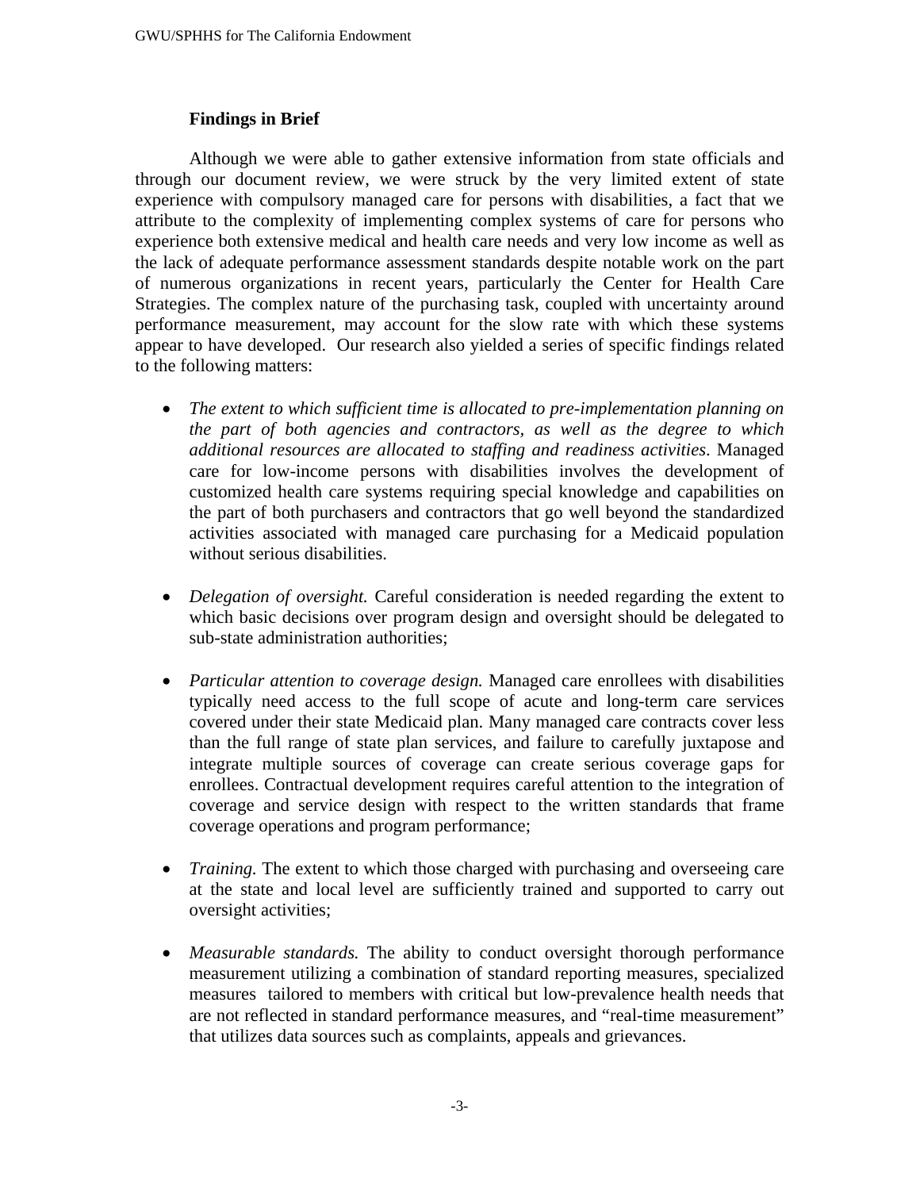## Findings in Brief

Although we were able to gather extensive information from state officials and through our document review, we were struck by the very limited extent of state experience with compulsory managed care for persons with disabilities, a fact that we attribute to the complexity of implementing complex systems of care for persons who experience both extensive medical and health care needs and very low income as well as the lack of adequate performance assessment standards despite notable work on the part of numerous organizations in recent years, particularly the Center for Health Care Strategies. The complex nature of the purchasing task, coupled with uncertainty around performance measurement, may account for the slow rate with which these systems appear to have developed. Our research also yielded a series of specific findings related to the following matters:

- *The extent to which sufficient time is allocated to pre-implementation planning on the part of both agencies and contractors, as well as the degree to which additional resources are allocated to staffing and readiness activities*. Managed care for low-income persons with disabilities involves the development of customized health care systems requiring special knowledge and capabilities on the part of both purchasers and contractors that go well beyond the standardized activities associated with managed care purchasing for a Medicaid population without serious disabilities.

- *Delegation of oversight.* Careful consideration is needed regarding the extent to which basic decisions over program design and oversight should be delegated to sub-state administration authorities;

- *Particular attention to coverage design.* Managed care enrollees with disabilities typically need access to the full scope of acute and long-term care services covered under their state Medicaid plan. Many managed care contracts cover less than the full range of state plan services, and failure to carefully juxtapose and integrate multiple sources of coverage can create serious coverage gaps for enrollees. Contractual development requires careful attention to the integration of coverage and service design with respect to the written standards that frame coverage operations and program performance;

- *Training.* The extent to which those charged with purchasing and overseeing care at the state and local level are sufficiently trained and supported to carry out oversight activities;

- *Measurable standards.* The ability to conduct oversight thorough performance measurement utilizing a combination of standard reporting measures, specialized measures tailored to members with critical but low-prevalence health needs that are not reflected in standard performance measures, and "real-time measurement" that utilizes data sources such as complaints, appeals and grievances.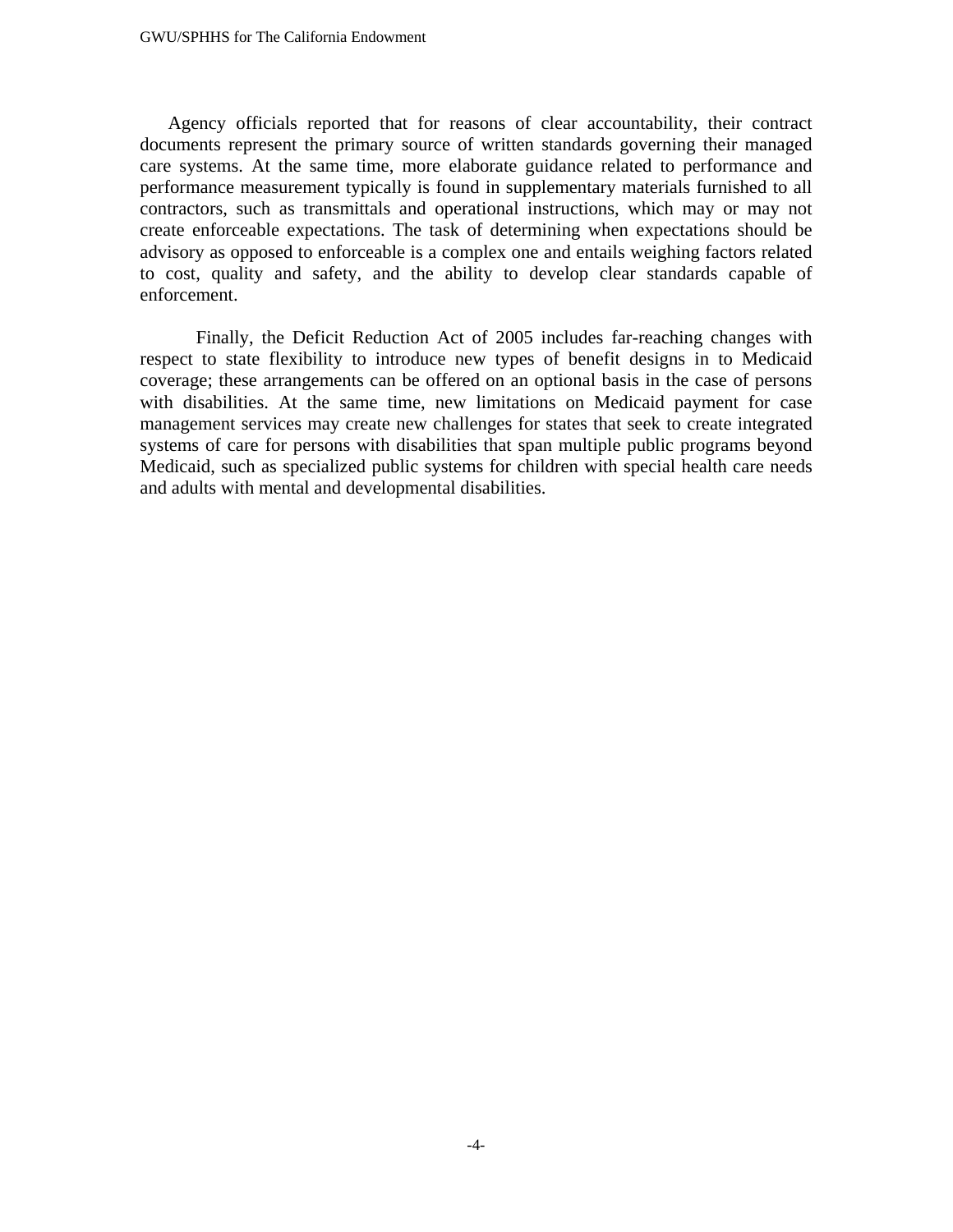Agency officials reported that for reasons of clear accountability, their contract documents represent the primary source of written standards governing their managed care systems. At the same time, more elaborate guidance related to performance and performance measurement typically is found in supplementary materials furnished to all contractors, such as transmittals and operational instructions, which may or may not create enforceable expectations. The task of determining when expectations should be advisory as opposed to enforceable is a complex one and entails weighing factors related to cost, quality and safety, and the ability to develop clear standards capable of enforcement.

Finally, the Deficit Reduction Act of 2005 includes far-reaching changes with respect to state flexibility to introduce new types of benefit designs in to Medicaid coverage; these arrangements can be offered on an optional basis in the case of persons with disabilities. At the same time, new limitations on Medicaid payment for case management services may create new challenges for states that seek to create integrated systems of care for persons with disabilities that span multiple public programs beyond Medicaid, such as specialized public systems for children with special health care needs and adults with mental and developmental disabilities.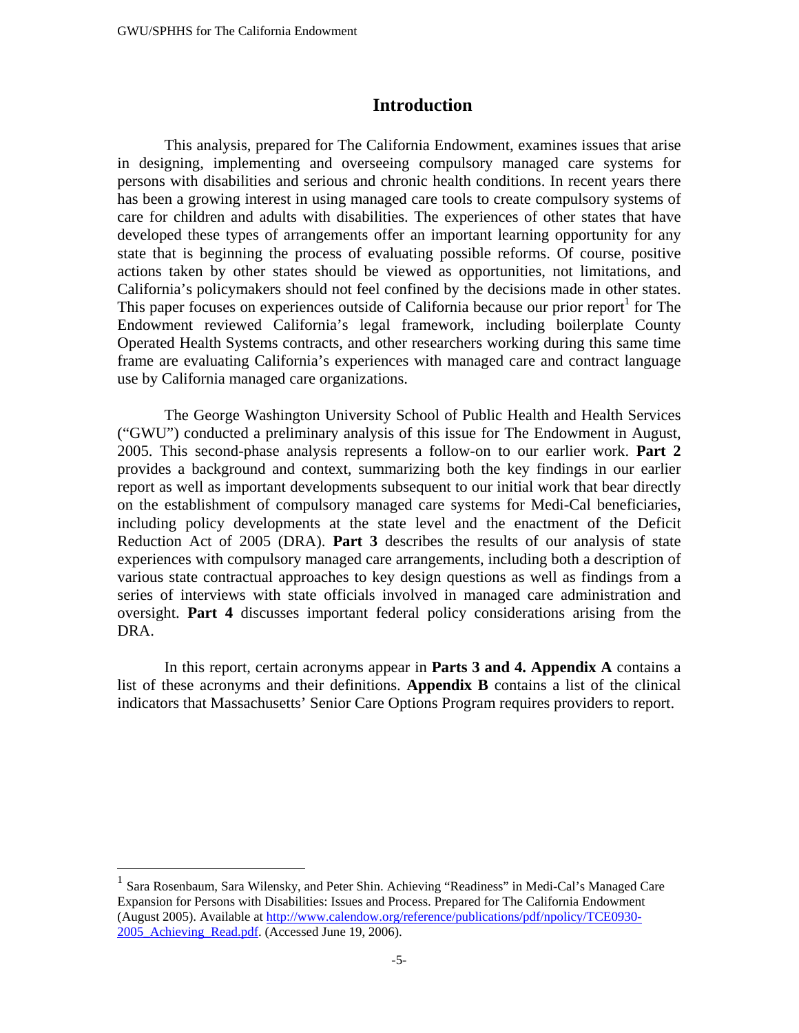## Introduction

This analysis, prepared for The California Endowment, examines issues that arise in designing, implementing and overseeing compulsory managed care systems for persons with disabilities and serious and chronic health conditions. In recent years there has been a growing interest in using managed care tools to create compulsory systems of care for children and adults with disabilities. The experiences of other states that have developed these types of arrangements offer an important learning opportunity for any state that is beginning the process of evaluating possible reforms. Of course, positive actions taken by other states should be viewed as opportunities, not limitations, and California's policymakers should not feel confined by the decisions made in other states. This paper focuses on experiences outside of California because our prior report[1] for The Endowment reviewed California's legal framework, including boilerplate County Operated Health Systems contracts, and other researchers working during this same time frame are evaluating California's experiences with managed care and contract language use by California managed care organizations.

The George Washington University School of Public Health and Health Services ("GWU") conducted a preliminary analysis of this issue for The Endowment in August, 2005. This second-phase analysis represents a follow-on to our earlier work. **Part 2** provides a background and context, summarizing both the key findings in our earlier report as well as important developments subsequent to our initial work that bear directly on the establishment of compulsory managed care systems for Medi-Cal beneficiaries, including policy developments at the state level and the enactment of the Deficit Reduction Act of 2005 (DRA). **Part 3** describes the results of our analysis of state experiences with compulsory managed care arrangements, including both a description of various state contractual approaches to key design questions as well as findings from a series of interviews with state officials involved in managed care administration and oversight. **Part 4** discusses important federal policy considerations arising from the DRA.

In this report, certain acronyms appear in **Parts 3 and 4. Appendix A** contains a list of these acronyms and their definitions. **Appendix B** contains a list of the clinical indicators that Massachusetts' Senior Care Options Program requires providers to report.

---

[1] Sara Rosenbaum, Sara Wilensky, and Peter Shin. Achieving "Readiness" in Medi-Cal's Managed Care Expansion for Persons with Disabilities: Issues and Process. Prepared for The California Endowment (August 2005). Available at http://www.calendow.org/reference/publications/pdf/npolicy/TCE0930-2005_Achieving_Read.pdf. (Accessed June 19, 2006).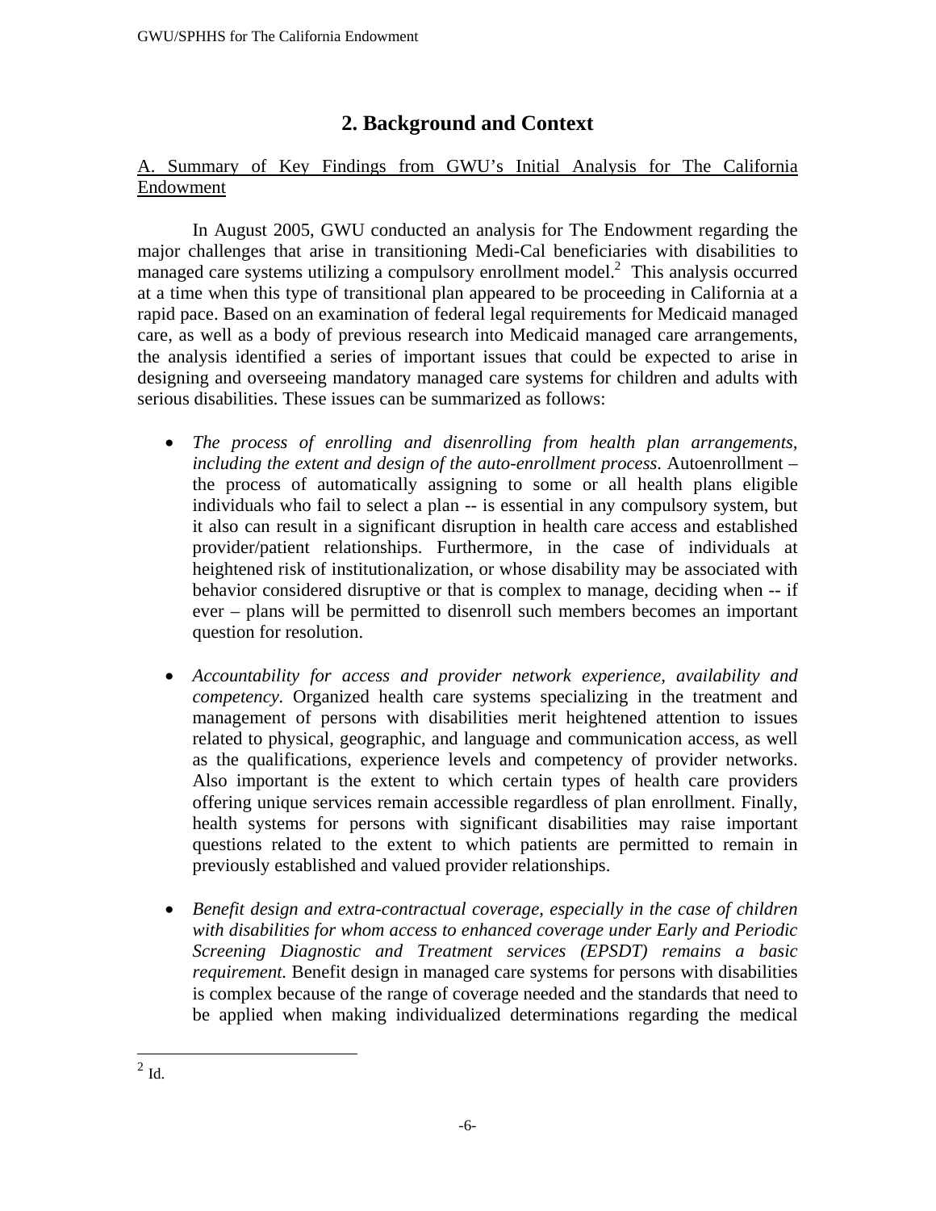# 2. Background and Context

A. Summary of Key Findings from GWU's Initial Analysis for The California Endowment

In August 2005, GWU conducted an analysis for The Endowment regarding the major challenges that arise in transitioning Medi-Cal beneficiaries with disabilities to managed care systems utilizing a compulsory enrollment model.[2] This analysis occurred at a time when this type of transitional plan appeared to be proceeding in California at a rapid pace. Based on an examination of federal legal requirements for Medicaid managed care, as well as a body of previous research into Medicaid managed care arrangements, the analysis identified a series of important issues that could be expected to arise in designing and overseeing mandatory managed care systems for children and adults with serious disabilities. These issues can be summarized as follows:

- *The process of enrolling and disenrolling from health plan arrangements, including the extent and design of the auto-enrollment process.* Autoenrollment – the process of automatically assigning to some or all health plans eligible individuals who fail to select a plan -- is essential in any compulsory system, but it also can result in a significant disruption in health care access and established provider/patient relationships. Furthermore, in the case of individuals at heightened risk of institutionalization, or whose disability may be associated with behavior considered disruptive or that is complex to manage, deciding when -- if ever – plans will be permitted to disenroll such members becomes an important question for resolution.

- *Accountability for access and provider network experience, availability and competency.* Organized health care systems specializing in the treatment and management of persons with disabilities merit heightened attention to issues related to physical, geographic, and language and communication access, as well as the qualifications, experience levels and competency of provider networks. Also important is the extent to which certain types of health care providers offering unique services remain accessible regardless of plan enrollment. Finally, health systems for persons with significant disabilities may raise important questions related to the extent to which patients are permitted to remain in previously established and valued provider relationships.

- *Benefit design and extra-contractual coverage, especially in the case of children with disabilities for whom access to enhanced coverage under Early and Periodic Screening Diagnostic and Treatment services (EPSDT) remains a basic requirement.* Benefit design in managed care systems for persons with disabilities is complex because of the range of coverage needed and the standards that need to be applied when making individualized determinations regarding the medical

---

[2] Id.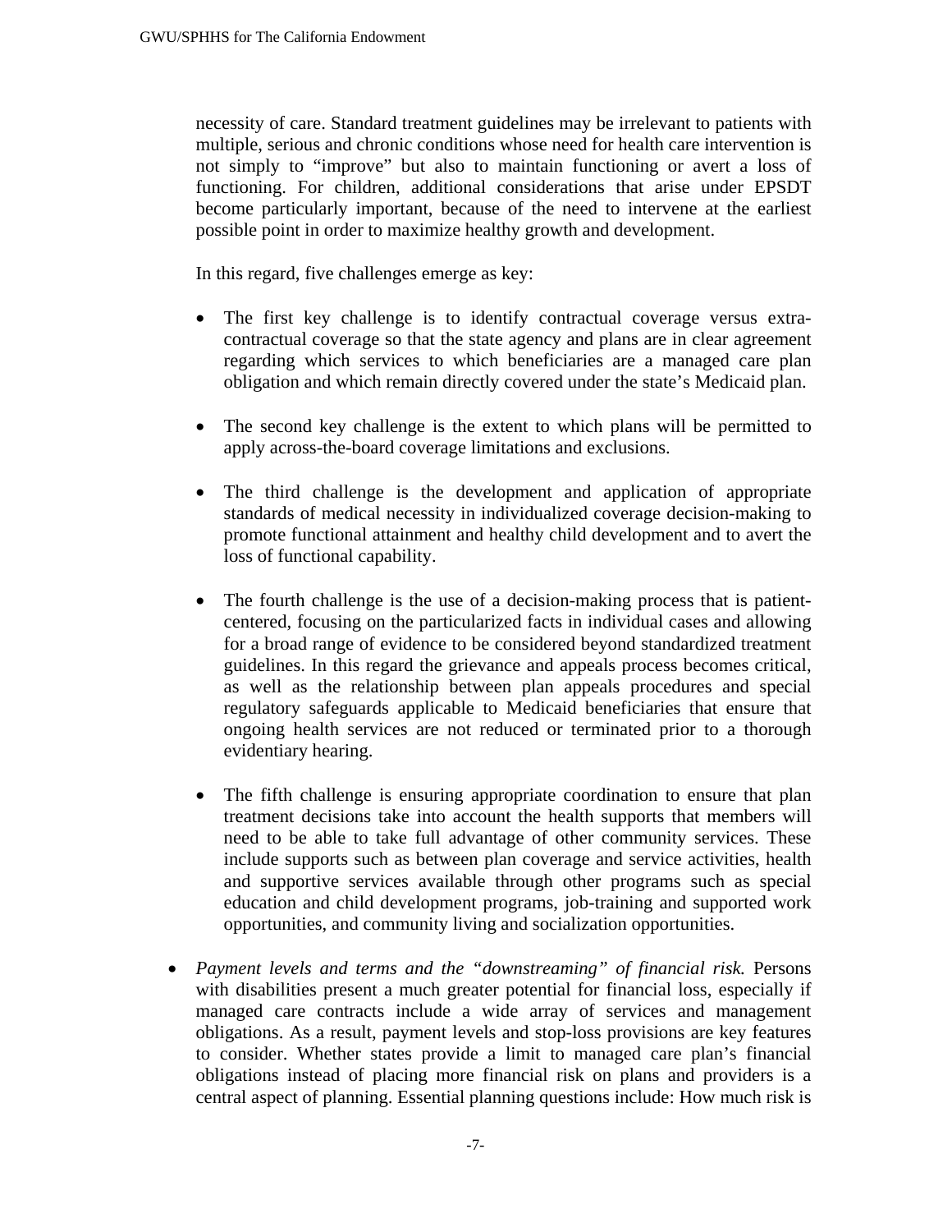necessity of care. Standard treatment guidelines may be irrelevant to patients with multiple, serious and chronic conditions whose need for health care intervention is not simply to "improve" but also to maintain functioning or avert a loss of functioning. For children, additional considerations that arise under EPSDT become particularly important, because of the need to intervene at the earliest possible point in order to maximize healthy growth and development.

In this regard, five challenges emerge as key:

- The first key challenge is to identify contractual coverage versus extra-contractual coverage so that the state agency and plans are in clear agreement regarding which services to which beneficiaries are a managed care plan obligation and which remain directly covered under the state's Medicaid plan.

- The second key challenge is the extent to which plans will be permitted to apply across-the-board coverage limitations and exclusions.

- The third challenge is the development and application of appropriate standards of medical necessity in individualized coverage decision-making to promote functional attainment and healthy child development and to avert the loss of functional capability.

- The fourth challenge is the use of a decision-making process that is patient-centered, focusing on the particularized facts in individual cases and allowing for a broad range of evidence to be considered beyond standardized treatment guidelines. In this regard the grievance and appeals process becomes critical, as well as the relationship between plan appeals procedures and special regulatory safeguards applicable to Medicaid beneficiaries that ensure that ongoing health services are not reduced or terminated prior to a thorough evidentiary hearing.

- The fifth challenge is ensuring appropriate coordination to ensure that plan treatment decisions take into account the health supports that members will need to be able to take full advantage of other community services. These include supports such as between plan coverage and service activities, health and supportive services available through other programs such as special education and child development programs, job-training and supported work opportunities, and community living and socialization opportunities.

- *Payment levels and terms and the "downstreaming" of financial risk.* Persons with disabilities present a much greater potential for financial loss, especially if managed care contracts include a wide array of services and management obligations. As a result, payment levels and stop-loss provisions are key features to consider. Whether states provide a limit to managed care plan's financial obligations instead of placing more financial risk on plans and providers is a central aspect of planning. Essential planning questions include: How much risk is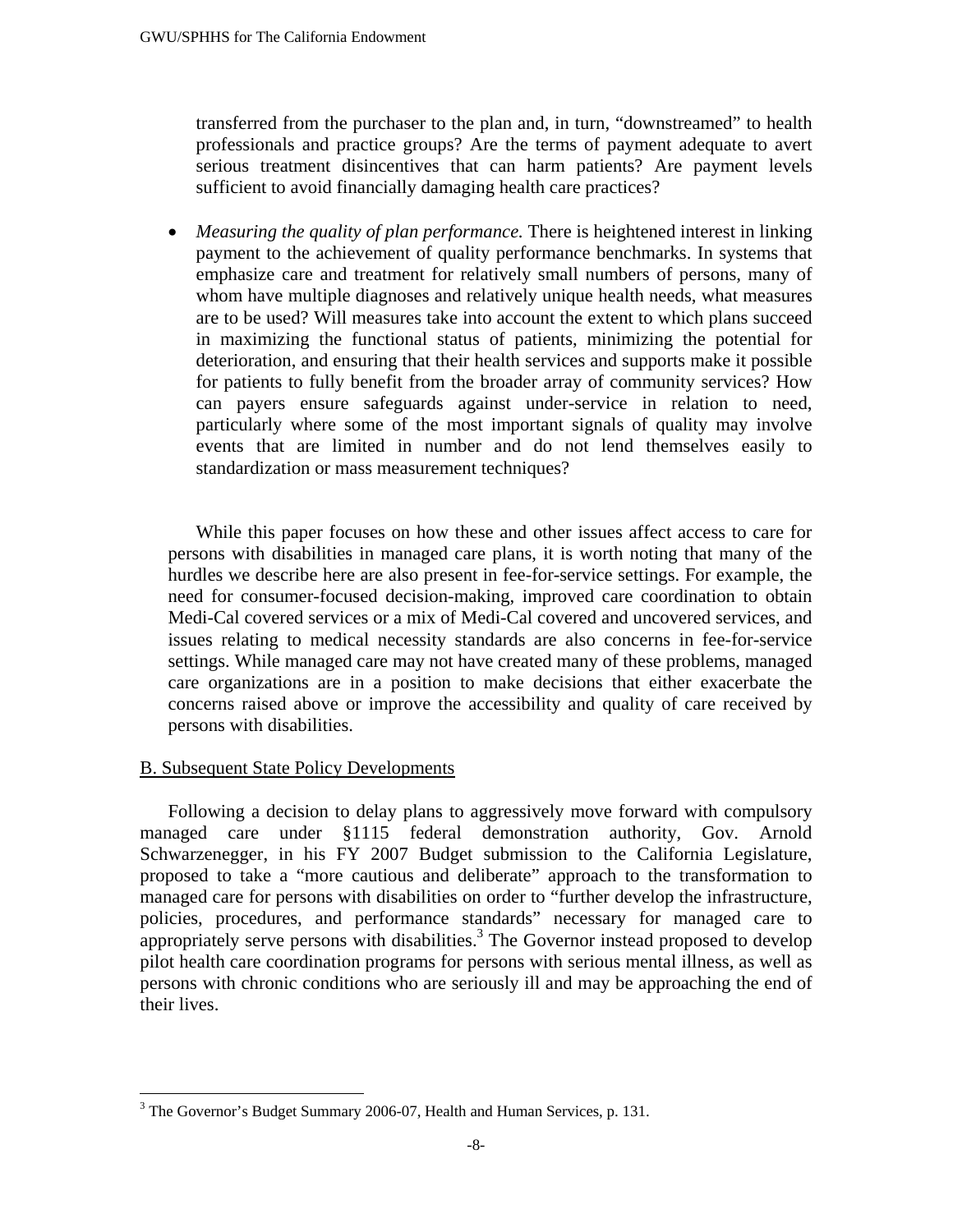transferred from the purchaser to the plan and, in turn, "downstreamed" to health professionals and practice groups? Are the terms of payment adequate to avert serious treatment disincentives that can harm patients? Are payment levels sufficient to avoid financially damaging health care practices?

- *Measuring the quality of plan performance.* There is heightened interest in linking payment to the achievement of quality performance benchmarks. In systems that emphasize care and treatment for relatively small numbers of persons, many of whom have multiple diagnoses and relatively unique health needs, what measures are to be used? Will measures take into account the extent to which plans succeed in maximizing the functional status of patients, minimizing the potential for deterioration, and ensuring that their health services and supports make it possible for patients to fully benefit from the broader array of community services? How can payers ensure safeguards against under-service in relation to need, particularly where some of the most important signals of quality may involve events that are limited in number and do not lend themselves easily to standardization or mass measurement techniques?

While this paper focuses on how these and other issues affect access to care for persons with disabilities in managed care plans, it is worth noting that many of the hurdles we describe here are also present in fee-for-service settings. For example, the need for consumer-focused decision-making, improved care coordination to obtain Medi-Cal covered services or a mix of Medi-Cal covered and uncovered services, and issues relating to medical necessity standards are also concerns in fee-for-service settings. While managed care may not have created many of these problems, managed care organizations are in a position to make decisions that either exacerbate the concerns raised above or improve the accessibility and quality of care received by persons with disabilities.

## B. Subsequent State Policy Developments

Following a decision to delay plans to aggressively move forward with compulsory managed care under §1115 federal demonstration authority, Gov. Arnold Schwarzenegger, in his FY 2007 Budget submission to the California Legislature, proposed to take a "more cautious and deliberate" approach to the transformation to managed care for persons with disabilities on order to "further develop the infrastructure, policies, procedures, and performance standards" necessary for managed care to appropriately serve persons with disabilities.[3] The Governor instead proposed to develop pilot health care coordination programs for persons with serious mental illness, as well as persons with chronic conditions who are seriously ill and may be approaching the end of their lives.

[3] The Governor's Budget Summary 2006-07, Health and Human Services, p. 131.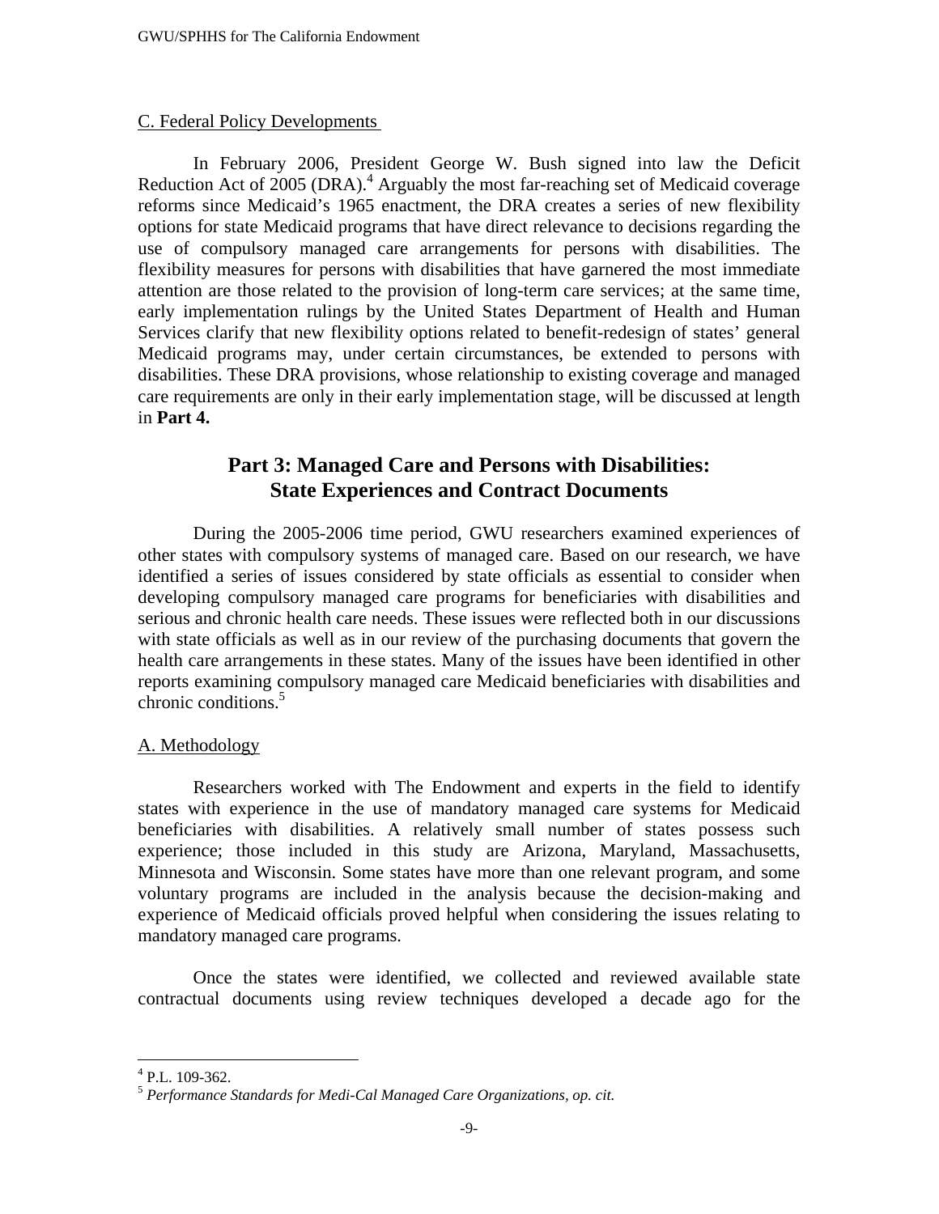C. Federal Policy Developments

In February 2006, President George W. Bush signed into law the Deficit Reduction Act of 2005 (DRA).[4] Arguably the most far-reaching set of Medicaid coverage reforms since Medicaid's 1965 enactment, the DRA creates a series of new flexibility options for state Medicaid programs that have direct relevance to decisions regarding the use of compulsory managed care arrangements for persons with disabilities. The flexibility measures for persons with disabilities that have garnered the most immediate attention are those related to the provision of long-term care services; at the same time, early implementation rulings by the United States Department of Health and Human Services clarify that new flexibility options related to benefit-redesign of states' general Medicaid programs may, under certain circumstances, be extended to persons with disabilities. These DRA provisions, whose relationship to existing coverage and managed care requirements are only in their early implementation stage, will be discussed at length in **Part 4.**

## Part 3: Managed Care and Persons with Disabilities: State Experiences and Contract Documents

During the 2005-2006 time period, GWU researchers examined experiences of other states with compulsory systems of managed care. Based on our research, we have identified a series of issues considered by state officials as essential to consider when developing compulsory managed care programs for beneficiaries with disabilities and serious and chronic health care needs. These issues were reflected both in our discussions with state officials as well as in our review of the purchasing documents that govern the health care arrangements in these states. Many of the issues have been identified in other reports examining compulsory managed care Medicaid beneficiaries with disabilities and chronic conditions.[5]

A. Methodology

Researchers worked with The Endowment and experts in the field to identify states with experience in the use of mandatory managed care systems for Medicaid beneficiaries with disabilities. A relatively small number of states possess such experience; those included in this study are Arizona, Maryland, Massachusetts, Minnesota and Wisconsin. Some states have more than one relevant program, and some voluntary programs are included in the analysis because the decision-making and experience of Medicaid officials proved helpful when considering the issues relating to mandatory managed care programs.

Once the states were identified, we collected and reviewed available state contractual documents using review techniques developed a decade ago for the

[4] P.L. 109-362.

[5] *Performance Standards for Medi-Cal Managed Care Organizations, op. cit.*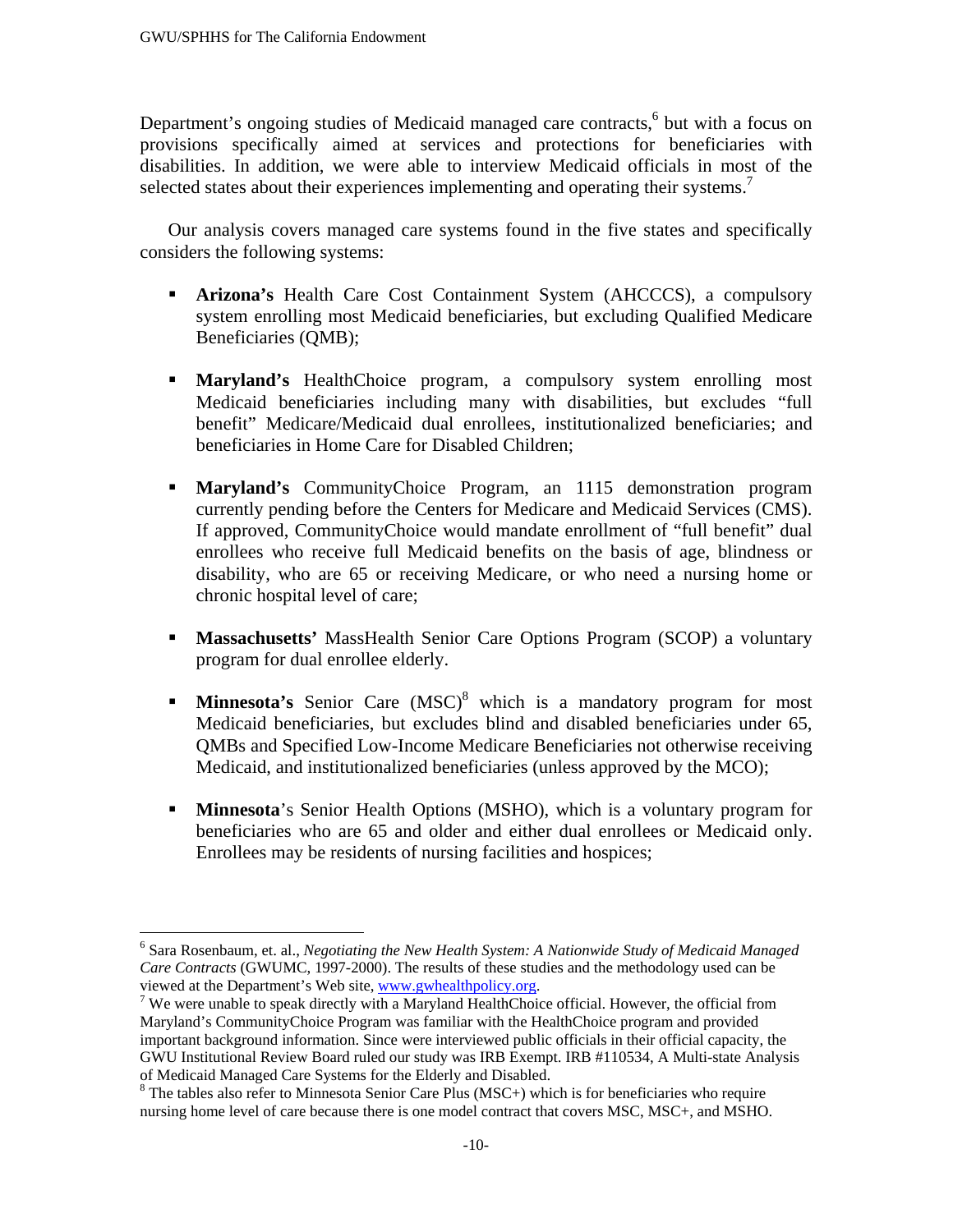Department's ongoing studies of Medicaid managed care contracts,[6] but with a focus on provisions specifically aimed at services and protections for beneficiaries with disabilities. In addition, we were able to interview Medicaid officials in most of the selected states about their experiences implementing and operating their systems.[7]

Our analysis covers managed care systems found in the five states and specifically considers the following systems:

- **Arizona's** Health Care Cost Containment System (AHCCCS), a compulsory system enrolling most Medicaid beneficiaries, but excluding Qualified Medicare Beneficiaries (QMB);
- **Maryland's** HealthChoice program, a compulsory system enrolling most Medicaid beneficiaries including many with disabilities, but excludes "full benefit" Medicare/Medicaid dual enrollees, institutionalized beneficiaries; and beneficiaries in Home Care for Disabled Children;
- **Maryland's** CommunityChoice Program, an 1115 demonstration program currently pending before the Centers for Medicare and Medicaid Services (CMS). If approved, CommunityChoice would mandate enrollment of "full benefit" dual enrollees who receive full Medicaid benefits on the basis of age, blindness or disability, who are 65 or receiving Medicare, or who need a nursing home or chronic hospital level of care;
- **Massachusetts'** MassHealth Senior Care Options Program (SCOP) a voluntary program for dual enrollee elderly.
- **Minnesota's** Senior Care (MSC)[8] which is a mandatory program for most Medicaid beneficiaries, but excludes blind and disabled beneficiaries under 65, QMBs and Specified Low-Income Medicare Beneficiaries not otherwise receiving Medicaid, and institutionalized beneficiaries (unless approved by the MCO);
- **Minnesota**'s Senior Health Options (MSHO), which is a voluntary program for beneficiaries who are 65 and older and either dual enrollees or Medicaid only. Enrollees may be residents of nursing facilities and hospices;

---

[6] Sara Rosenbaum, et. al., *Negotiating the New Health System: A Nationwide Study of Medicaid Managed Care Contracts* (GWUMC, 1997-2000). The results of these studies and the methodology used can be viewed at the Department's Web site, www.gwhealthpolicy.org.

[7] We were unable to speak directly with a Maryland HealthChoice official. However, the official from Maryland's CommunityChoice Program was familiar with the HealthChoice program and provided important background information. Since were interviewed public officials in their official capacity, the GWU Institutional Review Board ruled our study was IRB Exempt. IRB #110534, A Multi-state Analysis of Medicaid Managed Care Systems for the Elderly and Disabled.

[8] The tables also refer to Minnesota Senior Care Plus (MSC+) which is for beneficiaries who require nursing home level of care because there is one model contract that covers MSC, MSC+, and MSHO.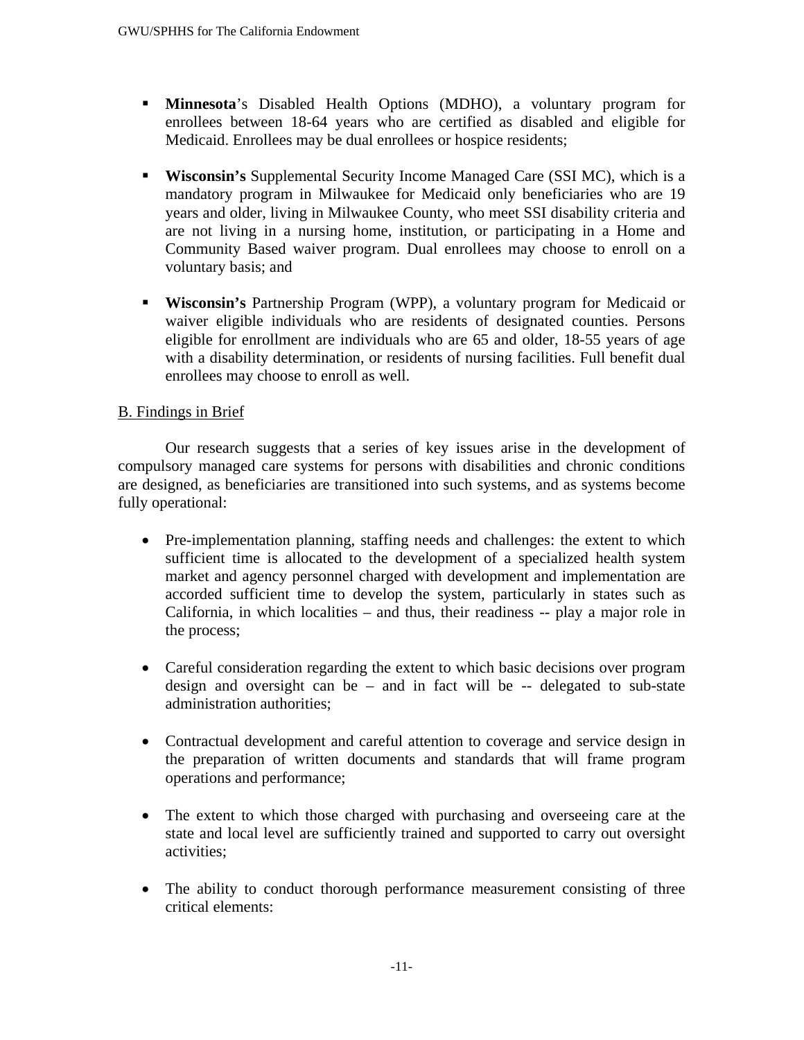- **Minnesota**'s Disabled Health Options (MDHO), a voluntary program for enrollees between 18-64 years who are certified as disabled and eligible for Medicaid. Enrollees may be dual enrollees or hospice residents;

- **Wisconsin's** Supplemental Security Income Managed Care (SSI MC), which is a mandatory program in Milwaukee for Medicaid only beneficiaries who are 19 years and older, living in Milwaukee County, who meet SSI disability criteria and are not living in a nursing home, institution, or participating in a Home and Community Based waiver program. Dual enrollees may choose to enroll on a voluntary basis; and

- **Wisconsin's** Partnership Program (WPP), a voluntary program for Medicaid or waiver eligible individuals who are residents of designated counties. Persons eligible for enrollment are individuals who are 65 and older, 18-55 years of age with a disability determination, or residents of nursing facilities. Full benefit dual enrollees may choose to enroll as well.

B. Findings in Brief

Our research suggests that a series of key issues arise in the development of compulsory managed care systems for persons with disabilities and chronic conditions are designed, as beneficiaries are transitioned into such systems, and as systems become fully operational:

- Pre-implementation planning, staffing needs and challenges: the extent to which sufficient time is allocated to the development of a specialized health system market and agency personnel charged with development and implementation are accorded sufficient time to develop the system, particularly in states such as California, in which localities – and thus, their readiness -- play a major role in the process;

- Careful consideration regarding the extent to which basic decisions over program design and oversight can be – and in fact will be -- delegated to sub-state administration authorities;

- Contractual development and careful attention to coverage and service design in the preparation of written documents and standards that will frame program operations and performance;

- The extent to which those charged with purchasing and overseeing care at the state and local level are sufficiently trained and supported to carry out oversight activities;

- The ability to conduct thorough performance measurement consisting of three critical elements: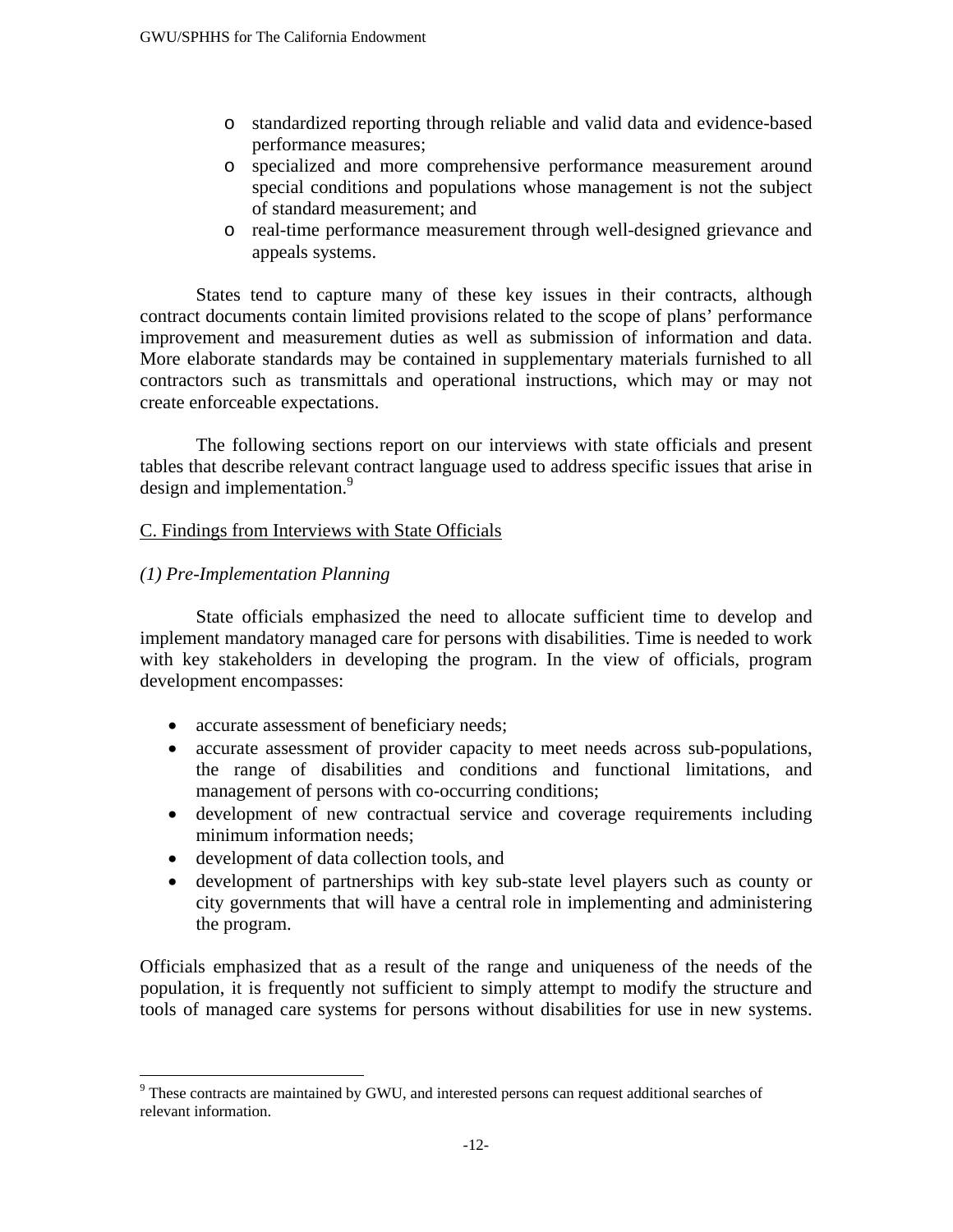- standardized reporting through reliable and valid data and evidence-based performance measures;
- specialized and more comprehensive performance measurement around special conditions and populations whose management is not the subject of standard measurement; and
- real-time performance measurement through well-designed grievance and appeals systems.

States tend to capture many of these key issues in their contracts, although contract documents contain limited provisions related to the scope of plans' performance improvement and measurement duties as well as submission of information and data. More elaborate standards may be contained in supplementary materials furnished to all contractors such as transmittals and operational instructions, which may or may not create enforceable expectations.

The following sections report on our interviews with state officials and present tables that describe relevant contract language used to address specific issues that arise in design and implementation.[9]

## C. Findings from Interviews with State Officials

### *(1) Pre-Implementation Planning*

State officials emphasized the need to allocate sufficient time to develop and implement mandatory managed care for persons with disabilities. Time is needed to work with key stakeholders in developing the program. In the view of officials, program development encompasses:

- accurate assessment of beneficiary needs;
- accurate assessment of provider capacity to meet needs across sub-populations, the range of disabilities and conditions and functional limitations, and management of persons with co-occurring conditions;
- development of new contractual service and coverage requirements including minimum information needs;
- development of data collection tools, and
- development of partnerships with key sub-state level players such as county or city governments that will have a central role in implementing and administering the program.

Officials emphasized that as a result of the range and uniqueness of the needs of the population, it is frequently not sufficient to simply attempt to modify the structure and tools of managed care systems for persons without disabilities for use in new systems.

[9] These contracts are maintained by GWU, and interested persons can request additional searches of relevant information.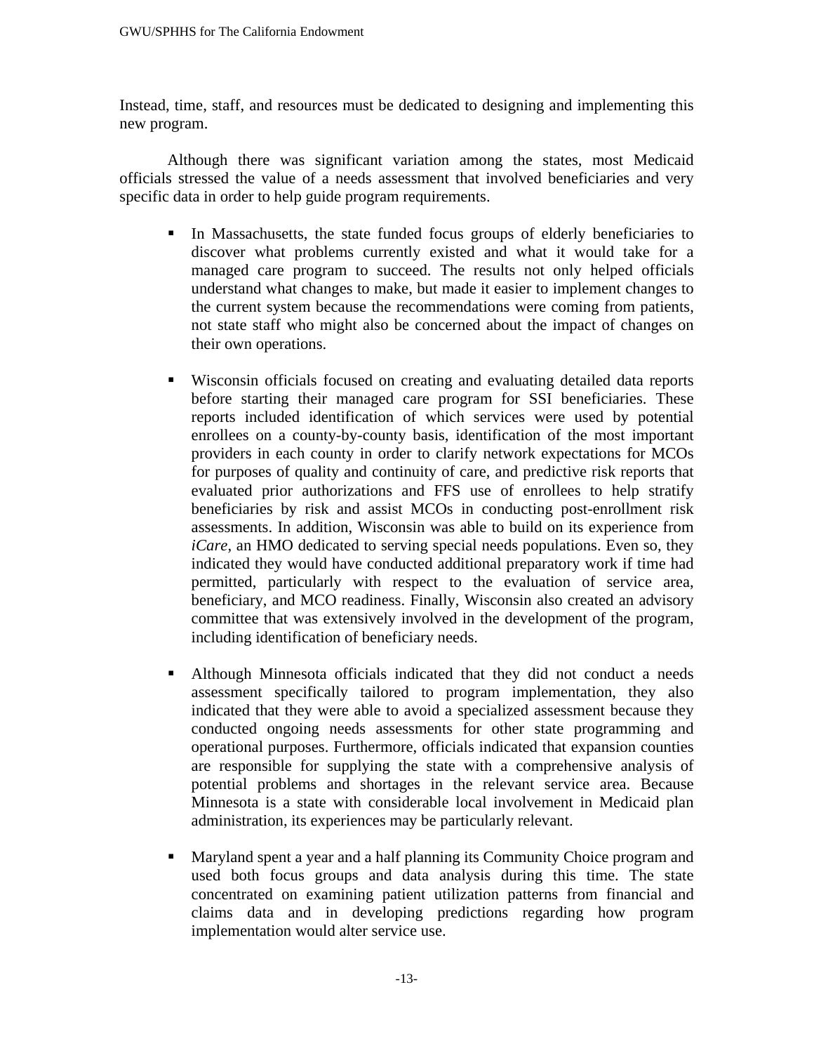Instead, time, staff, and resources must be dedicated to designing and implementing this new program.

Although there was significant variation among the states, most Medicaid officials stressed the value of a needs assessment that involved beneficiaries and very specific data in order to help guide program requirements.

- In Massachusetts, the state funded focus groups of elderly beneficiaries to discover what problems currently existed and what it would take for a managed care program to succeed. The results not only helped officials understand what changes to make, but made it easier to implement changes to the current system because the recommendations were coming from patients, not state staff who might also be concerned about the impact of changes on their own operations.

- Wisconsin officials focused on creating and evaluating detailed data reports before starting their managed care program for SSI beneficiaries. These reports included identification of which services were used by potential enrollees on a county-by-county basis, identification of the most important providers in each county in order to clarify network expectations for MCOs for purposes of quality and continuity of care, and predictive risk reports that evaluated prior authorizations and FFS use of enrollees to help stratify beneficiaries by risk and assist MCOs in conducting post-enrollment risk assessments. In addition, Wisconsin was able to build on its experience from *iCare*, an HMO dedicated to serving special needs populations. Even so, they indicated they would have conducted additional preparatory work if time had permitted, particularly with respect to the evaluation of service area, beneficiary, and MCO readiness. Finally, Wisconsin also created an advisory committee that was extensively involved in the development of the program, including identification of beneficiary needs.

- Although Minnesota officials indicated that they did not conduct a needs assessment specifically tailored to program implementation, they also indicated that they were able to avoid a specialized assessment because they conducted ongoing needs assessments for other state programming and operational purposes. Furthermore, officials indicated that expansion counties are responsible for supplying the state with a comprehensive analysis of potential problems and shortages in the relevant service area. Because Minnesota is a state with considerable local involvement in Medicaid plan administration, its experiences may be particularly relevant.

- Maryland spent a year and a half planning its Community Choice program and used both focus groups and data analysis during this time. The state concentrated on examining patient utilization patterns from financial and claims data and in developing predictions regarding how program implementation would alter service use.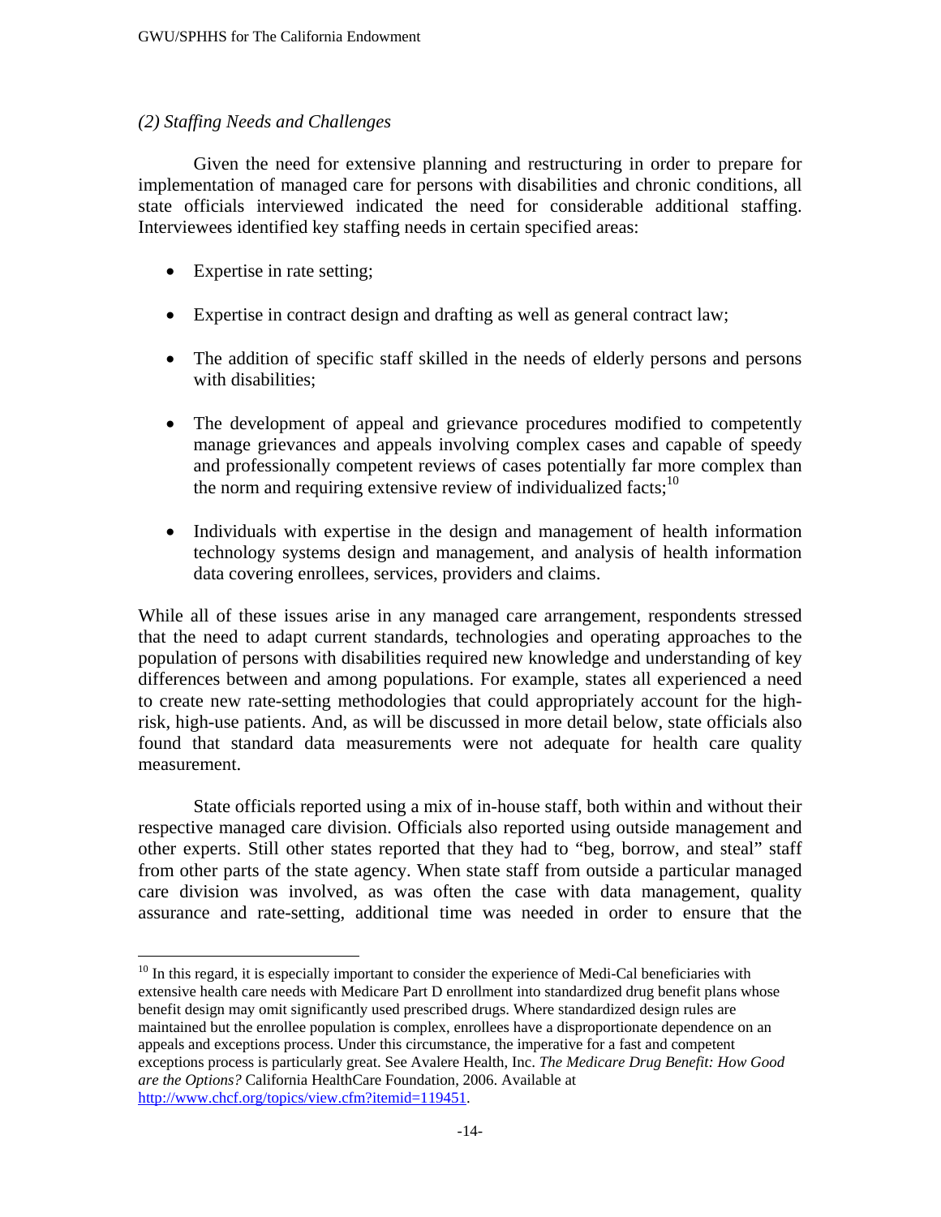*(2) Staffing Needs and Challenges*

Given the need for extensive planning and restructuring in order to prepare for implementation of managed care for persons with disabilities and chronic conditions, all state officials interviewed indicated the need for considerable additional staffing. Interviewees identified key staffing needs in certain specified areas:

- Expertise in rate setting;
- Expertise in contract design and drafting as well as general contract law;
- The addition of specific staff skilled in the needs of elderly persons and persons with disabilities;
- The development of appeal and grievance procedures modified to competently manage grievances and appeals involving complex cases and capable of speedy and professionally competent reviews of cases potentially far more complex than the norm and requiring extensive review of individualized facts;[10]
- Individuals with expertise in the design and management of health information technology systems design and management, and analysis of health information data covering enrollees, services, providers and claims.

While all of these issues arise in any managed care arrangement, respondents stressed that the need to adapt current standards, technologies and operating approaches to the population of persons with disabilities required new knowledge and understanding of key differences between and among populations. For example, states all experienced a need to create new rate-setting methodologies that could appropriately account for the high-risk, high-use patients. And, as will be discussed in more detail below, state officials also found that standard data measurements were not adequate for health care quality measurement.

State officials reported using a mix of in-house staff, both within and without their respective managed care division. Officials also reported using outside management and other experts. Still other states reported that they had to "beg, borrow, and steal" staff from other parts of the state agency. When state staff from outside a particular managed care division was involved, as was often the case with data management, quality assurance and rate-setting, additional time was needed in order to ensure that the

---

[10] In this regard, it is especially important to consider the experience of Medi-Cal beneficiaries with extensive health care needs with Medicare Part D enrollment into standardized drug benefit plans whose benefit design may omit significantly used prescribed drugs. Where standardized design rules are maintained but the enrollee population is complex, enrollees have a disproportionate dependence on an appeals and exceptions process. Under this circumstance, the imperative for a fast and competent exceptions process is particularly great. See Avalere Health, Inc. *The Medicare Drug Benefit: How Good are the Options?* California HealthCare Foundation, 2006. Available at http://www.chcf.org/topics/view.cfm?itemid=119451.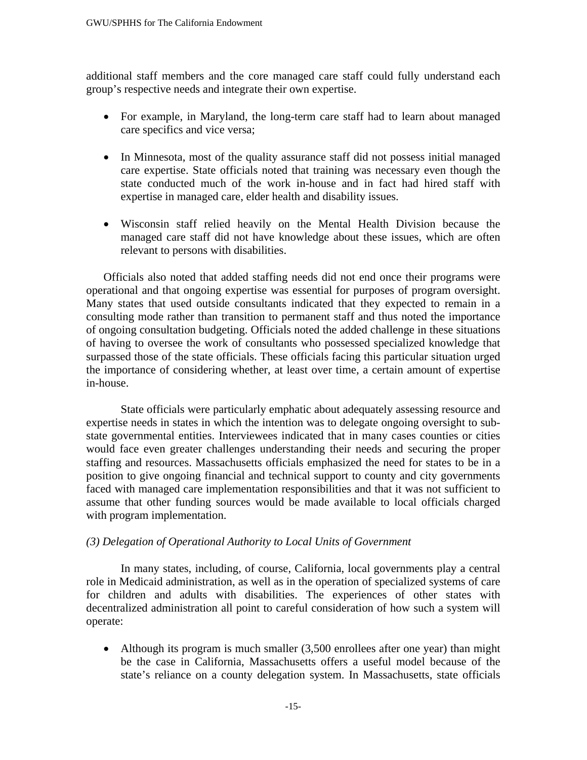additional staff members and the core managed care staff could fully understand each group's respective needs and integrate their own expertise.

- For example, in Maryland, the long-term care staff had to learn about managed care specifics and vice versa;

- In Minnesota, most of the quality assurance staff did not possess initial managed care expertise. State officials noted that training was necessary even though the state conducted much of the work in-house and in fact had hired staff with expertise in managed care, elder health and disability issues.

- Wisconsin staff relied heavily on the Mental Health Division because the managed care staff did not have knowledge about these issues, which are often relevant to persons with disabilities.

Officials also noted that added staffing needs did not end once their programs were operational and that ongoing expertise was essential for purposes of program oversight. Many states that used outside consultants indicated that they expected to remain in a consulting mode rather than transition to permanent staff and thus noted the importance of ongoing consultation budgeting. Officials noted the added challenge in these situations of having to oversee the work of consultants who possessed specialized knowledge that surpassed those of the state officials. These officials facing this particular situation urged the importance of considering whether, at least over time, a certain amount of expertise in-house.

State officials were particularly emphatic about adequately assessing resource and expertise needs in states in which the intention was to delegate ongoing oversight to sub-state governmental entities. Interviewees indicated that in many cases counties or cities would face even greater challenges understanding their needs and securing the proper staffing and resources. Massachusetts officials emphasized the need for states to be in a position to give ongoing financial and technical support to county and city governments faced with managed care implementation responsibilities and that it was not sufficient to assume that other funding sources would be made available to local officials charged with program implementation.

*(3) Delegation of Operational Authority to Local Units of Government*

In many states, including, of course, California, local governments play a central role in Medicaid administration, as well as in the operation of specialized systems of care for children and adults with disabilities. The experiences of other states with decentralized administration all point to careful consideration of how such a system will operate:

- Although its program is much smaller (3,500 enrollees after one year) than might be the case in California, Massachusetts offers a useful model because of the state's reliance on a county delegation system. In Massachusetts, state officials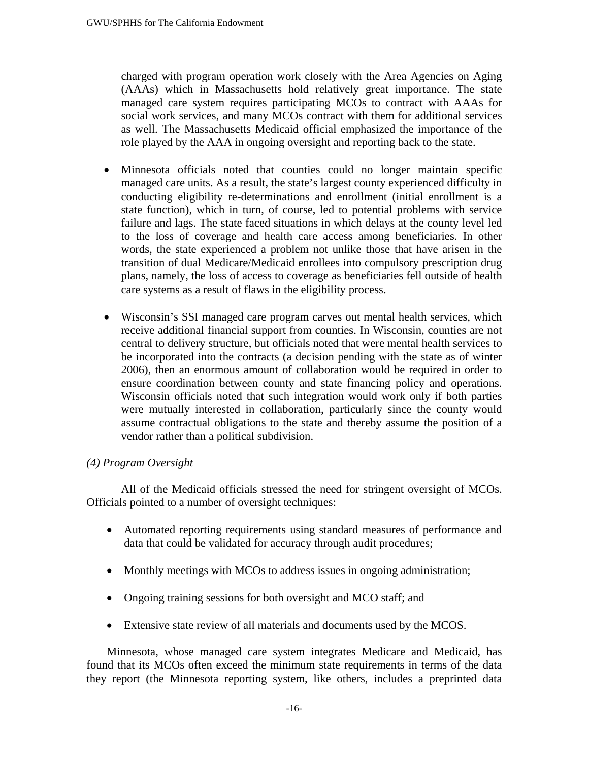charged with program operation work closely with the Area Agencies on Aging (AAAs) which in Massachusetts hold relatively great importance. The state managed care system requires participating MCOs to contract with AAAs for social work services, and many MCOs contract with them for additional services as well. The Massachusetts Medicaid official emphasized the importance of the role played by the AAA in ongoing oversight and reporting back to the state.

- Minnesota officials noted that counties could no longer maintain specific managed care units. As a result, the state's largest county experienced difficulty in conducting eligibility re-determinations and enrollment (initial enrollment is a state function), which in turn, of course, led to potential problems with service failure and lags. The state faced situations in which delays at the county level led to the loss of coverage and health care access among beneficiaries. In other words, the state experienced a problem not unlike those that have arisen in the transition of dual Medicare/Medicaid enrollees into compulsory prescription drug plans, namely, the loss of access to coverage as beneficiaries fell outside of health care systems as a result of flaws in the eligibility process.

- Wisconsin's SSI managed care program carves out mental health services, which receive additional financial support from counties. In Wisconsin, counties are not central to delivery structure, but officials noted that were mental health services to be incorporated into the contracts (a decision pending with the state as of winter 2006), then an enormous amount of collaboration would be required in order to ensure coordination between county and state financing policy and operations. Wisconsin officials noted that such integration would work only if both parties were mutually interested in collaboration, particularly since the county would assume contractual obligations to the state and thereby assume the position of a vendor rather than a political subdivision.

*(4) Program Oversight*

All of the Medicaid officials stressed the need for stringent oversight of MCOs. Officials pointed to a number of oversight techniques:

- Automated reporting requirements using standard measures of performance and data that could be validated for accuracy through audit procedures;

- Monthly meetings with MCOs to address issues in ongoing administration;

- Ongoing training sessions for both oversight and MCO staff; and

- Extensive state review of all materials and documents used by the MCOS.

Minnesota, whose managed care system integrates Medicare and Medicaid, has found that its MCOs often exceed the minimum state requirements in terms of the data they report (the Minnesota reporting system, like others, includes a preprinted data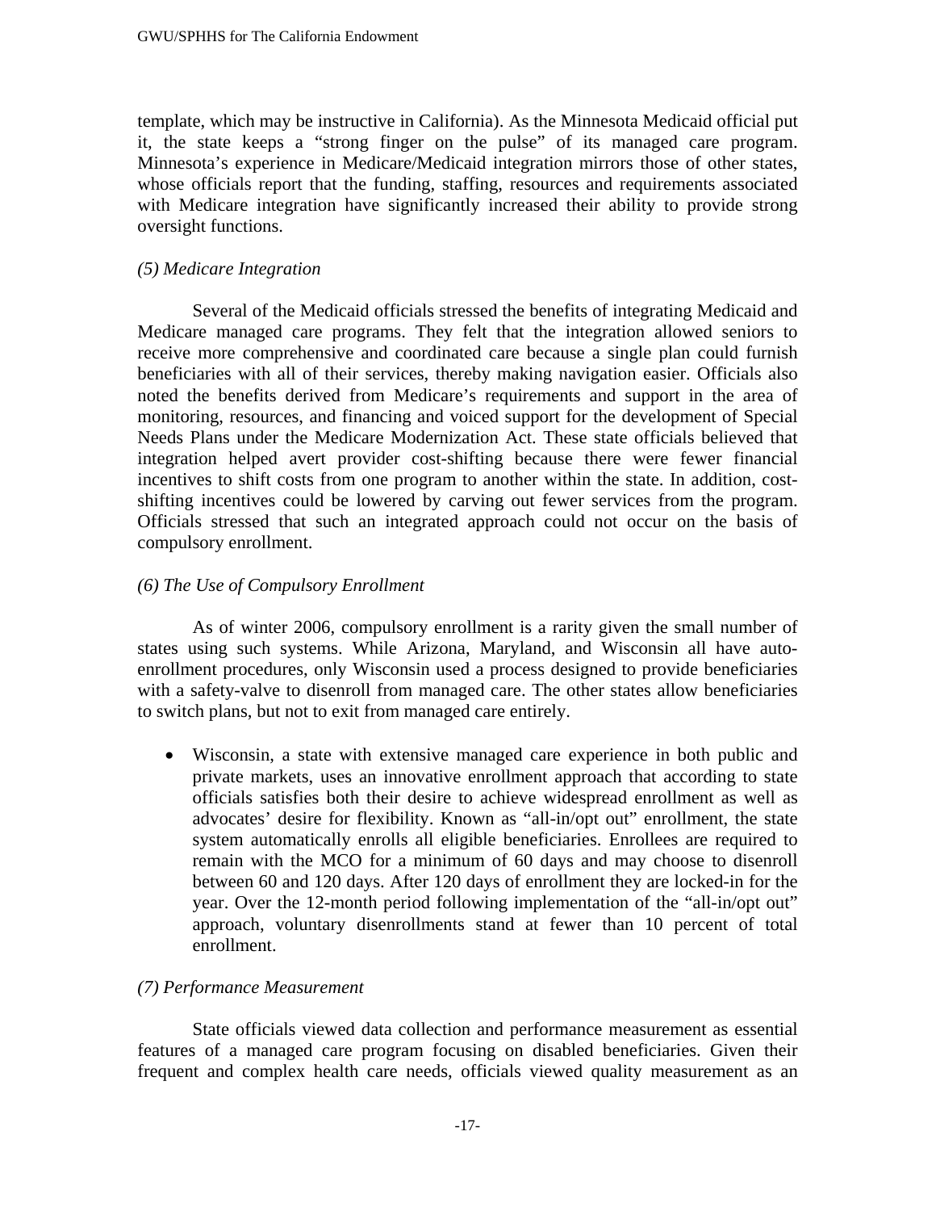template, which may be instructive in California). As the Minnesota Medicaid official put it, the state keeps a "strong finger on the pulse" of its managed care program. Minnesota's experience in Medicare/Medicaid integration mirrors those of other states, whose officials report that the funding, staffing, resources and requirements associated with Medicare integration have significantly increased their ability to provide strong oversight functions.

### *(5) Medicare Integration*

Several of the Medicaid officials stressed the benefits of integrating Medicaid and Medicare managed care programs. They felt that the integration allowed seniors to receive more comprehensive and coordinated care because a single plan could furnish beneficiaries with all of their services, thereby making navigation easier. Officials also noted the benefits derived from Medicare's requirements and support in the area of monitoring, resources, and financing and voiced support for the development of Special Needs Plans under the Medicare Modernization Act. These state officials believed that integration helped avert provider cost-shifting because there were fewer financial incentives to shift costs from one program to another within the state. In addition, cost-shifting incentives could be lowered by carving out fewer services from the program. Officials stressed that such an integrated approach could not occur on the basis of compulsory enrollment.

### *(6) The Use of Compulsory Enrollment*

As of winter 2006, compulsory enrollment is a rarity given the small number of states using such systems. While Arizona, Maryland, and Wisconsin all have auto-enrollment procedures, only Wisconsin used a process designed to provide beneficiaries with a safety-valve to disenroll from managed care. The other states allow beneficiaries to switch plans, but not to exit from managed care entirely.

- Wisconsin, a state with extensive managed care experience in both public and private markets, uses an innovative enrollment approach that according to state officials satisfies both their desire to achieve widespread enrollment as well as advocates' desire for flexibility. Known as "all-in/opt out" enrollment, the state system automatically enrolls all eligible beneficiaries. Enrollees are required to remain with the MCO for a minimum of 60 days and may choose to disenroll between 60 and 120 days. After 120 days of enrollment they are locked-in for the year. Over the 12-month period following implementation of the "all-in/opt out" approach, voluntary disenrollments stand at fewer than 10 percent of total enrollment.

### *(7) Performance Measurement*

State officials viewed data collection and performance measurement as essential features of a managed care program focusing on disabled beneficiaries. Given their frequent and complex health care needs, officials viewed quality measurement as an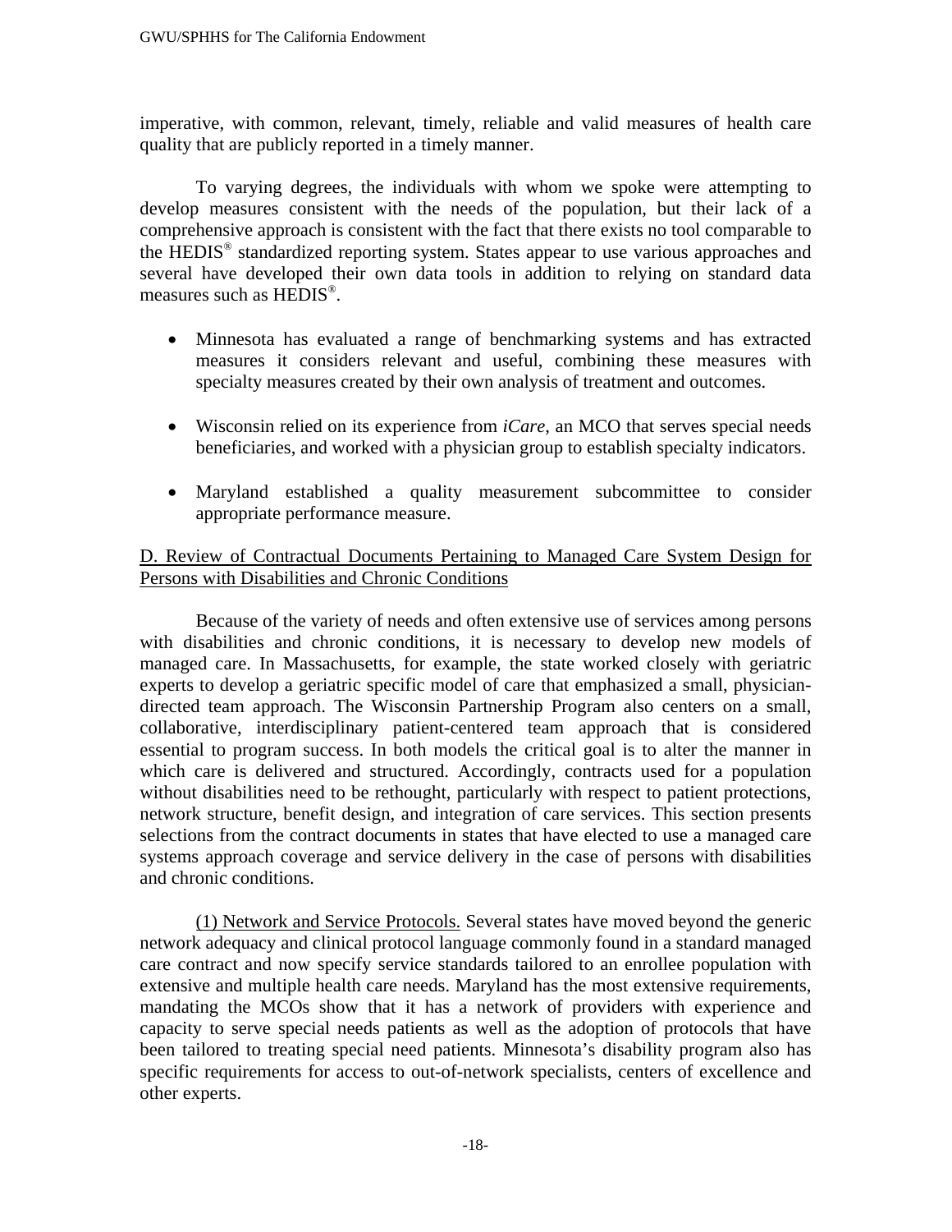imperative, with common, relevant, timely, reliable and valid measures of health care quality that are publicly reported in a timely manner.

To varying degrees, the individuals with whom we spoke were attempting to develop measures consistent with the needs of the population, but their lack of a comprehensive approach is consistent with the fact that there exists no tool comparable to the HEDIS® standardized reporting system. States appear to use various approaches and several have developed their own data tools in addition to relying on standard data measures such as HEDIS®.

- Minnesota has evaluated a range of benchmarking systems and has extracted measures it considers relevant and useful, combining these measures with specialty measures created by their own analysis of treatment and outcomes.
- Wisconsin relied on its experience from *iCare*, an MCO that serves special needs beneficiaries, and worked with a physician group to establish specialty indicators.
- Maryland established a quality measurement subcommittee to consider appropriate performance measure.

<u>D. Review of Contractual Documents Pertaining to Managed Care System Design for Persons with Disabilities and Chronic Conditions</u>

Because of the variety of needs and often extensive use of services among persons with disabilities and chronic conditions, it is necessary to develop new models of managed care. In Massachusetts, for example, the state worked closely with geriatric experts to develop a geriatric specific model of care that emphasized a small, physician-directed team approach. The Wisconsin Partnership Program also centers on a small, collaborative, interdisciplinary patient-centered team approach that is considered essential to program success. In both models the critical goal is to alter the manner in which care is delivered and structured. Accordingly, contracts used for a population without disabilities need to be rethought, particularly with respect to patient protections, network structure, benefit design, and integration of care services. This section presents selections from the contract documents in states that have elected to use a managed care systems approach coverage and service delivery in the case of persons with disabilities and chronic conditions.

<u>(1) Network and Service Protocols.</u> Several states have moved beyond the generic network adequacy and clinical protocol language commonly found in a standard managed care contract and now specify service standards tailored to an enrollee population with extensive and multiple health care needs. Maryland has the most extensive requirements, mandating the MCOs show that it has a network of providers with experience and capacity to serve special needs patients as well as the adoption of protocols that have been tailored to treating special need patients. Minnesota's disability program also has specific requirements for access to out-of-network specialists, centers of excellence and other experts.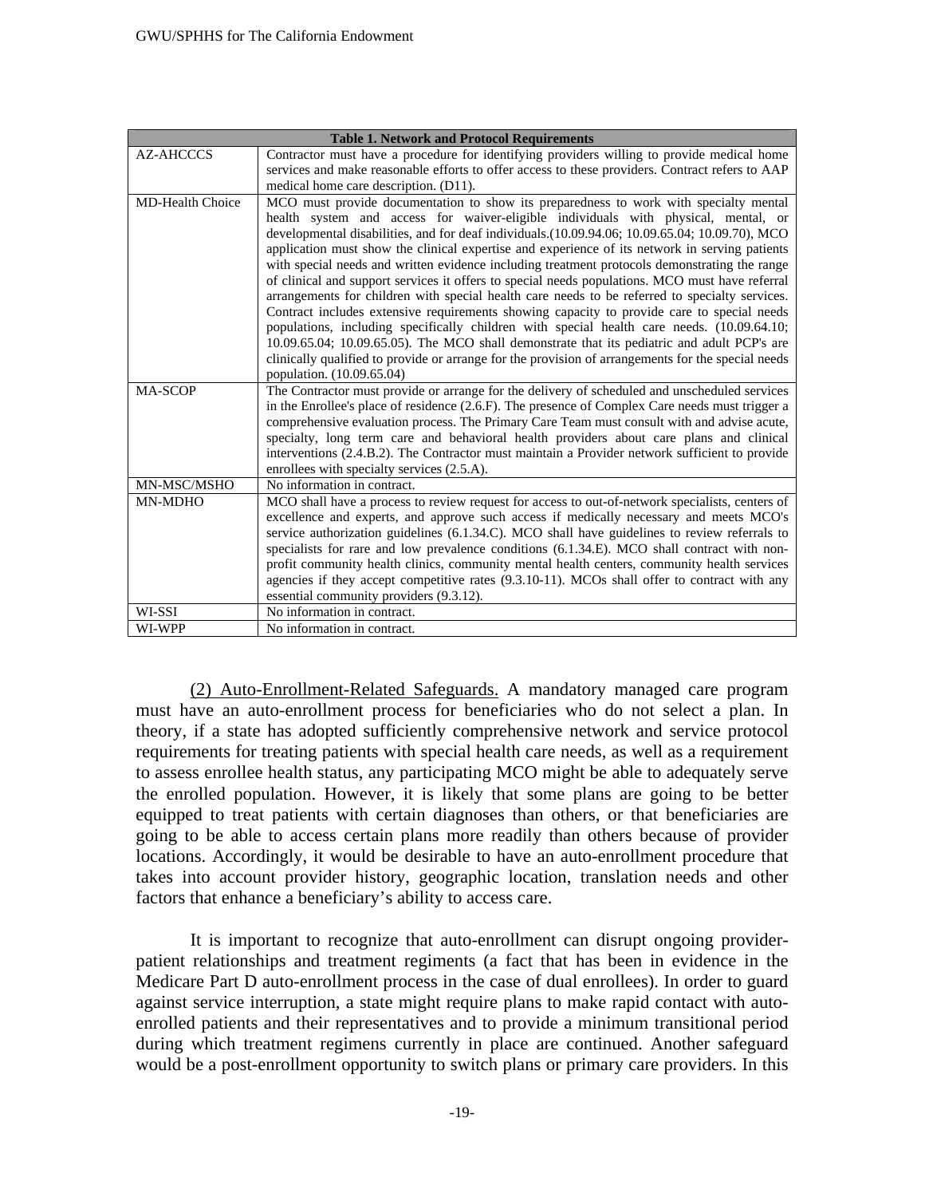| Table 1. Network and Protocol Requirements | |
|---|---|
| AZ-AHCCCS | Contractor must have a procedure for identifying providers willing to provide medical home services and make reasonable efforts to offer access to these providers. Contract refers to AAP medical home care description. (D11). |
| MD-Health Choice | MCO must provide documentation to show its preparedness to work with specialty mental health system and access for waiver-eligible individuals with physical, mental, or developmental disabilities, and for deaf individuals.(10.09.94.06; 10.09.65.04; 10.09.70), MCO application must show the clinical expertise and experience of its network in serving patients with special needs and written evidence including treatment protocols demonstrating the range of clinical and support services it offers to special needs populations. MCO must have referral arrangements for children with special health care needs to be referred to specialty services. Contract includes extensive requirements showing capacity to provide care to special needs populations, including specifically children with special health care needs. (10.09.64.10; 10.09.65.04; 10.09.65.05). The MCO shall demonstrate that its pediatric and adult PCP's are clinically qualified to provide or arrange for the provision of arrangements for the special needs population. (10.09.65.04) |
| MA-SCOP | The Contractor must provide or arrange for the delivery of scheduled and unscheduled services in the Enrollee's place of residence (2.6.F). The presence of Complex Care needs must trigger a comprehensive evaluation process. The Primary Care Team must consult with and advise acute, specialty, long term care and behavioral health providers about care plans and clinical interventions (2.4.B.2). The Contractor must maintain a Provider network sufficient to provide enrollees with specialty services (2.5.A). |
| MN-MSC/MSHO | No information in contract. |
| MN-MDHO | MCO shall have a process to review request for access to out-of-network specialists, centers of excellence and experts, and approve such access if medically necessary and meets MCO's service authorization guidelines (6.1.34.C). MCO shall have guidelines to review referrals to specialists for rare and low prevalence conditions (6.1.34.E). MCO shall contract with non-profit community health clinics, community mental health centers, community health services agencies if they accept competitive rates (9.3.10-11). MCOs shall offer to contract with any essential community providers (9.3.12). |
| WI-SSI | No information in contract. |
| WI-WPP | No information in contract. |

<u>(2) Auto-Enrollment-Related Safeguards.</u> A mandatory managed care program must have an auto-enrollment process for beneficiaries who do not select a plan. In theory, if a state has adopted sufficiently comprehensive network and service protocol requirements for treating patients with special health care needs, as well as a requirement to assess enrollee health status, any participating MCO might be able to adequately serve the enrolled population. However, it is likely that some plans are going to be better equipped to treat patients with certain diagnoses than others, or that beneficiaries are going to be able to access certain plans more readily than others because of provider locations. Accordingly, it would be desirable to have an auto-enrollment procedure that takes into account provider history, geographic location, translation needs and other factors that enhance a beneficiary's ability to access care.

It is important to recognize that auto-enrollment can disrupt ongoing provider-patient relationships and treatment regiments (a fact that has been in evidence in the Medicare Part D auto-enrollment process in the case of dual enrollees). In order to guard against service interruption, a state might require plans to make rapid contact with auto-enrolled patients and their representatives and to provide a minimum transitional period during which treatment regimens currently in place are continued. Another safeguard would be a post-enrollment opportunity to switch plans or primary care providers. In this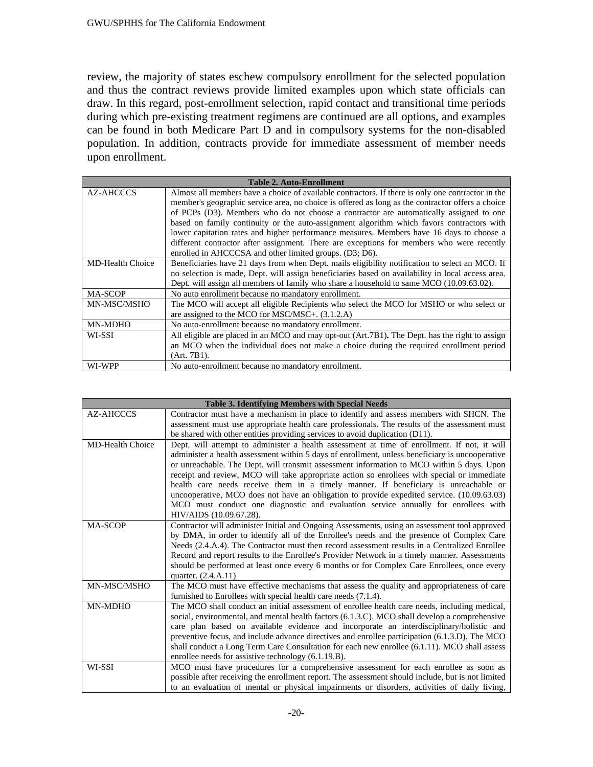review, the majority of states eschew compulsory enrollment for the selected population and thus the contract reviews provide limited examples upon which state officials can draw. In this regard, post-enrollment selection, rapid contact and transitional time periods during which pre-existing treatment regimens are continued are all options, and examples can be found in both Medicare Part D and in compulsory systems for the non-disabled population. In addition, contracts provide for immediate assessment of member needs upon enrollment.

| Table 2. Auto-Enrollment | |
|---|---|
| AZ-AHCCCS | Almost all members have a choice of available contractors. If there is only one contractor in the member's geographic service area, no choice is offered as long as the contractor offers a choice of PCPs (D3). Members who do not choose a contractor are automatically assigned to one based on family continuity or the auto-assignment algorithm which favors contractors with lower capitation rates and higher performance measures. Members have 16 days to choose a different contractor after assignment. There are exceptions for members who were recently enrolled in AHCCCSA and other limited groups. (D3; D6). |
| MD-Health Choice | Beneficiaries have 21 days from when Dept. mails eligibility notification to select an MCO. If no selection is made, Dept. will assign beneficiaries based on availability in local access area. Dept. will assign all members of family who share a household to same MCO (10.09.63.02). |
| MA-SCOP | No auto enrollment because no mandatory enrollment. |
| MN-MSC/MSHO | The MCO will accept all eligible Recipients who select the MCO for MSHO or who select or are assigned to the MCO for MSC/MSC+. (3.1.2.A) |
| MN-MDHO | No auto-enrollment because no mandatory enrollment. |
| WI-SSI | All eligible are placed in an MCO and may opt-out (Art.7B1)**.** The Dept. has the right to assign an MCO when the individual does not make a choice during the required enrollment period (Art. 7B1). |
| WI-WPP | No auto-enrollment because no mandatory enrollment. |

| Table 3. Identifying Members with Special Needs | |
|---|---|
| AZ-AHCCCS | Contractor must have a mechanism in place to identify and assess members with SHCN. The assessment must use appropriate health care professionals. The results of the assessment must be shared with other entities providing services to avoid duplication (D11). |
| MD-Health Choice | Dept. will attempt to administer a health assessment at time of enrollment. If not, it will administer a health assessment within 5 days of enrollment, unless beneficiary is uncooperative or unreachable. The Dept. will transmit assessment information to MCO within 5 days. Upon receipt and review, MCO will take appropriate action so enrollees with special or immediate health care needs receive them in a timely manner. If beneficiary is unreachable or uncooperative, MCO does not have an obligation to provide expedited service. (10.09.63.03) MCO must conduct one diagnostic and evaluation service annually for enrollees with HIV/AIDS (10.09.67.28). |
| MA-SCOP | Contractor will administer Initial and Ongoing Assessments, using an assessment tool approved by DMA, in order to identify all of the Enrollee's needs and the presence of Complex Care Needs (2.4.A.4). The Contractor must then record assessment results in a Centralized Enrollee Record and report results to the Enrollee's Provider Network in a timely manner. Assessments should be performed at least once every 6 months or for Complex Care Enrollees, once every quarter. (2.4.A.11) |
| MN-MSC/MSHO | The MCO must have effective mechanisms that assess the quality and appropriateness of care furnished to Enrollees with special health care needs (7.1.4). |
| MN-MDHO | The MCO shall conduct an initial assessment of enrollee health care needs, including medical, social, environmental, and mental health factors (6.1.3.C). MCO shall develop a comprehensive care plan based on available evidence and incorporate an interdisciplinary/holistic and preventive focus, and include advance directives and enrollee participation (6.1.3.D). The MCO shall conduct a Long Term Care Consultation for each new enrollee (6.1.11). MCO shall assess enrollee needs for assistive technology (6.1.19.B). |
| WI-SSI | MCO must have procedures for a comprehensive assessment for each enrollee as soon as possible after receiving the enrollment report. The assessment should include, but is not limited to an evaluation of mental or physical impairments or disorders, activities of daily living, |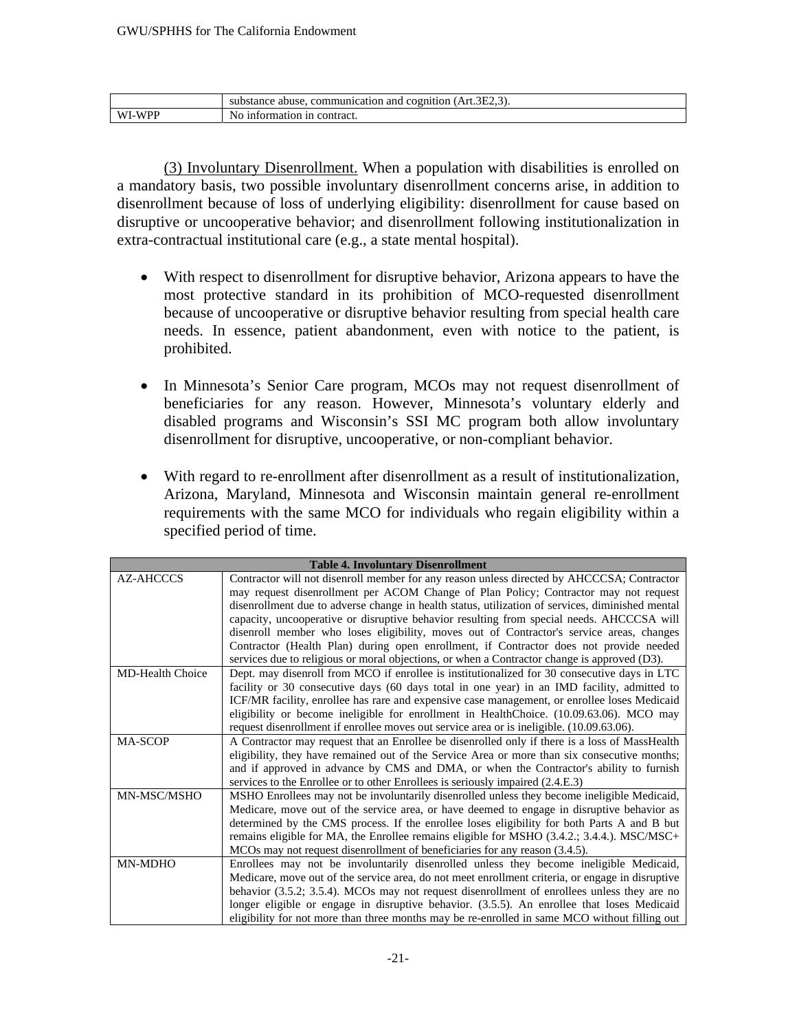|  | substance abuse, communication and cognition (Art.3E2,3). |
| --- | --- |
| WI-WPP | No information in contract. |

(3) Involuntary Disenrollment. When a population with disabilities is enrolled on a mandatory basis, two possible involuntary disenrollment concerns arise, in addition to disenrollment because of loss of underlying eligibility: disenrollment for cause based on disruptive or uncooperative behavior; and disenrollment following institutionalization in extra-contractual institutional care (e.g., a state mental hospital).

- With respect to disenrollment for disruptive behavior, Arizona appears to have the most protective standard in its prohibition of MCO-requested disenrollment because of uncooperative or disruptive behavior resulting from special health care needs. In essence, patient abandonment, even with notice to the patient, is prohibited.

- In Minnesota's Senior Care program, MCOs may not request disenrollment of beneficiaries for any reason. However, Minnesota's voluntary elderly and disabled programs and Wisconsin's SSI MC program both allow involuntary disenrollment for disruptive, uncooperative, or non-compliant behavior.

- With regard to re-enrollment after disenrollment as a result of institutionalization, Arizona, Maryland, Minnesota and Wisconsin maintain general re-enrollment requirements with the same MCO for individuals who regain eligibility within a specified period of time.

| **Table 4. Involuntary Disenrollment** | |
| --- | --- |
| AZ-AHCCCS | Contractor will not disenroll member for any reason unless directed by AHCCCSA; Contractor may request disenrollment per ACOM Change of Plan Policy; Contractor may not request disenrollment due to adverse change in health status, utilization of services, diminished mental capacity, uncooperative or disruptive behavior resulting from special needs. AHCCCSA will disenroll member who loses eligibility, moves out of Contractor's service areas, changes Contractor (Health Plan) during open enrollment, if Contractor does not provide needed services due to religious or moral objections, or when a Contractor change is approved (D3). |
| MD-Health Choice | Dept. may disenroll from MCO if enrollee is institutionalized for 30 consecutive days in LTC facility or 30 consecutive days (60 days total in one year) in an IMD facility, admitted to ICF/MR facility, enrollee has rare and expensive case management, or enrollee loses Medicaid eligibility or become ineligible for enrollment in HealthChoice. (10.09.63.06). MCO may request disenrollment if enrollee moves out service area or is ineligible. (10.09.63.06). |
| MA-SCOP | A Contractor may request that an Enrollee be disenrolled only if there is a loss of MassHealth eligibility, they have remained out of the Service Area or more than six consecutive months; and if approved in advance by CMS and DMA, or when the Contractor's ability to furnish services to the Enrollee or to other Enrollees is seriously impaired (2.4.E.3) |
| MN-MSC/MSHO | MSHO Enrollees may not be involuntarily disenrolled unless they become ineligible Medicaid, Medicare, move out of the service area, or have deemed to engage in disruptive behavior as determined by the CMS process. If the enrollee loses eligibility for both Parts A and B but remains eligible for MA, the Enrollee remains eligible for MSHO (3.4.2.; 3.4.4.). MSC/MSC+ MCOs may not request disenrollment of beneficiaries for any reason (3.4.5). |
| MN-MDHO | Enrollees may not be involuntarily disenrolled unless they become ineligible Medicaid, Medicare, move out of the service area, do not meet enrollment criteria, or engage in disruptive behavior (3.5.2; 3.5.4). MCOs may not request disenrollment of enrollees unless they are no longer eligible or engage in disruptive behavior. (3.5.5). An enrollee that loses Medicaid eligibility for not more than three months may be re-enrolled in same MCO without filling out |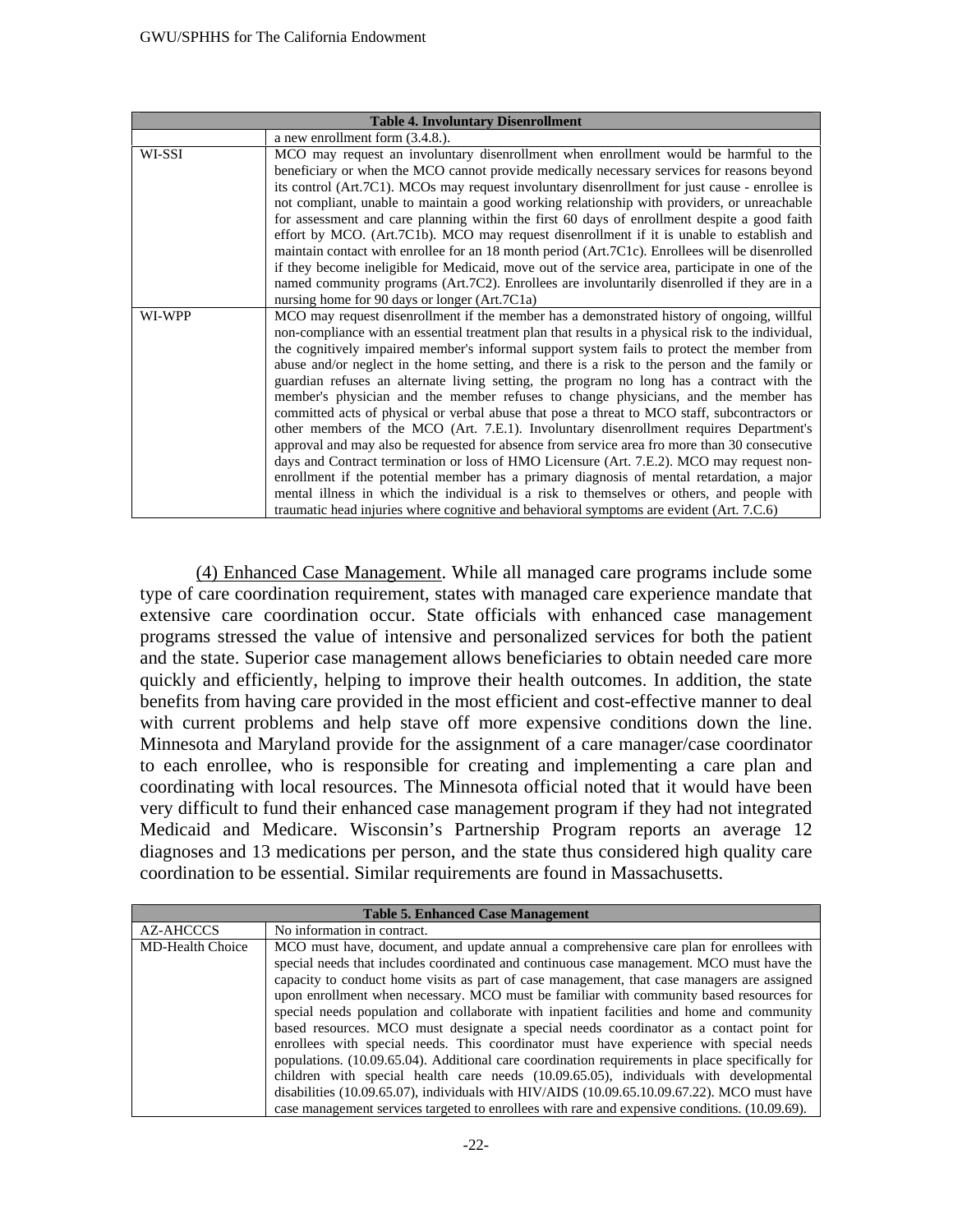| Table 4. Involuntary Disenrollment | |
|---|---|
| | a new enrollment form (3.4.8.). |
| WI-SSI | MCO may request an involuntary disenrollment when enrollment would be harmful to the beneficiary or when the MCO cannot provide medically necessary services for reasons beyond its control (Art.7C1). MCOs may request involuntary disenrollment for just cause - enrollee is not compliant, unable to maintain a good working relationship with providers, or unreachable for assessment and care planning within the first 60 days of enrollment despite a good faith effort by MCO. (Art.7C1b). MCO may request disenrollment if it is unable to establish and maintain contact with enrollee for an 18 month period (Art.7C1c). Enrollees will be disenrolled if they become ineligible for Medicaid, move out of the service area, participate in one of the named community programs (Art.7C2). Enrollees are involuntarily disenrolled if they are in a nursing home for 90 days or longer (Art.7C1a) |
| WI-WPP | MCO may request disenrollment if the member has a demonstrated history of ongoing, willful non-compliance with an essential treatment plan that results in a physical risk to the individual, the cognitively impaired member's informal support system fails to protect the member from abuse and/or neglect in the home setting, and there is a risk to the person and the family or guardian refuses an alternate living setting, the program no long has a contract with the member's physician and the member refuses to change physicians, and the member has committed acts of physical or verbal abuse that pose a threat to MCO staff, subcontractors or other members of the MCO (Art. 7.E.1). Involuntary disenrollment requires Department's approval and may also be requested for absence from service area fro more than 30 consecutive days and Contract termination or loss of HMO Licensure (Art. 7.E.2). MCO may request non-enrollment if the potential member has a primary diagnosis of mental retardation, a major mental illness in which the individual is a risk to themselves or others, and people with traumatic head injuries where cognitive and behavioral symptoms are evident (Art. 7.C.6) |

(4) Enhanced Case Management. While all managed care programs include some type of care coordination requirement, states with managed care experience mandate that extensive care coordination occur. State officials with enhanced case management programs stressed the value of intensive and personalized services for both the patient and the state. Superior case management allows beneficiaries to obtain needed care more quickly and efficiently, helping to improve their health outcomes. In addition, the state benefits from having care provided in the most efficient and cost-effective manner to deal with current problems and help stave off more expensive conditions down the line. Minnesota and Maryland provide for the assignment of a care manager/case coordinator to each enrollee, who is responsible for creating and implementing a care plan and coordinating with local resources. The Minnesota official noted that it would have been very difficult to fund their enhanced case management program if they had not integrated Medicaid and Medicare. Wisconsin's Partnership Program reports an average 12 diagnoses and 13 medications per person, and the state thus considered high quality care coordination to be essential. Similar requirements are found in Massachusetts.

| Table 5. Enhanced Case Management | |
|---|---|
| AZ-AHCCCS | No information in contract. |
| MD-Health Choice | MCO must have, document, and update annual a comprehensive care plan for enrollees with special needs that includes coordinated and continuous case management. MCO must have the capacity to conduct home visits as part of case management, that case managers are assigned upon enrollment when necessary. MCO must be familiar with community based resources for special needs population and collaborate with inpatient facilities and home and community based resources. MCO must designate a special needs coordinator as a contact point for enrollees with special needs. This coordinator must have experience with special needs populations. (10.09.65.04). Additional care coordination requirements in place specifically for children with special health care needs (10.09.65.05), individuals with developmental disabilities (10.09.65.07), individuals with HIV/AIDS (10.09.65.10.09.67.22). MCO must have case management services targeted to enrollees with rare and expensive conditions. (10.09.69). |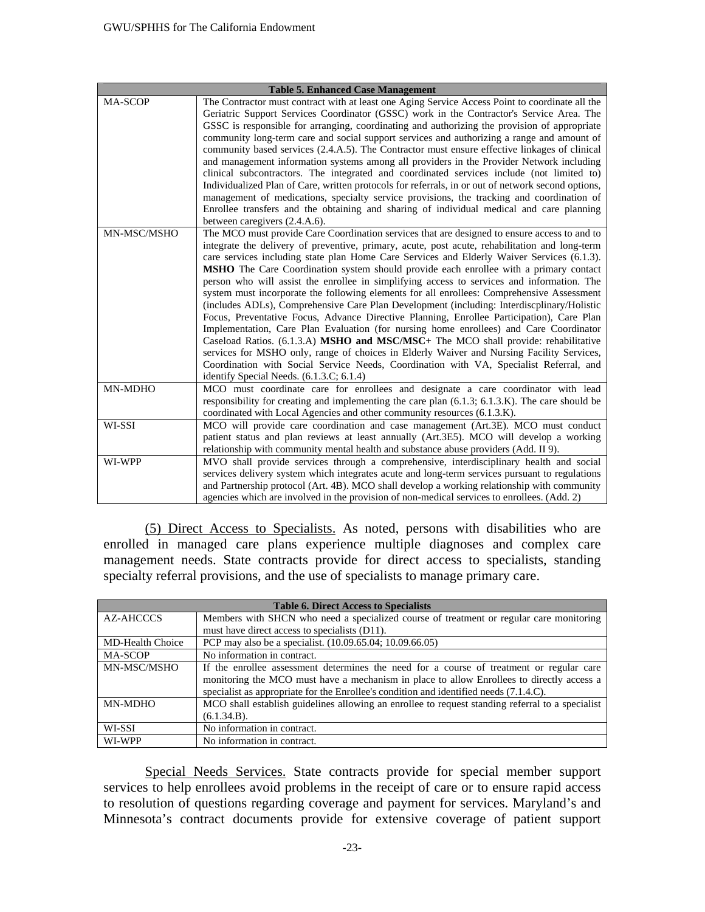| Table 5. Enhanced Case Management | |
|---|---|
| MA-SCOP | The Contractor must contract with at least one Aging Service Access Point to coordinate all the Geriatric Support Services Coordinator (GSSC) work in the Contractor's Service Area. The GSSC is responsible for arranging, coordinating and authorizing the provision of appropriate community long-term care and social support services and authorizing a range and amount of community based services (2.4.A.5). The Contractor must ensure effective linkages of clinical and management information systems among all providers in the Provider Network including clinical subcontractors. The integrated and coordinated services include (not limited to) Individualized Plan of Care, written protocols for referrals, in or out of network second options, management of medications, specialty service provisions, the tracking and coordination of Enrollee transfers and the obtaining and sharing of individual medical and care planning between caregivers (2.4.A.6). |
| MN-MSC/MSHO | The MCO must provide Care Coordination services that are designed to ensure access to and to integrate the delivery of preventive, primary, acute, post acute, rehabilitation and long-term care services including state plan Home Care Services and Elderly Waiver Services (6.1.3). **MSHO** The Care Coordination system should provide each enrollee with a primary contact person who will assist the enrollee in simplifying access to services and information. The system must incorporate the following elements for all enrollees: Comprehensive Assessment (includes ADLs), Comprehensive Care Plan Development (including: Interdiscplinary/Holistic Focus, Preventative Focus, Advance Directive Planning, Enrollee Participation), Care Plan Implementation, Care Plan Evaluation (for nursing home enrollees) and Care Coordinator Caseload Ratios. (6.1.3.A) **MSHO and MSC/MSC+** The MCO shall provide: rehabilitative services for MSHO only, range of choices in Elderly Waiver and Nursing Facility Services, Coordination with Social Service Needs, Coordination with VA, Specialist Referral, and identify Special Needs. (6.1.3.C; 6.1.4) |
| MN-MDHO | MCO must coordinate care for enrollees and designate a care coordinator with lead responsibility for creating and implementing the care plan (6.1.3; 6.1.3.K). The care should be coordinated with Local Agencies and other community resources (6.1.3.K). |
| WI-SSI | MCO will provide care coordination and case management (Art.3E). MCO must conduct patient status and plan reviews at least annually (Art.3E5). MCO will develop a working relationship with community mental health and substance abuse providers (Add. II 9). |
| WI-WPP | MVO shall provide services through a comprehensive, interdisciplinary health and social services delivery system which integrates acute and long-term services pursuant to regulations and Partnership protocol (Art. 4B). MCO shall develop a working relationship with community agencies which are involved in the provision of non-medical services to enrollees. (Add. 2) |

(5) Direct Access to Specialists. As noted, persons with disabilities who are enrolled in managed care plans experience multiple diagnoses and complex care management needs. State contracts provide for direct access to specialists, standing specialty referral provisions, and the use of specialists to manage primary care.

| Table 6. Direct Access to Specialists | |
|---|---|
| AZ-AHCCCS | Members with SHCN who need a specialized course of treatment or regular care monitoring must have direct access to specialists (D11). |
| MD-Health Choice | PCP may also be a specialist. (10.09.65.04; 10.09.66.05) |
| MA-SCOP | No information in contract. |
| MN-MSC/MSHO | If the enrollee assessment determines the need for a course of treatment or regular care monitoring the MCO must have a mechanism in place to allow Enrollees to directly access a specialist as appropriate for the Enrollee's condition and identified needs (7.1.4.C). |
| MN-MDHO | MCO shall establish guidelines allowing an enrollee to request standing referral to a specialist (6.1.34.B). |
| WI-SSI | No information in contract. |
| WI-WPP | No information in contract. |

Special Needs Services. State contracts provide for special member support services to help enrollees avoid problems in the receipt of care or to ensure rapid access to resolution of questions regarding coverage and payment for services. Maryland's and Minnesota's contract documents provide for extensive coverage of patient support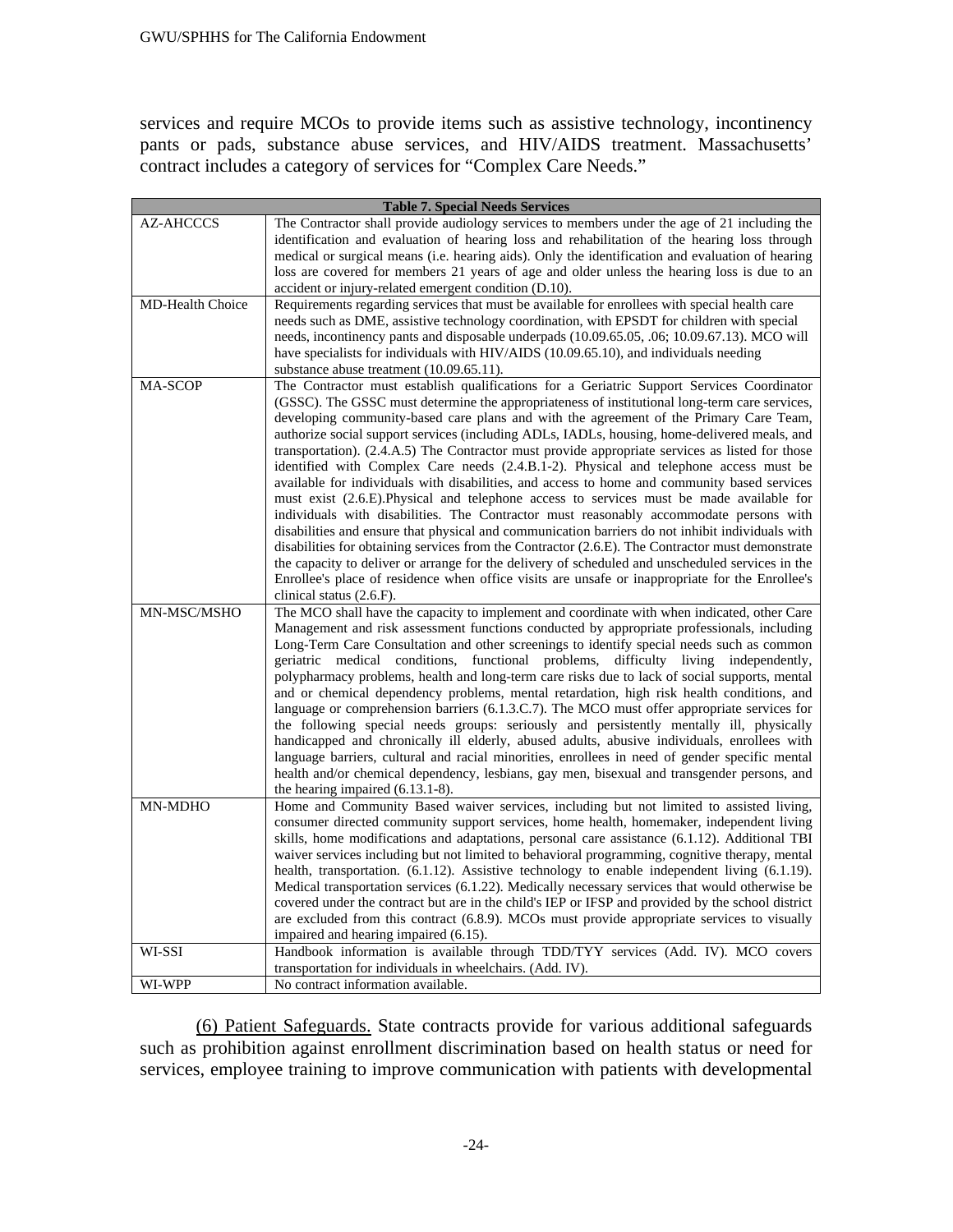services and require MCOs to provide items such as assistive technology, incontinency pants or pads, substance abuse services, and HIV/AIDS treatment. Massachusetts' contract includes a category of services for "Complex Care Needs."

| **Table 7. Special Needs Services** | |
|---|---|
| AZ-AHCCCS | The Contractor shall provide audiology services to members under the age of 21 including the identification and evaluation of hearing loss and rehabilitation of the hearing loss through medical or surgical means (i.e. hearing aids). Only the identification and evaluation of hearing loss are covered for members 21 years of age and older unless the hearing loss is due to an accident or injury-related emergent condition (D.10). |
| MD-Health Choice | Requirements regarding services that must be available for enrollees with special health care needs such as DME, assistive technology coordination, with EPSDT for children with special needs, incontinency pants and disposable underpads (10.09.65.05, .06; 10.09.67.13). MCO will have specialists for individuals with HIV/AIDS (10.09.65.10), and individuals needing substance abuse treatment (10.09.65.11). |
| MA-SCOP | The Contractor must establish qualifications for a Geriatric Support Services Coordinator (GSSC). The GSSC must determine the appropriateness of institutional long-term care services, developing community-based care plans and with the agreement of the Primary Care Team, authorize social support services (including ADLs, IADLs, housing, home-delivered meals, and transportation). (2.4.A.5) The Contractor must provide appropriate services as listed for those identified with Complex Care needs (2.4.B.1-2). Physical and telephone access must be available for individuals with disabilities, and access to home and community based services must exist (2.6.E).Physical and telephone access to services must be made available for individuals with disabilities. The Contractor must reasonably accommodate persons with disabilities and ensure that physical and communication barriers do not inhibit individuals with disabilities for obtaining services from the Contractor (2.6.E). The Contractor must demonstrate the capacity to deliver or arrange for the delivery of scheduled and unscheduled services in the Enrollee's place of residence when office visits are unsafe or inappropriate for the Enrollee's clinical status (2.6.F). |
| MN-MSC/MSHO | The MCO shall have the capacity to implement and coordinate with when indicated, other Care Management and risk assessment functions conducted by appropriate professionals, including Long-Term Care Consultation and other screenings to identify special needs such as common geriatric medical conditions, functional problems, difficulty living independently, polypharmacy problems, health and long-term care risks due to lack of social supports, mental and or chemical dependency problems, mental retardation, high risk health conditions, and language or comprehension barriers (6.1.3.C.7). The MCO must offer appropriate services for the following special needs groups: seriously and persistently mentally ill, physically handicapped and chronically ill elderly, abused adults, abusive individuals, enrollees with language barriers, cultural and racial minorities, enrollees in need of gender specific mental health and/or chemical dependency, lesbians, gay men, bisexual and transgender persons, and the hearing impaired (6.13.1-8). |
| MN-MDHO | Home and Community Based waiver services, including but not limited to assisted living, consumer directed community support services, home health, homemaker, independent living skills, home modifications and adaptations, personal care assistance (6.1.12). Additional TBI waiver services including but not limited to behavioral programming, cognitive therapy, mental health, transportation. (6.1.12). Assistive technology to enable independent living (6.1.19). Medical transportation services (6.1.22). Medically necessary services that would otherwise be covered under the contract but are in the child's IEP or IFSP and provided by the school district are excluded from this contract (6.8.9). MCOs must provide appropriate services to visually impaired and hearing impaired (6.15). |
| WI-SSI | Handbook information is available through TDD/TYY services (Add. IV). MCO covers transportation for individuals in wheelchairs. (Add. IV). |
| WI-WPP | No contract information available. |

(6) Patient Safeguards. State contracts provide for various additional safeguards such as prohibition against enrollment discrimination based on health status or need for services, employee training to improve communication with patients with developmental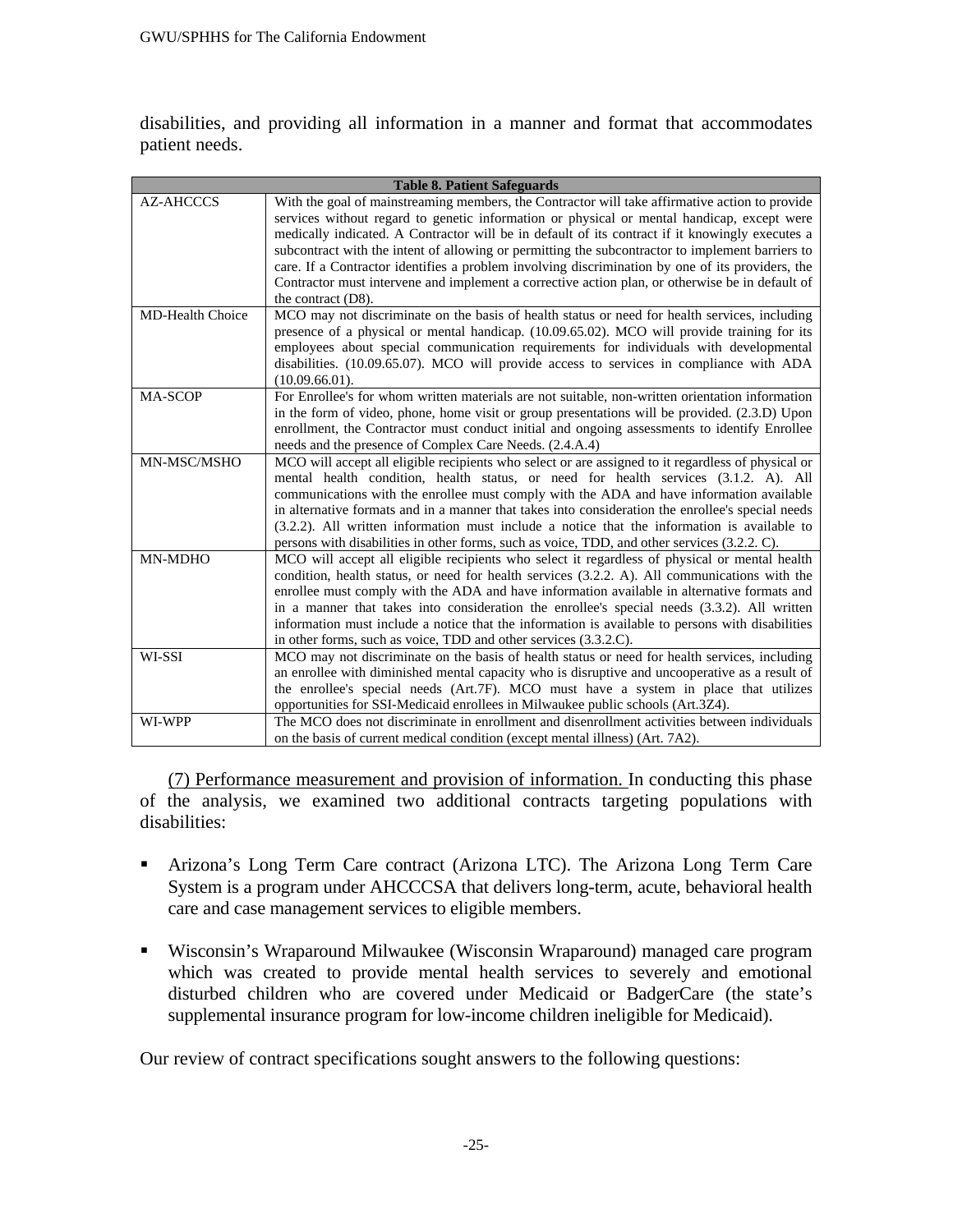disabilities, and providing all information in a manner and format that accommodates patient needs.

| Table 8. Patient Safeguards | |
|---|---|
| AZ-AHCCCS | With the goal of mainstreaming members, the Contractor will take affirmative action to provide services without regard to genetic information or physical or mental handicap, except were medically indicated. A Contractor will be in default of its contract if it knowingly executes a subcontract with the intent of allowing or permitting the subcontractor to implement barriers to care. If a Contractor identifies a problem involving discrimination by one of its providers, the Contractor must intervene and implement a corrective action plan, or otherwise be in default of the contract (D8). |
| MD-Health Choice | MCO may not discriminate on the basis of health status or need for health services, including presence of a physical or mental handicap. (10.09.65.02). MCO will provide training for its employees about special communication requirements for individuals with developmental disabilities. (10.09.65.07). MCO will provide access to services in compliance with ADA (10.09.66.01). |
| MA-SCOP | For Enrollee's for whom written materials are not suitable, non-written orientation information in the form of video, phone, home visit or group presentations will be provided. (2.3.D) Upon enrollment, the Contractor must conduct initial and ongoing assessments to identify Enrollee needs and the presence of Complex Care Needs. (2.4.A.4) |
| MN-MSC/MSHO | MCO will accept all eligible recipients who select or are assigned to it regardless of physical or mental health condition, health status, or need for health services (3.1.2. A). All communications with the enrollee must comply with the ADA and have information available in alternative formats and in a manner that takes into consideration the enrollee's special needs (3.2.2). All written information must include a notice that the information is available to persons with disabilities in other forms, such as voice, TDD, and other services (3.2.2. C). |
| MN-MDHO | MCO will accept all eligible recipients who select it regardless of physical or mental health condition, health status, or need for health services (3.2.2. A). All communications with the enrollee must comply with the ADA and have information available in alternative formats and in a manner that takes into consideration the enrollee's special needs (3.3.2). All written information must include a notice that the information is available to persons with disabilities in other forms, such as voice, TDD and other services (3.3.2.C). |
| WI-SSI | MCO may not discriminate on the basis of health status or need for health services, including an enrollee with diminished mental capacity who is disruptive and uncooperative as a result of the enrollee's special needs (Art.7F). MCO must have a system in place that utilizes opportunities for SSI-Medicaid enrollees in Milwaukee public schools (Art.3Z4). |
| WI-WPP | The MCO does not discriminate in enrollment and disenrollment activities between individuals on the basis of current medical condition (except mental illness) (Art. 7A2). |

(7) Performance measurement and provision of information. In conducting this phase of the analysis, we examined two additional contracts targeting populations with disabilities:

- Arizona's Long Term Care contract (Arizona LTC). The Arizona Long Term Care System is a program under AHCCCSA that delivers long-term, acute, behavioral health care and case management services to eligible members.
- Wisconsin's Wraparound Milwaukee (Wisconsin Wraparound) managed care program which was created to provide mental health services to severely and emotional disturbed children who are covered under Medicaid or BadgerCare (the state's supplemental insurance program for low-income children ineligible for Medicaid).

Our review of contract specifications sought answers to the following questions: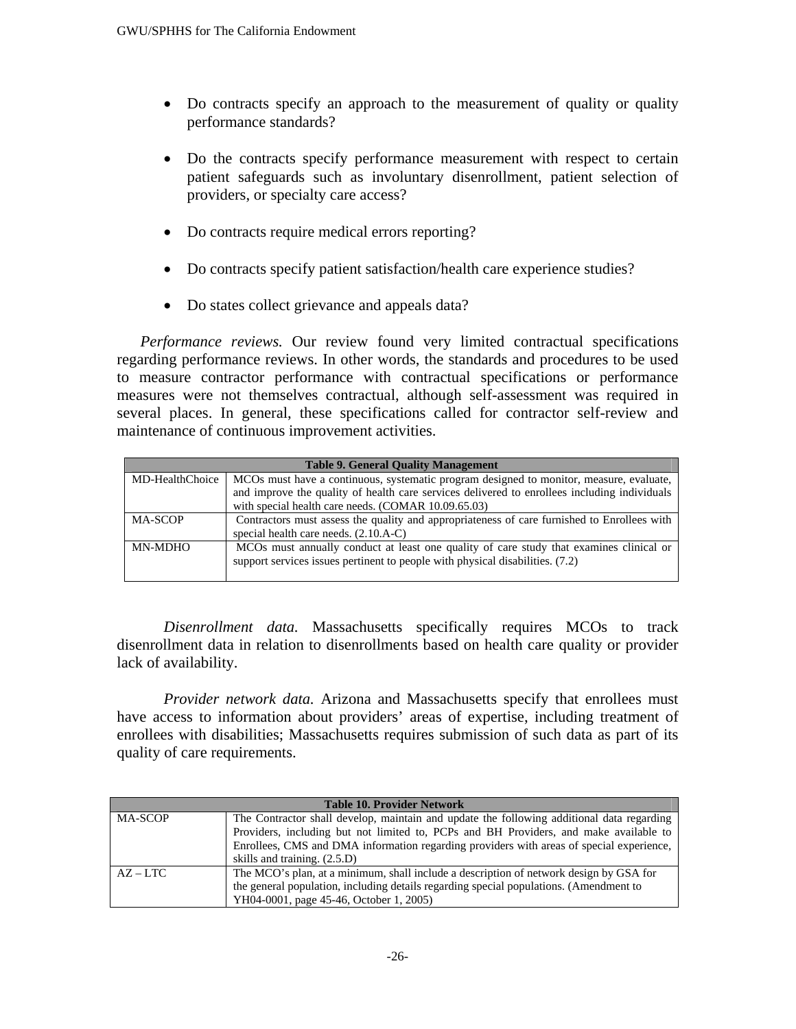- Do contracts specify an approach to the measurement of quality or quality performance standards?

- Do the contracts specify performance measurement with respect to certain patient safeguards such as involuntary disenrollment, patient selection of providers, or specialty care access?

- Do contracts require medical errors reporting?

- Do contracts specify patient satisfaction/health care experience studies?

- Do states collect grievance and appeals data?

*Performance reviews.* Our review found very limited contractual specifications regarding performance reviews. In other words, the standards and procedures to be used to measure contractor performance with contractual specifications or performance measures were not themselves contractual, although self-assessment was required in several places. In general, these specifications called for contractor self-review and maintenance of continuous improvement activities.

| **Table 9. General Quality Management** | |
|---|---|
| MD-HealthChoice | MCOs must have a continuous, systematic program designed to monitor, measure, evaluate, and improve the quality of health care services delivered to enrollees including individuals with special health care needs. (COMAR 10.09.65.03) |
| MA-SCOP | Contractors must assess the quality and appropriateness of care furnished to Enrollees with special health care needs. (2.10.A-C) |
| MN-MDHO | MCOs must annually conduct at least one quality of care study that examines clinical or support services issues pertinent to people with physical disabilities. (7.2) |

*Disenrollment data.* Massachusetts specifically requires MCOs to track disenrollment data in relation to disenrollments based on health care quality or provider lack of availability.

*Provider network data.* Arizona and Massachusetts specify that enrollees must have access to information about providers' areas of expertise, including treatment of enrollees with disabilities; Massachusetts requires submission of such data as part of its quality of care requirements.

| **Table 10. Provider Network** | |
|---|---|
| MA-SCOP | The Contractor shall develop, maintain and update the following additional data regarding Providers, including but not limited to, PCPs and BH Providers, and make available to Enrollees, CMS and DMA information regarding providers with areas of special experience, skills and training. (2.5.D) |
| AZ – LTC | The MCO's plan, at a minimum, shall include a description of network design by GSA for the general population, including details regarding special populations. (Amendment to YH04-0001, page 45-46, October 1, 2005) |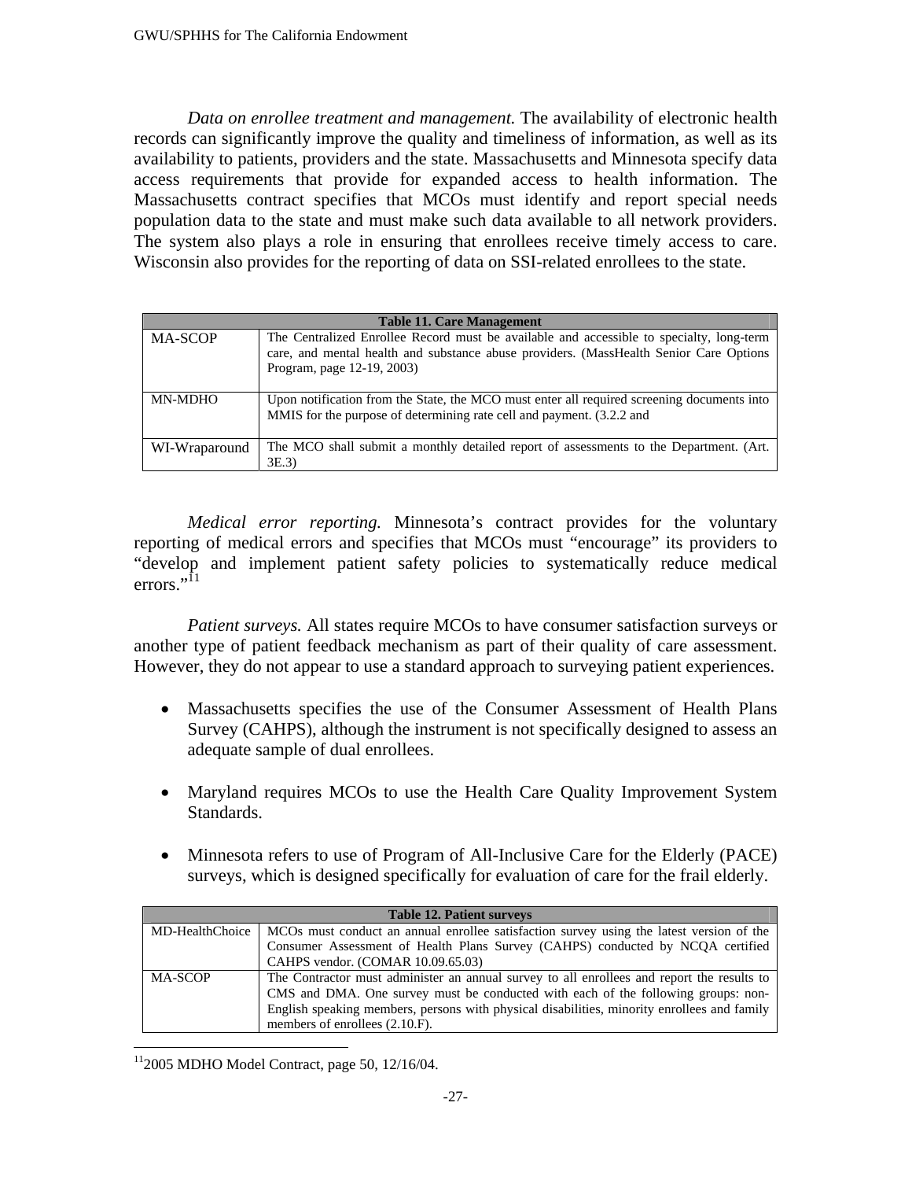*Data on enrollee treatment and management.* The availability of electronic health records can significantly improve the quality and timeliness of information, as well as its availability to patients, providers and the state. Massachusetts and Minnesota specify data access requirements that provide for expanded access to health information. The Massachusetts contract specifies that MCOs must identify and report special needs population data to the state and must make such data available to all network providers. The system also plays a role in ensuring that enrollees receive timely access to care. Wisconsin also provides for the reporting of data on SSI-related enrollees to the state.

| Table 11. Care Management | |
|---|---|
| MA-SCOP | The Centralized Enrollee Record must be available and accessible to specialty, long-term care, and mental health and substance abuse providers. (MassHealth Senior Care Options Program, page 12-19, 2003) |
| MN-MDHO | Upon notification from the State, the MCO must enter all required screening documents into MMIS for the purpose of determining rate cell and payment. (3.2.2 and |
| WI-Wraparound | The MCO shall submit a monthly detailed report of assessments to the Department. (Art. 3E.3) |

*Medical error reporting.* Minnesota's contract provides for the voluntary reporting of medical errors and specifies that MCOs must "encourage" its providers to "develop and implement patient safety policies to systematically reduce medical errors."[11]

*Patient surveys.* All states require MCOs to have consumer satisfaction surveys or another type of patient feedback mechanism as part of their quality of care assessment. However, they do not appear to use a standard approach to surveying patient experiences.

- Massachusetts specifies the use of the Consumer Assessment of Health Plans Survey (CAHPS), although the instrument is not specifically designed to assess an adequate sample of dual enrollees.
- Maryland requires MCOs to use the Health Care Quality Improvement System Standards.
- Minnesota refers to use of Program of All-Inclusive Care for the Elderly (PACE) surveys, which is designed specifically for evaluation of care for the frail elderly.

| Table 12. Patient surveys | |
|---|---|
| MD-HealthChoice | MCOs must conduct an annual enrollee satisfaction survey using the latest version of the Consumer Assessment of Health Plans Survey (CAHPS) conducted by NCQA certified CAHPS vendor. (COMAR 10.09.65.03) |
| MA-SCOP | The Contractor must administer an annual survey to all enrollees and report the results to CMS and DMA. One survey must be conducted with each of the following groups: non-English speaking members, persons with physical disabilities, minority enrollees and family members of enrollees (2.10.F). |

[11] 2005 MDHO Model Contract, page 50, 12/16/04.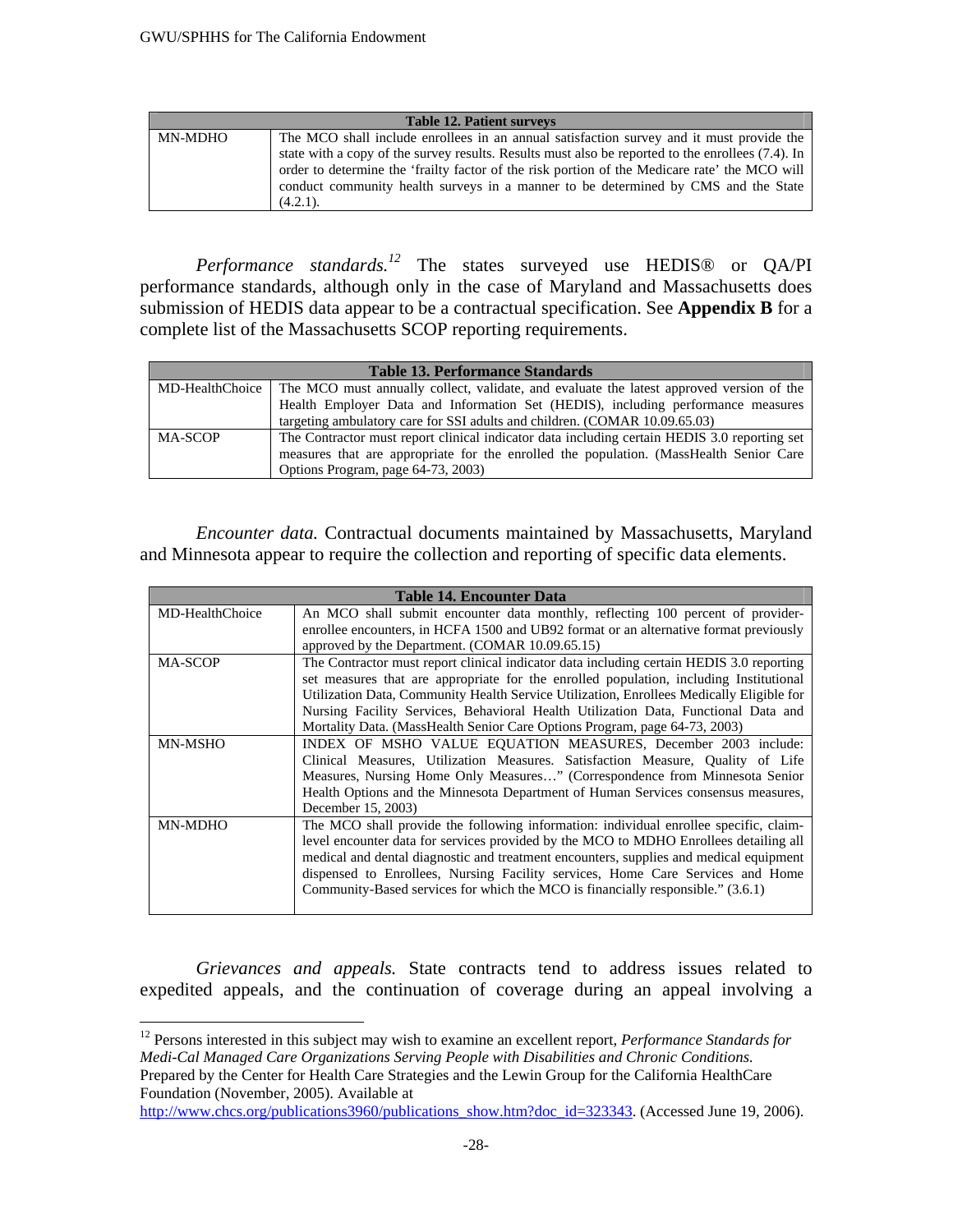| Table 12. Patient surveys | |
|---|---|
| MN-MDHO | The MCO shall include enrollees in an annual satisfaction survey and it must provide the state with a copy of the survey results. Results must also be reported to the enrollees (7.4). In order to determine the 'frailty factor of the risk portion of the Medicare rate' the MCO will conduct community health surveys in a manner to be determined by CMS and the State (4.2.1). |

*Performance standards.*[12] The states surveyed use HEDIS® or QA/PI performance standards, although only in the case of Maryland and Massachusetts does submission of HEDIS data appear to be a contractual specification. See **Appendix B** for a complete list of the Massachusetts SCOP reporting requirements.

| Table 13. Performance Standards | |
|---|---|
| MD-HealthChoice | The MCO must annually collect, validate, and evaluate the latest approved version of the Health Employer Data and Information Set (HEDIS), including performance measures targeting ambulatory care for SSI adults and children. (COMAR 10.09.65.03) |
| MA-SCOP | The Contractor must report clinical indicator data including certain HEDIS 3.0 reporting set measures that are appropriate for the enrolled the population. (MassHealth Senior Care Options Program, page 64-73, 2003) |

*Encounter data.* Contractual documents maintained by Massachusetts, Maryland and Minnesota appear to require the collection and reporting of specific data elements.

| Table 14. Encounter Data | |
|---|---|
| MD-HealthChoice | An MCO shall submit encounter data monthly, reflecting 100 percent of provider-enrollee encounters, in HCFA 1500 and UB92 format or an alternative format previously approved by the Department. (COMAR 10.09.65.15) |
| MA-SCOP | The Contractor must report clinical indicator data including certain HEDIS 3.0 reporting set measures that are appropriate for the enrolled population, including Institutional Utilization Data, Community Health Service Utilization, Enrollees Medically Eligible for Nursing Facility Services, Behavioral Health Utilization Data, Functional Data and Mortality Data. (MassHealth Senior Care Options Program, page 64-73, 2003) |
| MN-MSHO | INDEX OF MSHO VALUE EQUATION MEASURES, December 2003 include: Clinical Measures, Utilization Measures. Satisfaction Measure, Quality of Life Measures, Nursing Home Only Measures…" (Correspondence from Minnesota Senior Health Options and the Minnesota Department of Human Services consensus measures, December 15, 2003) |
| MN-MDHO | The MCO shall provide the following information: individual enrollee specific, claim-level encounter data for services provided by the MCO to MDHO Enrollees detailing all medical and dental diagnostic and treatment encounters, supplies and medical equipment dispensed to Enrollees, Nursing Facility services, Home Care Services and Home Community-Based services for which the MCO is financially responsible." (3.6.1) |

*Grievances and appeals.* State contracts tend to address issues related to expedited appeals, and the continuation of coverage during an appeal involving a

[12] Persons interested in this subject may wish to examine an excellent report, *Performance Standards for Medi-Cal Managed Care Organizations Serving People with Disabilities and Chronic Conditions.* Prepared by the Center for Health Care Strategies and the Lewin Group for the California HealthCare Foundation (November, 2005). Available at http://www.chcs.org/publications3960/publications_show.htm?doc_id=323343. (Accessed June 19, 2006).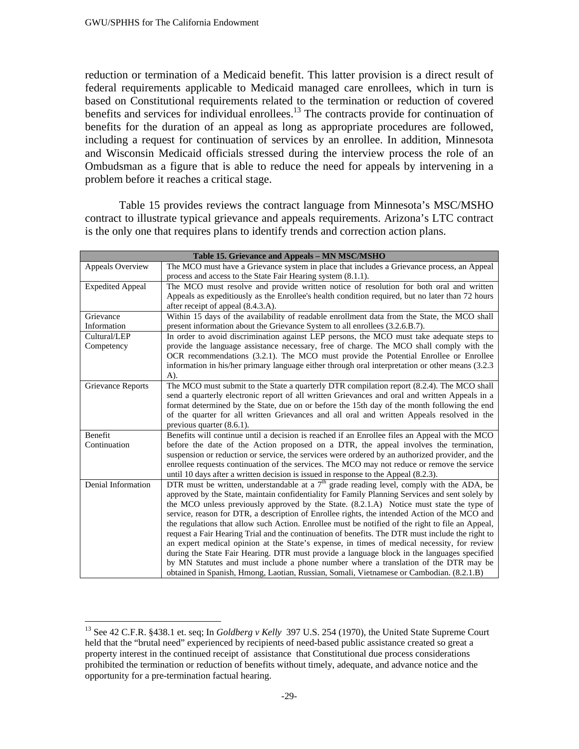reduction or termination of a Medicaid benefit. This latter provision is a direct result of federal requirements applicable to Medicaid managed care enrollees, which in turn is based on Constitutional requirements related to the termination or reduction of covered benefits and services for individual enrollees.[13] The contracts provide for continuation of benefits for the duration of an appeal as long as appropriate procedures are followed, including a request for continuation of services by an enrollee. In addition, Minnesota and Wisconsin Medicaid officials stressed during the interview process the role of an Ombudsman as a figure that is able to reduce the need for appeals by intervening in a problem before it reaches a critical stage.

Table 15 provides reviews the contract language from Minnesota's MSC/MSHO contract to illustrate typical grievance and appeals requirements. Arizona's LTC contract is the only one that requires plans to identify trends and correction action plans.

| **Table 15. Grievance and Appeals – MN MSC/MSHO** | |
|---|---|
| Appeals Overview | The MCO must have a Grievance system in place that includes a Grievance process, an Appeal process and access to the State Fair Hearing system (8.1.1). |
| Expedited Appeal | The MCO must resolve and provide written notice of resolution for both oral and written Appeals as expeditiously as the Enrollee's health condition required, but no later than 72 hours after receipt of appeal (8.4.3.A). |
| Grievance Information | Within 15 days of the availability of readable enrollment data from the State, the MCO shall present information about the Grievance System to all enrollees (3.2.6.B.7). |
| Cultural/LEP Competency | In order to avoid discrimination against LEP persons, the MCO must take adequate steps to provide the language assistance necessary, free of charge. The MCO shall comply with the OCR recommendations (3.2.1). The MCO must provide the Potential Enrollee or Enrollee information in his/her primary language either through oral interpretation or other means (3.2.3 A). |
| Grievance Reports | The MCO must submit to the State a quarterly DTR compilation report (8.2.4). The MCO shall send a quarterly electronic report of all written Grievances and oral and written Appeals in a format determined by the State, due on or before the 15th day of the month following the end of the quarter for all written Grievances and all oral and written Appeals resolved in the previous quarter (8.6.1). |
| Benefit Continuation | Benefits will continue until a decision is reached if an Enrollee files an Appeal with the MCO before the date of the Action proposed on a DTR, the appeal involves the termination, suspension or reduction or service, the services were ordered by an authorized provider, and the enrollee requests continuation of the services. The MCO may not reduce or remove the service until 10 days after a written decision is issued in response to the Appeal (8.2.3). |
| Denial Information | DTR must be written, understandable at a 7th grade reading level, comply with the ADA, be approved by the State, maintain confidentiality for Family Planning Services and sent solely by the MCO unless previously approved by the State. (8.2.1.A) Notice must state the type of service, reason for DTR, a description of Enrollee rights, the intended Action of the MCO and the regulations that allow such Action. Enrollee must be notified of the right to file an Appeal, request a Fair Hearing Trial and the continuation of benefits. The DTR must include the right to an expert medical opinion at the State's expense, in times of medical necessity, for review during the State Fair Hearing. DTR must provide a language block in the languages specified by MN Statutes and must include a phone number where a translation of the DTR may be obtained in Spanish, Hmong, Laotian, Russian, Somali, Vietnamese or Cambodian. (8.2.1.B) |

---

[13] See 42 C.F.R. §438.1 et. seq; In *Goldberg v Kelly* 397 U.S. 254 (1970), the United State Supreme Court held that the "brutal need" experienced by recipients of need-based public assistance created so great a property interest in the continued receipt of assistance that Constitutional due process considerations prohibited the termination or reduction of benefits without timely, adequate, and advance notice and the opportunity for a pre-termination factual hearing.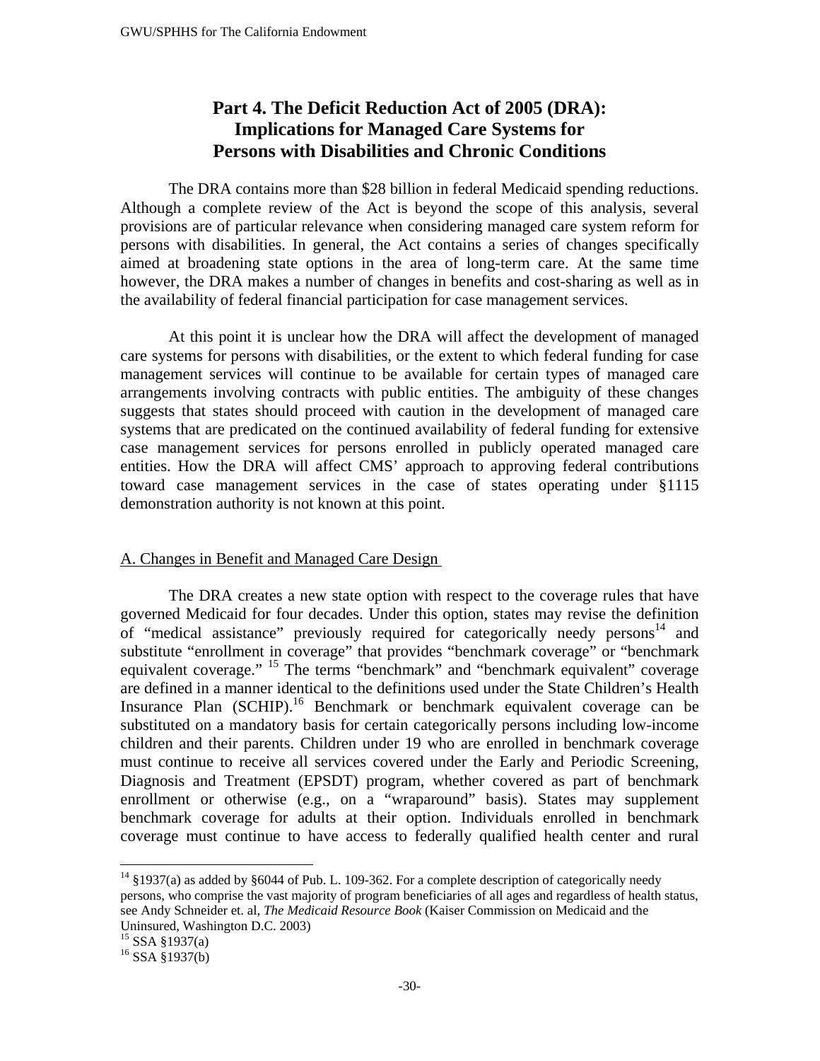# Part 4. The Deficit Reduction Act of 2005 (DRA): Implications for Managed Care Systems for Persons with Disabilities and Chronic Conditions

The DRA contains more than $28 billion in federal Medicaid spending reductions. Although a complete review of the Act is beyond the scope of this analysis, several provisions are of particular relevance when considering managed care system reform for persons with disabilities. In general, the Act contains a series of changes specifically aimed at broadening state options in the area of long-term care. At the same time however, the DRA makes a number of changes in benefits and cost-sharing as well as in the availability of federal financial participation for case management services.

At this point it is unclear how the DRA will affect the development of managed care systems for persons with disabilities, or the extent to which federal funding for case management services will continue to be available for certain types of managed care arrangements involving contracts with public entities. The ambiguity of these changes suggests that states should proceed with caution in the development of managed care systems that are predicated on the continued availability of federal funding for extensive case management services for persons enrolled in publicly operated managed care entities. How the DRA will affect CMS' approach to approving federal contributions toward case management services in the case of states operating under §1115 demonstration authority is not known at this point.

## A. Changes in Benefit and Managed Care Design

The DRA creates a new state option with respect to the coverage rules that have governed Medicaid for four decades. Under this option, states may revise the definition of "medical assistance" previously required for categorically needy persons[14] and substitute "enrollment in coverage" that provides "benchmark coverage" or "benchmark equivalent coverage." [15] The terms "benchmark" and "benchmark equivalent" coverage are defined in a manner identical to the definitions used under the State Children's Health Insurance Plan (SCHIP).[16] Benchmark or benchmark equivalent coverage can be substituted on a mandatory basis for certain categorically persons including low-income children and their parents. Children under 19 who are enrolled in benchmark coverage must continue to receive all services covered under the Early and Periodic Screening, Diagnosis and Treatment (EPSDT) program, whether covered as part of benchmark enrollment or otherwise (e.g., on a "wraparound" basis). States may supplement benchmark coverage for adults at their option. Individuals enrolled in benchmark coverage must continue to have access to federally qualified health center and rural

---

[14] §1937(a) as added by §6044 of Pub. L. 109-362. For a complete description of categorically needy persons, who comprise the vast majority of program beneficiaries of all ages and regardless of health status, see Andy Schneider et. al, *The Medicaid Resource Book* (Kaiser Commission on Medicaid and the Uninsured, Washington D.C. 2003)

[15] SSA §1937(a)

[16] SSA §1937(b)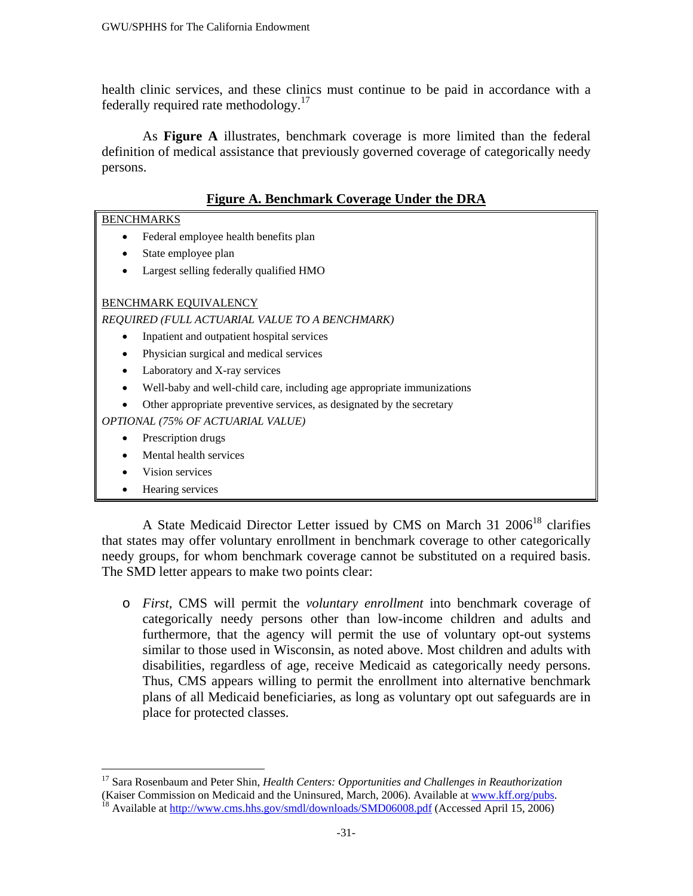health clinic services, and these clinics must continue to be paid in accordance with a federally required rate methodology.[17]

As **Figure A** illustrates, benchmark coverage is more limited than the federal definition of medical assistance that previously governed coverage of categorically needy persons.

**Figure A. Benchmark Coverage Under the DRA**

BENCHMARKS

- Federal employee health benefits plan
- State employee plan
- Largest selling federally qualified HMO

BENCHMARK EQUIVALENCY

*REQUIRED (FULL ACTUARIAL VALUE TO A BENCHMARK)*

- Inpatient and outpatient hospital services
- Physician surgical and medical services
- Laboratory and X-ray services
- Well-baby and well-child care, including age appropriate immunizations
- Other appropriate preventive services, as designated by the secretary

*OPTIONAL (75% OF ACTUARIAL VALUE)*

- Prescription drugs
- Mental health services
- Vision services
- Hearing services

A State Medicaid Director Letter issued by CMS on March 31 2006[18] clarifies that states may offer voluntary enrollment in benchmark coverage to other categorically needy groups, for whom benchmark coverage cannot be substituted on a required basis. The SMD letter appears to make two points clear:

- *First*, CMS will permit the *voluntary enrollment* into benchmark coverage of categorically needy persons other than low-income children and adults and furthermore, that the agency will permit the use of voluntary opt-out systems similar to those used in Wisconsin, as noted above. Most children and adults with disabilities, regardless of age, receive Medicaid as categorically needy persons. Thus, CMS appears willing to permit the enrollment into alternative benchmark plans of all Medicaid beneficiaries, as long as voluntary opt out safeguards are in place for protected classes.

---

[17] Sara Rosenbaum and Peter Shin, *Health Centers: Opportunities and Challenges in Reauthorization* (Kaiser Commission on Medicaid and the Uninsured, March, 2006). Available at www.kff.org/pubs.

[18] Available at http://www.cms.hhs.gov/smdl/downloads/SMD06008.pdf (Accessed April 15, 2006)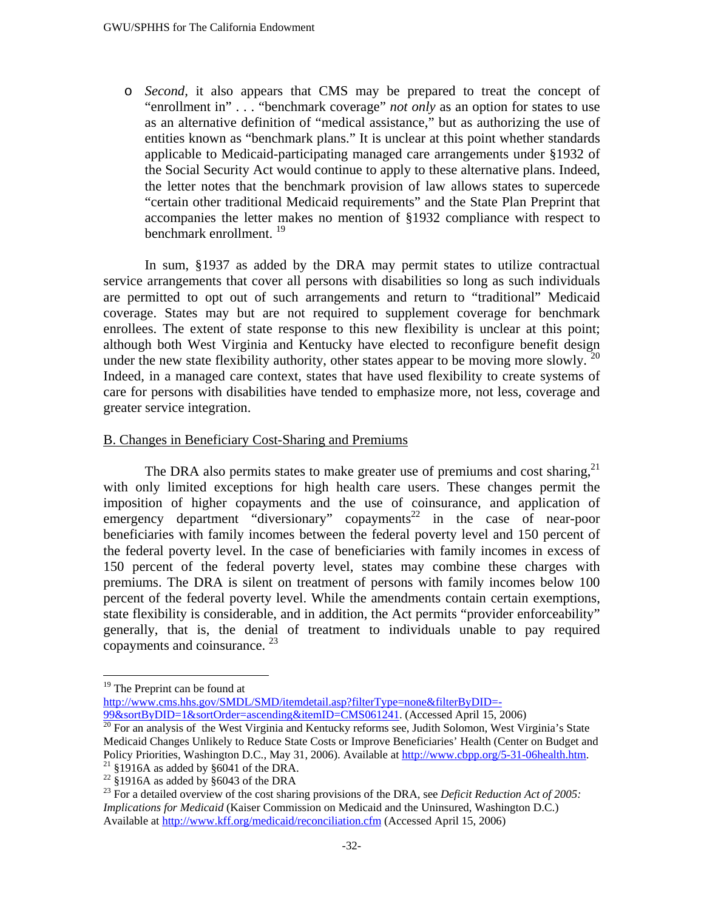- *Second*, it also appears that CMS may be prepared to treat the concept of "enrollment in" . . . "benchmark coverage" *not only* as an option for states to use as an alternative definition of "medical assistance," but as authorizing the use of entities known as "benchmark plans." It is unclear at this point whether standards applicable to Medicaid-participating managed care arrangements under §1932 of the Social Security Act would continue to apply to these alternative plans. Indeed, the letter notes that the benchmark provision of law allows states to supercede "certain other traditional Medicaid requirements" and the State Plan Preprint that accompanies the letter makes no mention of §1932 compliance with respect to benchmark enrollment. [19]

In sum, §1937 as added by the DRA may permit states to utilize contractual service arrangements that cover all persons with disabilities so long as such individuals are permitted to opt out of such arrangements and return to "traditional" Medicaid coverage. States may but are not required to supplement coverage for benchmark enrollees. The extent of state response to this new flexibility is unclear at this point; although both West Virginia and Kentucky have elected to reconfigure benefit design under the new state flexibility authority, other states appear to be moving more slowly. [20] Indeed, in a managed care context, states that have used flexibility to create systems of care for persons with disabilities have tended to emphasize more, not less, coverage and greater service integration.

## B. Changes in Beneficiary Cost-Sharing and Premiums

The DRA also permits states to make greater use of premiums and cost sharing,[21] with only limited exceptions for high health care users. These changes permit the imposition of higher copayments and the use of coinsurance, and application of emergency department "diversionary" copayments[22] in the case of near-poor beneficiaries with family incomes between the federal poverty level and 150 percent of the federal poverty level. In the case of beneficiaries with family incomes in excess of 150 percent of the federal poverty level, states may combine these charges with premiums. The DRA is silent on treatment of persons with family incomes below 100 percent of the federal poverty level. While the amendments contain certain exemptions, state flexibility is considerable, and in addition, the Act permits "provider enforceability" generally, that is, the denial of treatment to individuals unable to pay required copayments and coinsurance. [23]

---

[19] The Preprint can be found at http://www.cms.hhs.gov/SMDL/SMD/itemdetail.asp?filterType=none&filterByDID=-99&sortByDID=1&sortOrder=ascending&itemID=CMS061241. (Accessed April 15, 2006)

[20] For an analysis of the West Virginia and Kentucky reforms see, Judith Solomon, West Virginia's State Medicaid Changes Unlikely to Reduce State Costs or Improve Beneficiaries' Health (Center on Budget and Policy Priorities, Washington D.C., May 31, 2006). Available at http://www.cbpp.org/5-31-06health.htm.

[21] §1916A as added by §6041 of the DRA.

[22] §1916A as added by §6043 of the DRA

[23] For a detailed overview of the cost sharing provisions of the DRA, see *Deficit Reduction Act of 2005: Implications for Medicaid* (Kaiser Commission on Medicaid and the Uninsured, Washington D.C.) Available at http://www.kff.org/medicaid/reconciliation.cfm (Accessed April 15, 2006)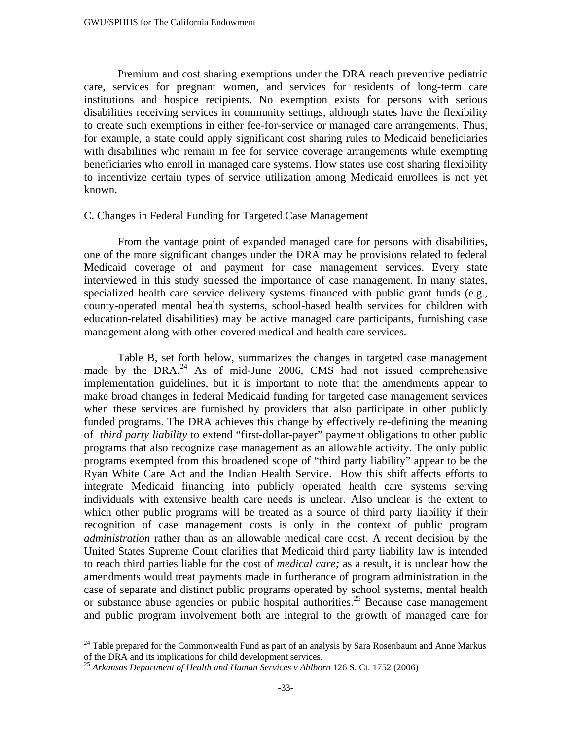Premium and cost sharing exemptions under the DRA reach preventive pediatric care, services for pregnant women, and services for residents of long-term care institutions and hospice recipients. No exemption exists for persons with serious disabilities receiving services in community settings, although states have the flexibility to create such exemptions in either fee-for-service or managed care arrangements. Thus, for example, a state could apply significant cost sharing rules to Medicaid beneficiaries with disabilities who remain in fee for service coverage arrangements while exempting beneficiaries who enroll in managed care systems. How states use cost sharing flexibility to incentivize certain types of service utilization among Medicaid enrollees is not yet known.

## C. Changes in Federal Funding for Targeted Case Management

From the vantage point of expanded managed care for persons with disabilities, one of the more significant changes under the DRA may be provisions related to federal Medicaid coverage of and payment for case management services. Every state interviewed in this study stressed the importance of case management. In many states, specialized health care service delivery systems financed with public grant funds (e.g., county-operated mental health systems, school-based health services for children with education-related disabilities) may be active managed care participants, furnishing case management along with other covered medical and health care services.

Table B, set forth below, summarizes the changes in targeted case management made by the DRA.[24] As of mid-June 2006, CMS had not issued comprehensive implementation guidelines, but it is important to note that the amendments appear to make broad changes in federal Medicaid funding for targeted case management services when these services are furnished by providers that also participate in other publicly funded programs. The DRA achieves this change by effectively re-defining the meaning of *third party liability* to extend "first-dollar-payer" payment obligations to other public programs that also recognize case management as an allowable activity. The only public programs exempted from this broadened scope of "third party liability" appear to be the Ryan White Care Act and the Indian Health Service. How this shift affects efforts to integrate Medicaid financing into publicly operated health care systems serving individuals with extensive health care needs is unclear. Also unclear is the extent to which other public programs will be treated as a source of third party liability if their recognition of case management costs is only in the context of public program *administration* rather than as an allowable medical care cost. A recent decision by the United States Supreme Court clarifies that Medicaid third party liability law is intended to reach third parties liable for the cost of *medical care;* as a result, it is unclear how the amendments would treat payments made in furtherance of program administration in the case of separate and distinct public programs operated by school systems, mental health or substance abuse agencies or public hospital authorities.[25] Because case management and public program involvement both are integral to the growth of managed care for

---

[24] Table prepared for the Commonwealth Fund as part of an analysis by Sara Rosenbaum and Anne Markus of the DRA and its implications for child development services.

[25] *Arkansas Department of Health and Human Services v Ahlborn* 126 S. Ct. 1752 (2006)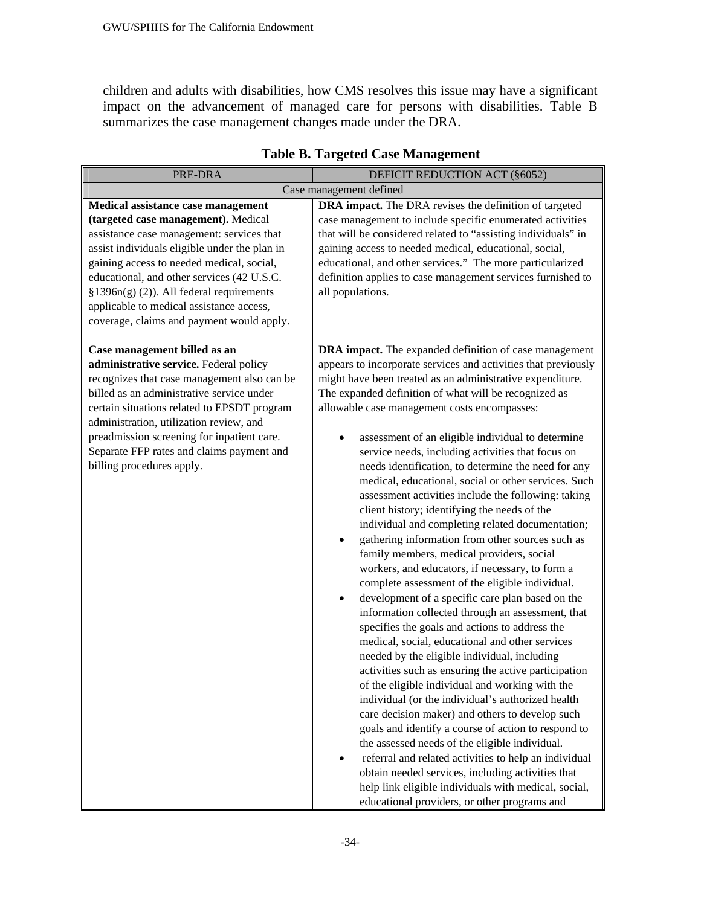children and adults with disabilities, how CMS resolves this issue may have a significant impact on the advancement of managed care for persons with disabilities. Table B summarizes the case management changes made under the DRA.

**Table B. Targeted Case Management**

| PRE-DRA | DEFICIT REDUCTION ACT (§6052) |
|---|---|
| Case management defined | |
| **Medical assistance case management (targeted case management).** Medical assistance case management: services that assist individuals eligible under the plan in gaining access to needed medical, social, educational, and other services (42 U.S.C. §1396n(g) (2)). All federal requirements applicable to medical assistance access, coverage, claims and payment would apply. | **DRA impact.** The DRA revises the definition of targeted case management to include specific enumerated activities that will be considered related to "assisting individuals" in gaining access to needed medical, educational, social, educational, and other services." The more particularized definition applies to case management services furnished to all populations. |
| **Case management billed as an administrative service.** Federal policy recognizes that case management also can be billed as an administrative service under certain situations related to EPSDT program administration, utilization review, and preadmission screening for inpatient care. Separate FFP rates and claims payment and billing procedures apply. | **DRA impact.** The expanded definition of case management appears to incorporate services and activities that previously might have been treated as an administrative expenditure. The expanded definition of what will be recognized as allowable case management costs encompasses:<br><br>• assessment of an eligible individual to determine service needs, including activities that focus on needs identification, to determine the need for any medical, educational, social or other services. Such assessment activities include the following: taking client history; identifying the needs of the individual and completing related documentation;<br>• gathering information from other sources such as family members, medical providers, social workers, and educators, if necessary, to form a complete assessment of the eligible individual.<br>• development of a specific care plan based on the information collected through an assessment, that specifies the goals and actions to address the medical, social, educational and other services needed by the eligible individual, including activities such as ensuring the active participation of the eligible individual and working with the individual (or the individual's authorized health care decision maker) and others to develop such goals and identify a course of action to respond to the assessed needs of the eligible individual.<br>• referral and related activities to help an individual obtain needed services, including activities that help link eligible individuals with medical, social, educational providers, or other programs and |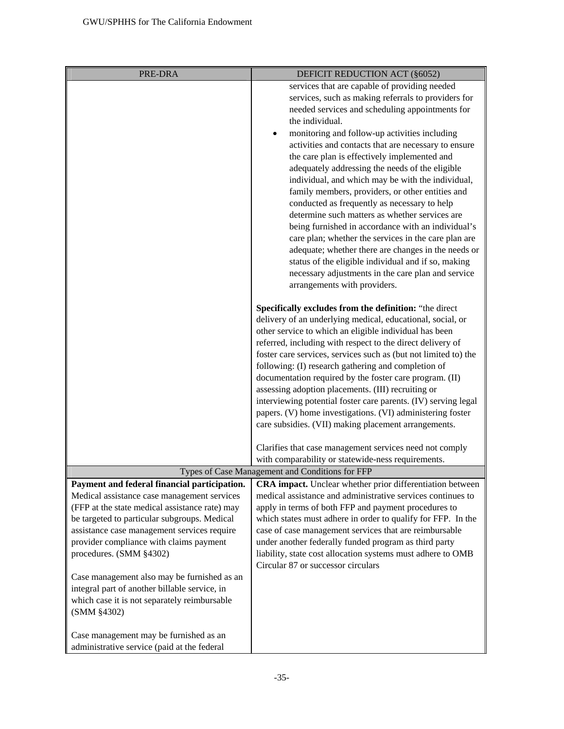| PRE-DRA | DEFICIT REDUCTION ACT (§6052) |
|---|---|
| | services that are capable of providing needed services, such as making referrals to providers for needed services and scheduling appointments for the individual.<br>• monitoring and follow-up activities including activities and contacts that are necessary to ensure the care plan is effectively implemented and adequately addressing the needs of the eligible individual, and which may be with the individual, family members, providers, or other entities and conducted as frequently as necessary to help determine such matters as whether services are being furnished in accordance with an individual's care plan; whether the services in the care plan are adequate; whether there are changes in the needs or status of the eligible individual and if so, making necessary adjustments in the care plan and service arrangements with providers.<br><br>**Specifically excludes from the definition:** "the direct delivery of an underlying medical, educational, social, or other service to which an eligible individual has been referred, including with respect to the direct delivery of foster care services, services such as (but not limited to) the following: (I) research gathering and completion of documentation required by the foster care program. (II) assessing adoption placements. (III) recruiting or interviewing potential foster care parents. (IV) serving legal papers. (V) home investigations. (VI) administering foster care subsidies. (VII) making placement arrangements.<br><br>Clarifies that case management services need not comply with comparability or statewide-ness requirements. |
| Types of Case Management and Conditions for FFP | |
| **Payment and federal financial participation.** Medical assistance case management services (FFP at the state medical assistance rate) may be targeted to particular subgroups. Medical assistance case management services require provider compliance with claims payment procedures. (SMM §4302)<br><br>Case management also may be furnished as an integral part of another billable service, in which case it is not separately reimbursable (SMM §4302)<br><br>Case management may be furnished as an administrative service (paid at the federal | **CRA impact.** Unclear whether prior differentiation between medical assistance and administrative services continues to apply in terms of both FFP and payment procedures to which states must adhere in order to qualify for FFP. In the case of case management services that are reimbursable under another federally funded program as third party liability, state cost allocation systems must adhere to OMB Circular 87 or successor circulars |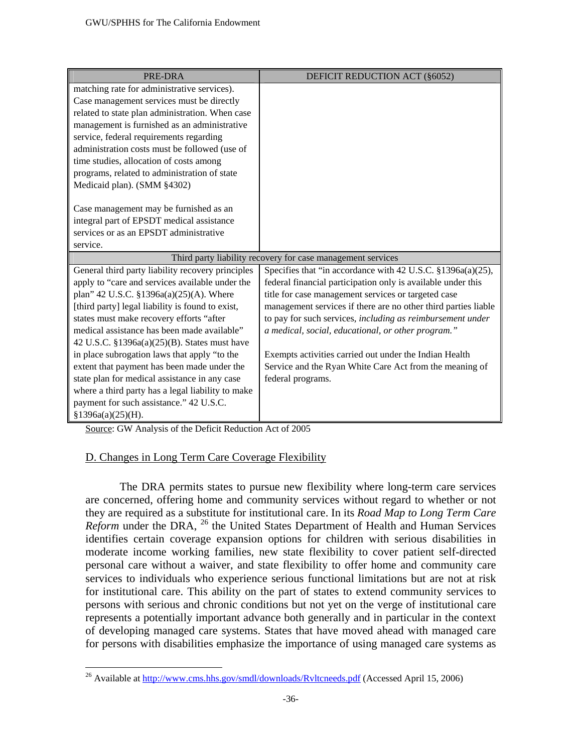| PRE-DRA | DEFICIT REDUCTION ACT (§6052) |
|---|---|
| matching rate for administrative services). Case management services must be directly related to state plan administration. When case management is furnished as an administrative service, federal requirements regarding administration costs must be followed (use of time studies, allocation of costs among programs, related to administration of state Medicaid plan). (SMM §4302)<br><br>Case management may be furnished as an integral part of EPSDT medical assistance services or as an EPSDT administrative service. | |
| Third party liability recovery for case management services | |
| General third party liability recovery principles apply to "care and services available under the plan" 42 U.S.C. §1396a(a)(25)(A). Where [third party] legal liability is found to exist, states must make recovery efforts "after medical assistance has been made available" 42 U.S.C. §1396a(a)(25)(B). States must have in place subrogation laws that apply "to the extent that payment has been made under the state plan for medical assistance in any case where a third party has a legal liability to make payment for such assistance." 42 U.S.C. §1396a(a)(25)(H). | Specifies that "in accordance with 42 U.S.C. §1396a(a)(25), federal financial participation only is available under this title for case management services or targeted case management services if there are no other third parties liable to pay for such services, *including as reimbursement under a medical, social, educational, or other program."*<br><br>Exempts activities carried out under the Indian Health Service and the Ryan White Care Act from the meaning of federal programs. |

Source: GW Analysis of the Deficit Reduction Act of 2005

## D. Changes in Long Term Care Coverage Flexibility

The DRA permits states to pursue new flexibility where long-term care services are concerned, offering home and community services without regard to whether or not they are required as a substitute for institutional care. In its *Road Map to Long Term Care Reform* under the DRA, [26] the United States Department of Health and Human Services identifies certain coverage expansion options for children with serious disabilities in moderate income working families, new state flexibility to cover patient self-directed personal care without a waiver, and state flexibility to offer home and community care services to individuals who experience serious functional limitations but are not at risk for institutional care. This ability on the part of states to extend community services to persons with serious and chronic conditions but not yet on the verge of institutional care represents a potentially important advance both generally and in particular in the context of developing managed care systems. States that have moved ahead with managed care for persons with disabilities emphasize the importance of using managed care systems as

[26] Available at http://www.cms.hhs.gov/smdl/downloads/Rvltcneeds.pdf (Accessed April 15, 2006)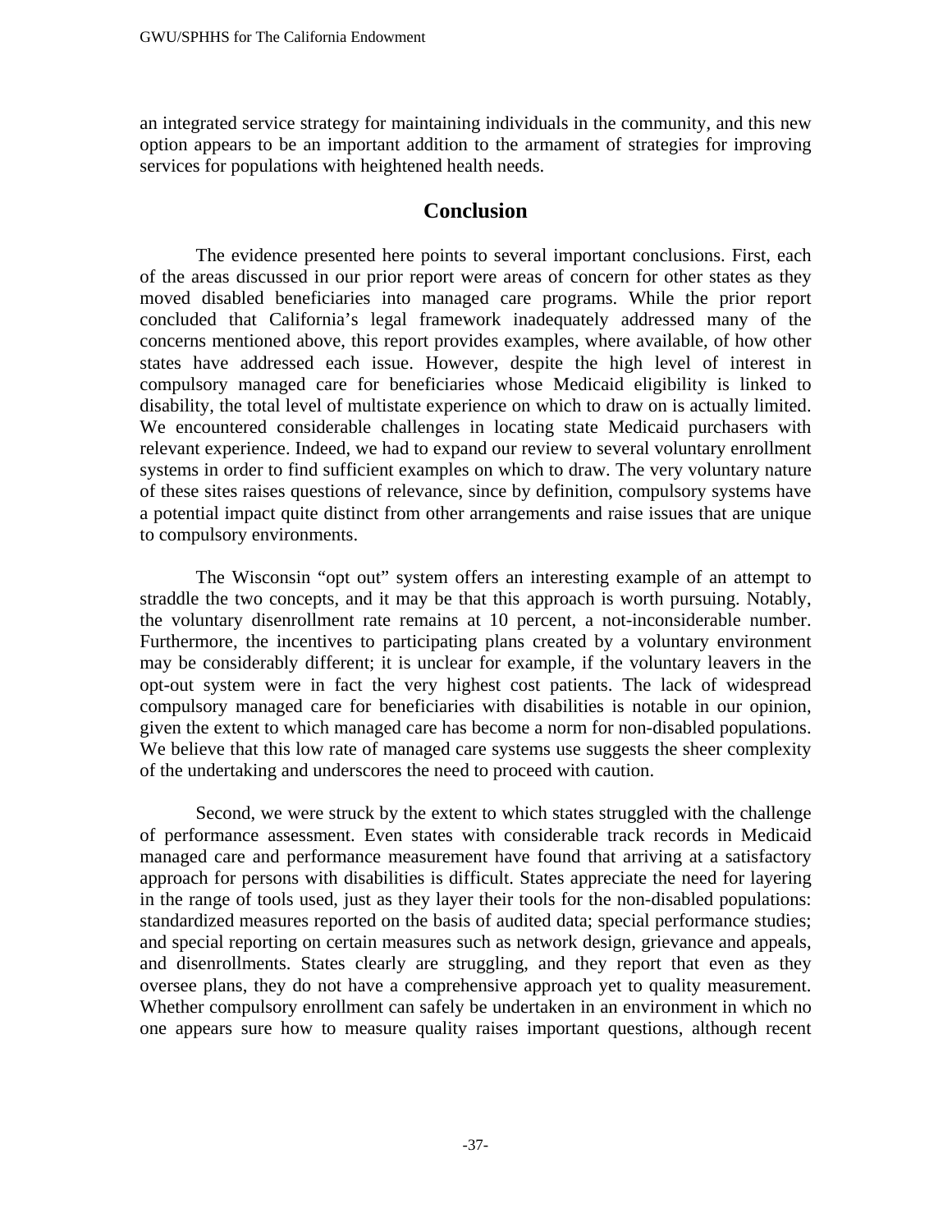an integrated service strategy for maintaining individuals in the community, and this new option appears to be an important addition to the armament of strategies for improving services for populations with heightened health needs.

## Conclusion

The evidence presented here points to several important conclusions. First, each of the areas discussed in our prior report were areas of concern for other states as they moved disabled beneficiaries into managed care programs. While the prior report concluded that California's legal framework inadequately addressed many of the concerns mentioned above, this report provides examples, where available, of how other states have addressed each issue. However, despite the high level of interest in compulsory managed care for beneficiaries whose Medicaid eligibility is linked to disability, the total level of multistate experience on which to draw on is actually limited. We encountered considerable challenges in locating state Medicaid purchasers with relevant experience. Indeed, we had to expand our review to several voluntary enrollment systems in order to find sufficient examples on which to draw. The very voluntary nature of these sites raises questions of relevance, since by definition, compulsory systems have a potential impact quite distinct from other arrangements and raise issues that are unique to compulsory environments.

The Wisconsin "opt out" system offers an interesting example of an attempt to straddle the two concepts, and it may be that this approach is worth pursuing. Notably, the voluntary disenrollment rate remains at 10 percent, a not-inconsiderable number. Furthermore, the incentives to participating plans created by a voluntary environment may be considerably different; it is unclear for example, if the voluntary leavers in the opt-out system were in fact the very highest cost patients. The lack of widespread compulsory managed care for beneficiaries with disabilities is notable in our opinion, given the extent to which managed care has become a norm for non-disabled populations. We believe that this low rate of managed care systems use suggests the sheer complexity of the undertaking and underscores the need to proceed with caution.

Second, we were struck by the extent to which states struggled with the challenge of performance assessment. Even states with considerable track records in Medicaid managed care and performance measurement have found that arriving at a satisfactory approach for persons with disabilities is difficult. States appreciate the need for layering in the range of tools used, just as they layer their tools for the non-disabled populations: standardized measures reported on the basis of audited data; special performance studies; and special reporting on certain measures such as network design, grievance and appeals, and disenrollments. States clearly are struggling, and they report that even as they oversee plans, they do not have a comprehensive approach yet to quality measurement. Whether compulsory enrollment can safely be undertaken in an environment in which no one appears sure how to measure quality raises important questions, although recent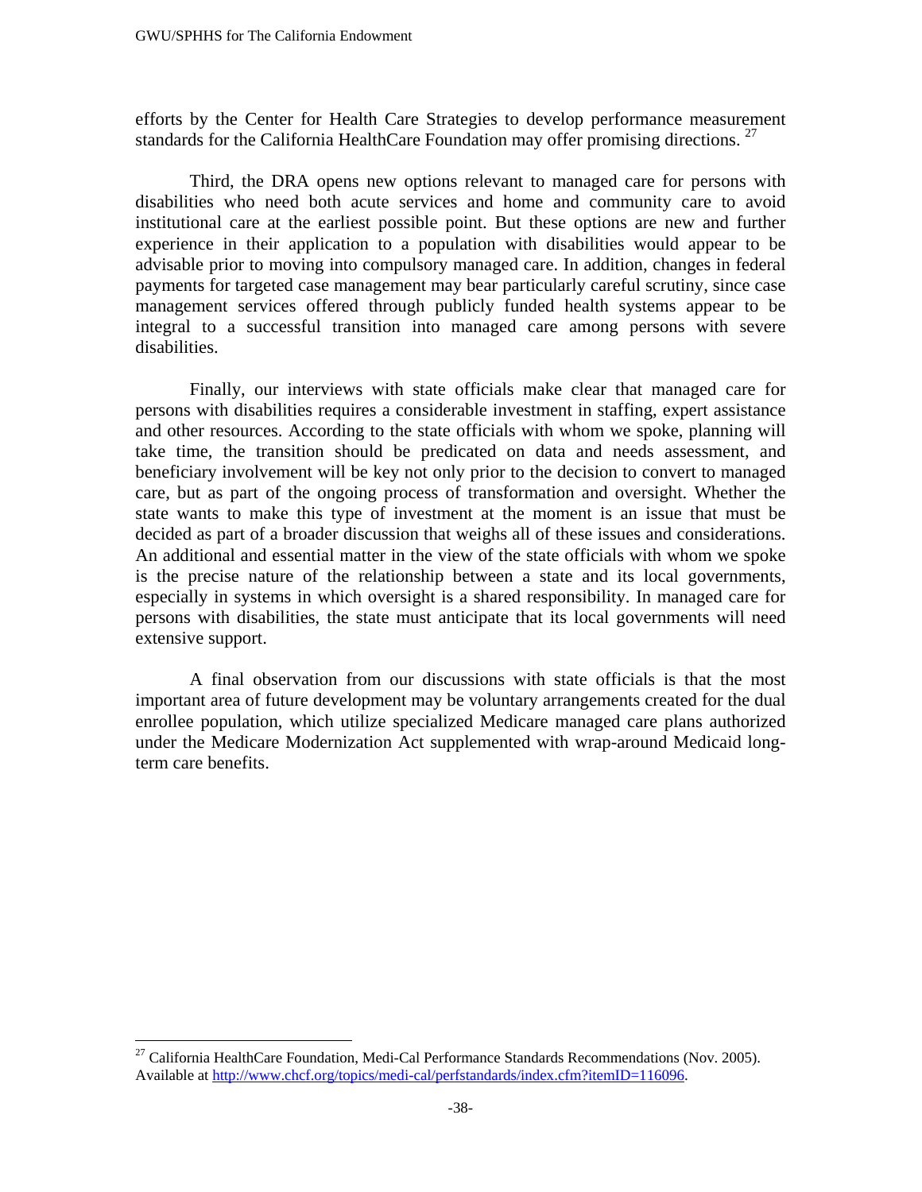efforts by the Center for Health Care Strategies to develop performance measurement standards for the California HealthCare Foundation may offer promising directions. [27]

Third, the DRA opens new options relevant to managed care for persons with disabilities who need both acute services and home and community care to avoid institutional care at the earliest possible point. But these options are new and further experience in their application to a population with disabilities would appear to be advisable prior to moving into compulsory managed care. In addition, changes in federal payments for targeted case management may bear particularly careful scrutiny, since case management services offered through publicly funded health systems appear to be integral to a successful transition into managed care among persons with severe disabilities.

Finally, our interviews with state officials make clear that managed care for persons with disabilities requires a considerable investment in staffing, expert assistance and other resources. According to the state officials with whom we spoke, planning will take time, the transition should be predicated on data and needs assessment, and beneficiary involvement will be key not only prior to the decision to convert to managed care, but as part of the ongoing process of transformation and oversight. Whether the state wants to make this type of investment at the moment is an issue that must be decided as part of a broader discussion that weighs all of these issues and considerations. An additional and essential matter in the view of the state officials with whom we spoke is the precise nature of the relationship between a state and its local governments, especially in systems in which oversight is a shared responsibility. In managed care for persons with disabilities, the state must anticipate that its local governments will need extensive support.

A final observation from our discussions with state officials is that the most important area of future development may be voluntary arrangements created for the dual enrollee population, which utilize specialized Medicare managed care plans authorized under the Medicare Modernization Act supplemented with wrap-around Medicaid long-term care benefits.

---

[27] California HealthCare Foundation, Medi-Cal Performance Standards Recommendations (Nov. 2005). Available at http://www.chcf.org/topics/medi-cal/perfstandards/index.cfm?itemID=116096.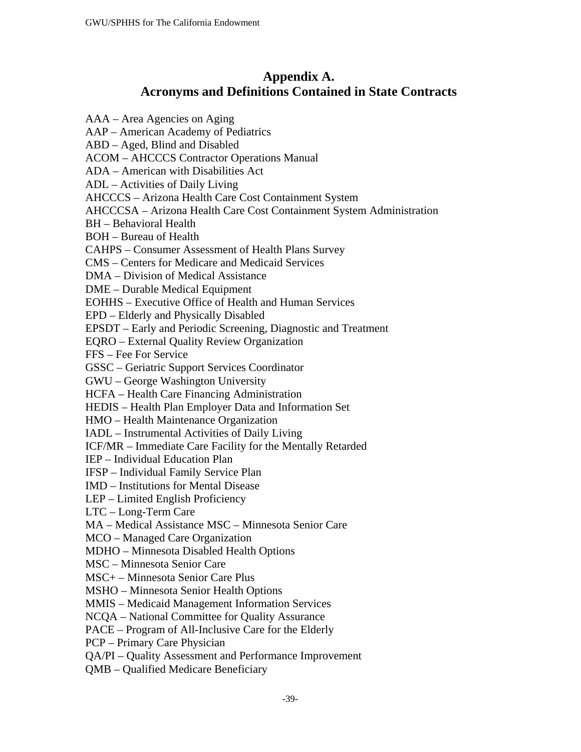## Appendix A.
## Acronyms and Definitions Contained in State Contracts

AAA – Area Agencies on Aging
AAP – American Academy of Pediatrics
ABD – Aged, Blind and Disabled
ACOM – AHCCCS Contractor Operations Manual
ADA – American with Disabilities Act
ADL – Activities of Daily Living
AHCCCS – Arizona Health Care Cost Containment System
AHCCCSA – Arizona Health Care Cost Containment System Administration
BH – Behavioral Health
BOH – Bureau of Health
CAHPS – Consumer Assessment of Health Plans Survey
CMS – Centers for Medicare and Medicaid Services
DMA – Division of Medical Assistance
DME – Durable Medical Equipment
EOHHS – Executive Office of Health and Human Services
EPD – Elderly and Physically Disabled
EPSDT – Early and Periodic Screening, Diagnostic and Treatment
EQRO – External Quality Review Organization
FFS – Fee For Service
GSSC – Geriatric Support Services Coordinator
GWU – George Washington University
HCFA – Health Care Financing Administration
HEDIS – Health Plan Employer Data and Information Set
HMO – Health Maintenance Organization
IADL – Instrumental Activities of Daily Living
ICF/MR – Immediate Care Facility for the Mentally Retarded
IEP – Individual Education Plan
IFSP – Individual Family Service Plan
IMD – Institutions for Mental Disease
LEP – Limited English Proficiency
LTC – Long-Term Care
MA – Medical Assistance MSC – Minnesota Senior Care
MCO – Managed Care Organization
MDHO – Minnesota Disabled Health Options
MSC – Minnesota Senior Care
MSC+ – Minnesota Senior Care Plus
MSHO – Minnesota Senior Health Options
MMIS – Medicaid Management Information Services
NCQA – National Committee for Quality Assurance
PACE – Program of All-Inclusive Care for the Elderly
PCP – Primary Care Physician
QA/PI – Quality Assessment and Performance Improvement
QMB – Qualified Medicare Beneficiary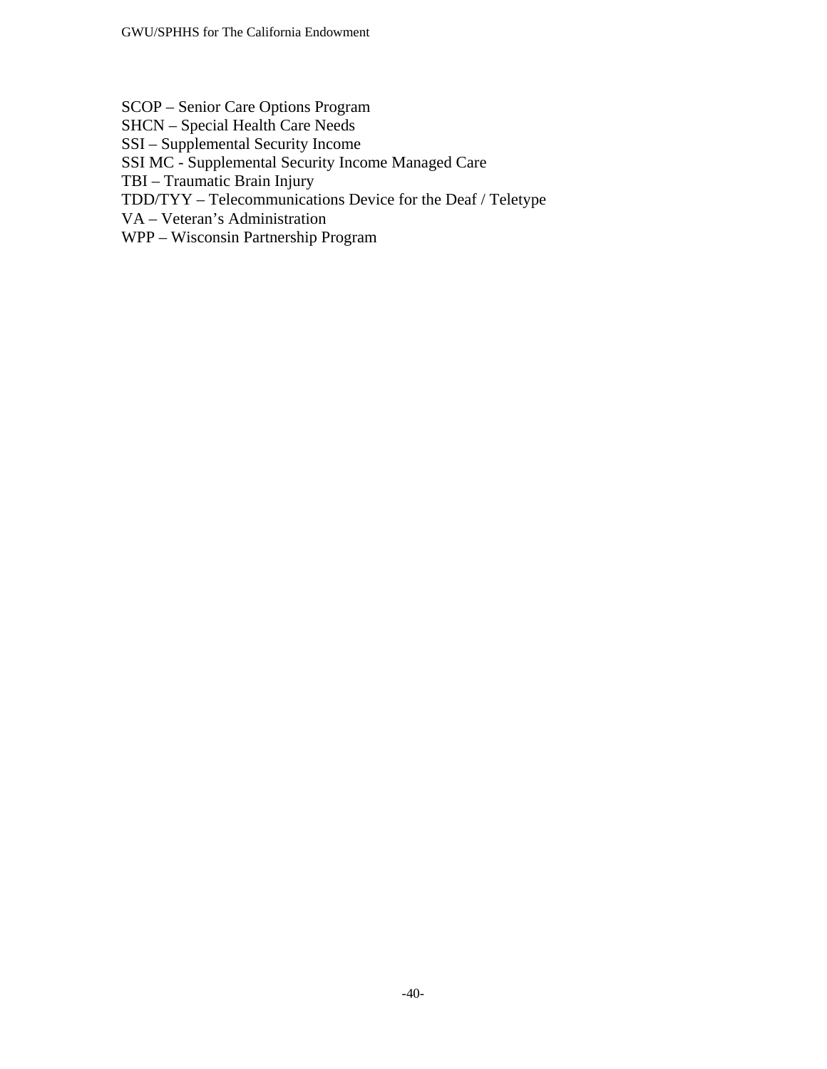SCOP – Senior Care Options Program
SHCN – Special Health Care Needs
SSI – Supplemental Security Income
SSI MC - Supplemental Security Income Managed Care
TBI – Traumatic Brain Injury
TDD/TYY – Telecommunications Device for the Deaf / Teletype
VA – Veteran's Administration
WPP – Wisconsin Partnership Program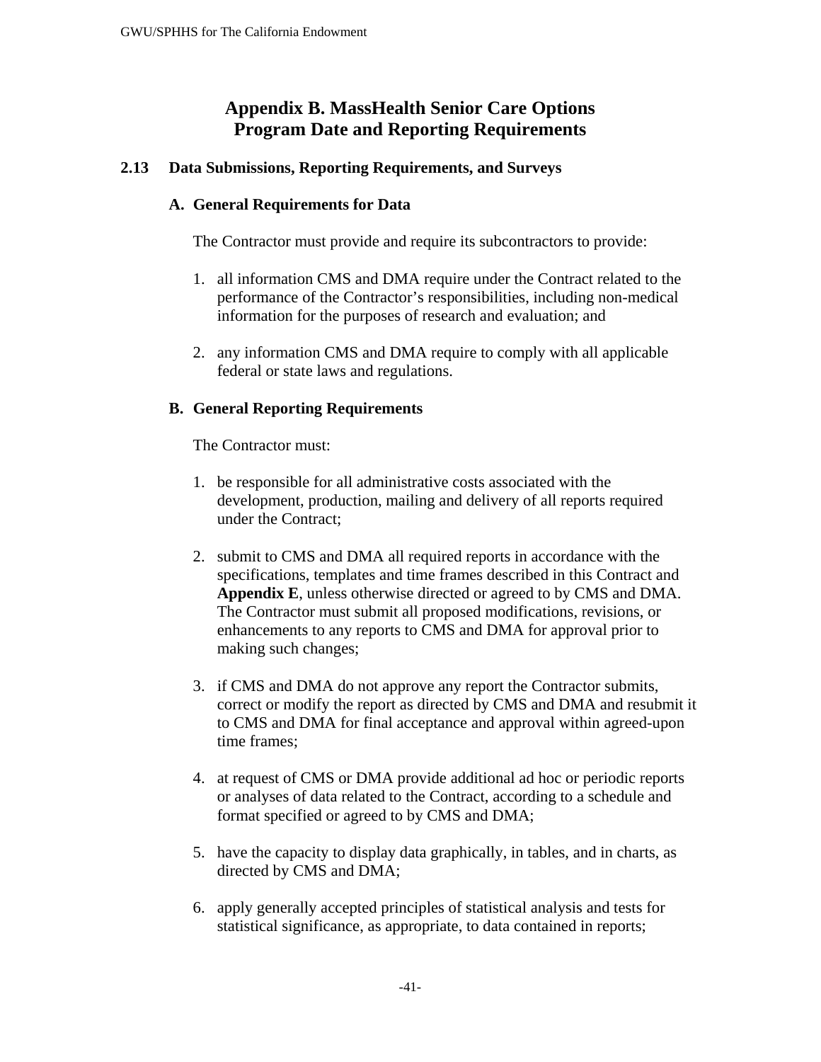# Appendix B. MassHealth Senior Care Options Program Date and Reporting Requirements

## 2.13 Data Submissions, Reporting Requirements, and Surveys

### A. General Requirements for Data

The Contractor must provide and require its subcontractors to provide:

1. all information CMS and DMA require under the Contract related to the performance of the Contractor's responsibilities, including non-medical information for the purposes of research and evaluation; and

2. any information CMS and DMA require to comply with all applicable federal or state laws and regulations.

### B. General Reporting Requirements

The Contractor must:

1. be responsible for all administrative costs associated with the development, production, mailing and delivery of all reports required under the Contract;

2. submit to CMS and DMA all required reports in accordance with the specifications, templates and time frames described in this Contract and **Appendix E**, unless otherwise directed or agreed to by CMS and DMA. The Contractor must submit all proposed modifications, revisions, or enhancements to any reports to CMS and DMA for approval prior to making such changes;

3. if CMS and DMA do not approve any report the Contractor submits, correct or modify the report as directed by CMS and DMA and resubmit it to CMS and DMA for final acceptance and approval within agreed-upon time frames;

4. at request of CMS or DMA provide additional ad hoc or periodic reports or analyses of data related to the Contract, according to a schedule and format specified or agreed to by CMS and DMA;

5. have the capacity to display data graphically, in tables, and in charts, as directed by CMS and DMA;

6. apply generally accepted principles of statistical analysis and tests for statistical significance, as appropriate, to data contained in reports;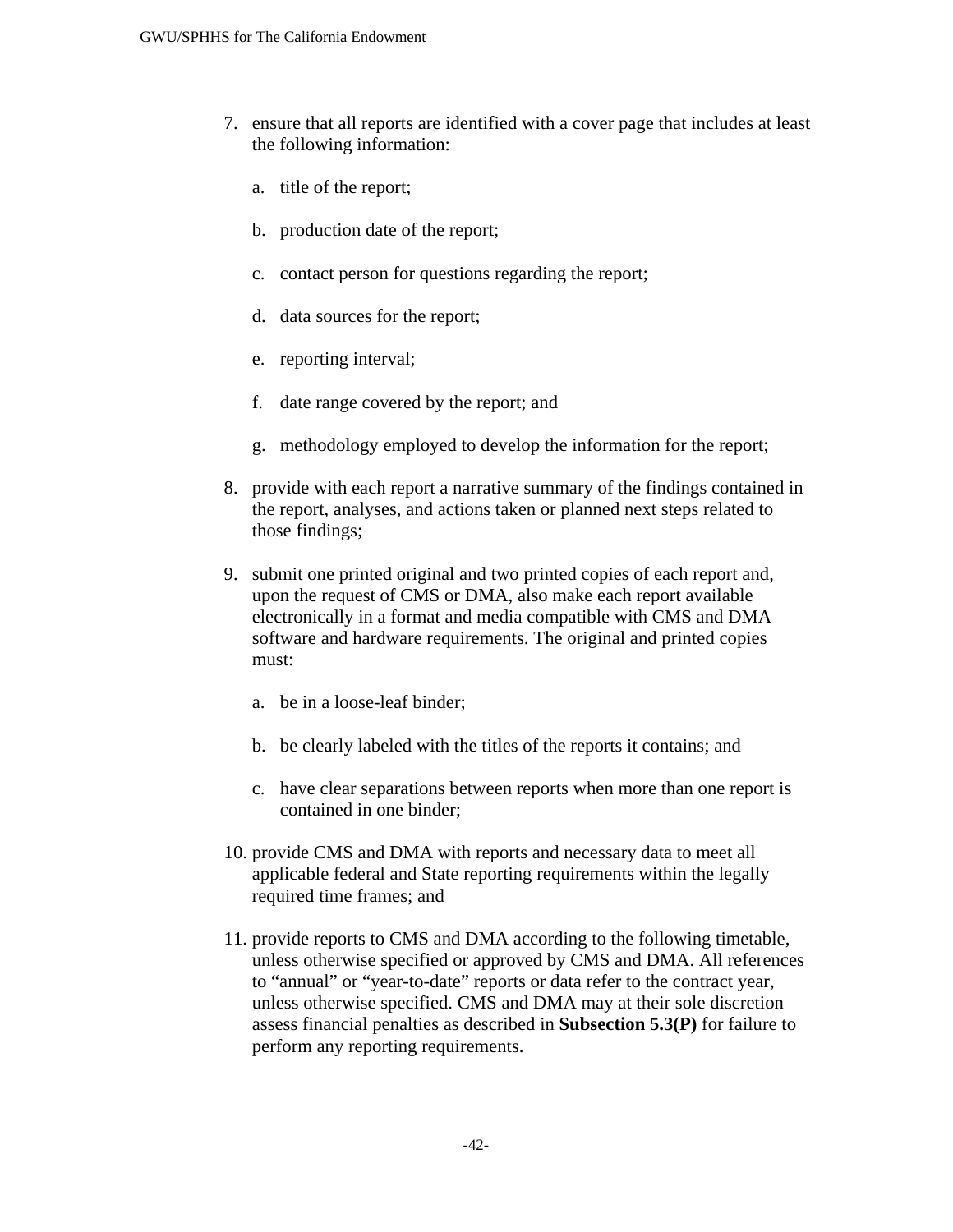7. ensure that all reports are identified with a cover page that includes at least the following information:

   a. title of the report;

   b. production date of the report;

   c. contact person for questions regarding the report;

   d. data sources for the report;

   e. reporting interval;

   f. date range covered by the report; and

   g. methodology employed to develop the information for the report;

8. provide with each report a narrative summary of the findings contained in the report, analyses, and actions taken or planned next steps related to those findings;

9. submit one printed original and two printed copies of each report and, upon the request of CMS or DMA, also make each report available electronically in a format and media compatible with CMS and DMA software and hardware requirements. The original and printed copies must:

   a. be in a loose-leaf binder;

   b. be clearly labeled with the titles of the reports it contains; and

   c. have clear separations between reports when more than one report is contained in one binder;

10. provide CMS and DMA with reports and necessary data to meet all applicable federal and State reporting requirements within the legally required time frames; and

11. provide reports to CMS and DMA according to the following timetable, unless otherwise specified or approved by CMS and DMA. All references to "annual" or "year-to-date" reports or data refer to the contract year, unless otherwise specified. CMS and DMA may at their sole discretion assess financial penalties as described in **Subsection 5.3(P)** for failure to perform any reporting requirements.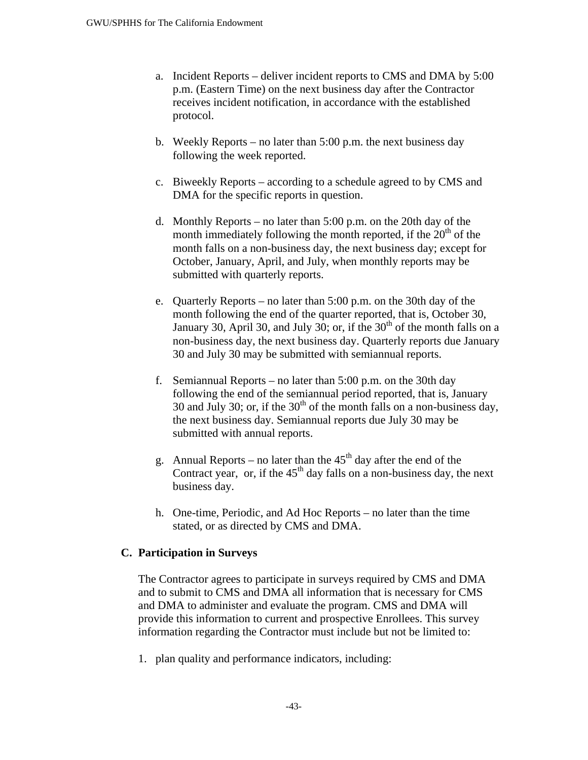a. Incident Reports – deliver incident reports to CMS and DMA by 5:00 p.m. (Eastern Time) on the next business day after the Contractor receives incident notification, in accordance with the established protocol.

b. Weekly Reports – no later than 5:00 p.m. the next business day following the week reported.

c. Biweekly Reports – according to a schedule agreed to by CMS and DMA for the specific reports in question.

d. Monthly Reports – no later than 5:00 p.m. on the 20th day of the month immediately following the month reported, if the 20th of the month falls on a non-business day, the next business day; except for October, January, April, and July, when monthly reports may be submitted with quarterly reports.

e. Quarterly Reports – no later than 5:00 p.m. on the 30th day of the month following the end of the quarter reported, that is, October 30, January 30, April 30, and July 30; or, if the 30th of the month falls on a non-business day, the next business day. Quarterly reports due January 30 and July 30 may be submitted with semiannual reports.

f. Semiannual Reports – no later than 5:00 p.m. on the 30th day following the end of the semiannual period reported, that is, January 30 and July 30; or, if the 30th of the month falls on a non-business day, the next business day. Semiannual reports due July 30 may be submitted with annual reports.

g. Annual Reports – no later than the 45th day after the end of the Contract year, or, if the 45th day falls on a non-business day, the next business day.

h. One-time, Periodic, and Ad Hoc Reports – no later than the time stated, or as directed by CMS and DMA.

## C. Participation in Surveys

The Contractor agrees to participate in surveys required by CMS and DMA and to submit to CMS and DMA all information that is necessary for CMS and DMA to administer and evaluate the program. CMS and DMA will provide this information to current and prospective Enrollees. This survey information regarding the Contractor must include but not be limited to:

1. plan quality and performance indicators, including: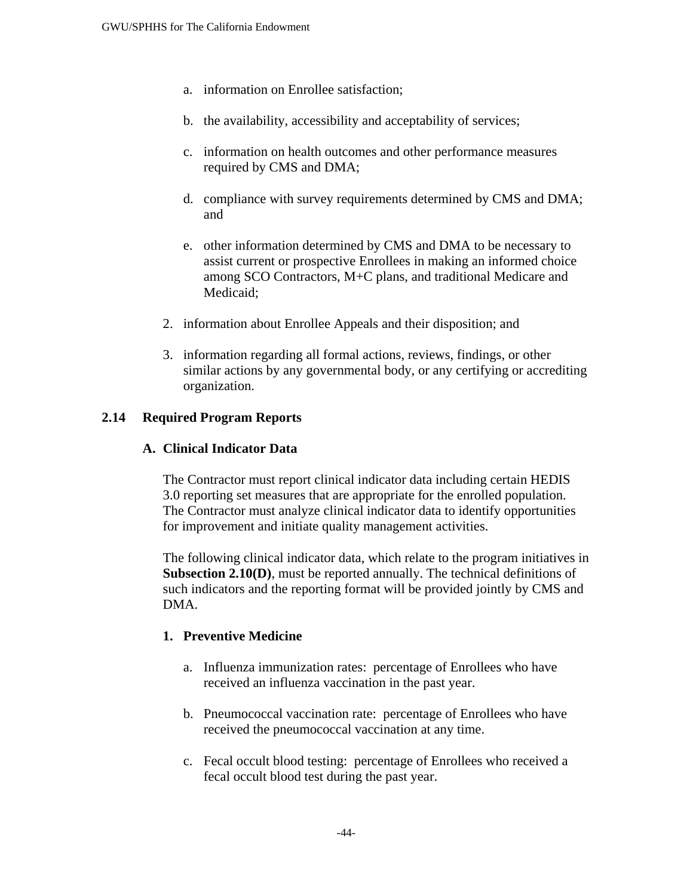a. information on Enrollee satisfaction;

   b. the availability, accessibility and acceptability of services;

   c. information on health outcomes and other performance measures required by CMS and DMA;

   d. compliance with survey requirements determined by CMS and DMA; and

   e. other information determined by CMS and DMA to be necessary to assist current or prospective Enrollees in making an informed choice among SCO Contractors, M+C plans, and traditional Medicare and Medicaid;

2. information about Enrollee Appeals and their disposition; and

3. information regarding all formal actions, reviews, findings, or other similar actions by any governmental body, or any certifying or accrediting organization.

## 2.14 Required Program Reports

### A. Clinical Indicator Data

The Contractor must report clinical indicator data including certain HEDIS 3.0 reporting set measures that are appropriate for the enrolled population. The Contractor must analyze clinical indicator data to identify opportunities for improvement and initiate quality management activities.

The following clinical indicator data, which relate to the program initiatives in **Subsection 2.10(D)**, must be reported annually. The technical definitions of such indicators and the reporting format will be provided jointly by CMS and DMA.

**1. Preventive Medicine**

   a. Influenza immunization rates: percentage of Enrollees who have received an influenza vaccination in the past year.

   b. Pneumococcal vaccination rate: percentage of Enrollees who have received the pneumococcal vaccination at any time.

   c. Fecal occult blood testing: percentage of Enrollees who received a fecal occult blood test during the past year.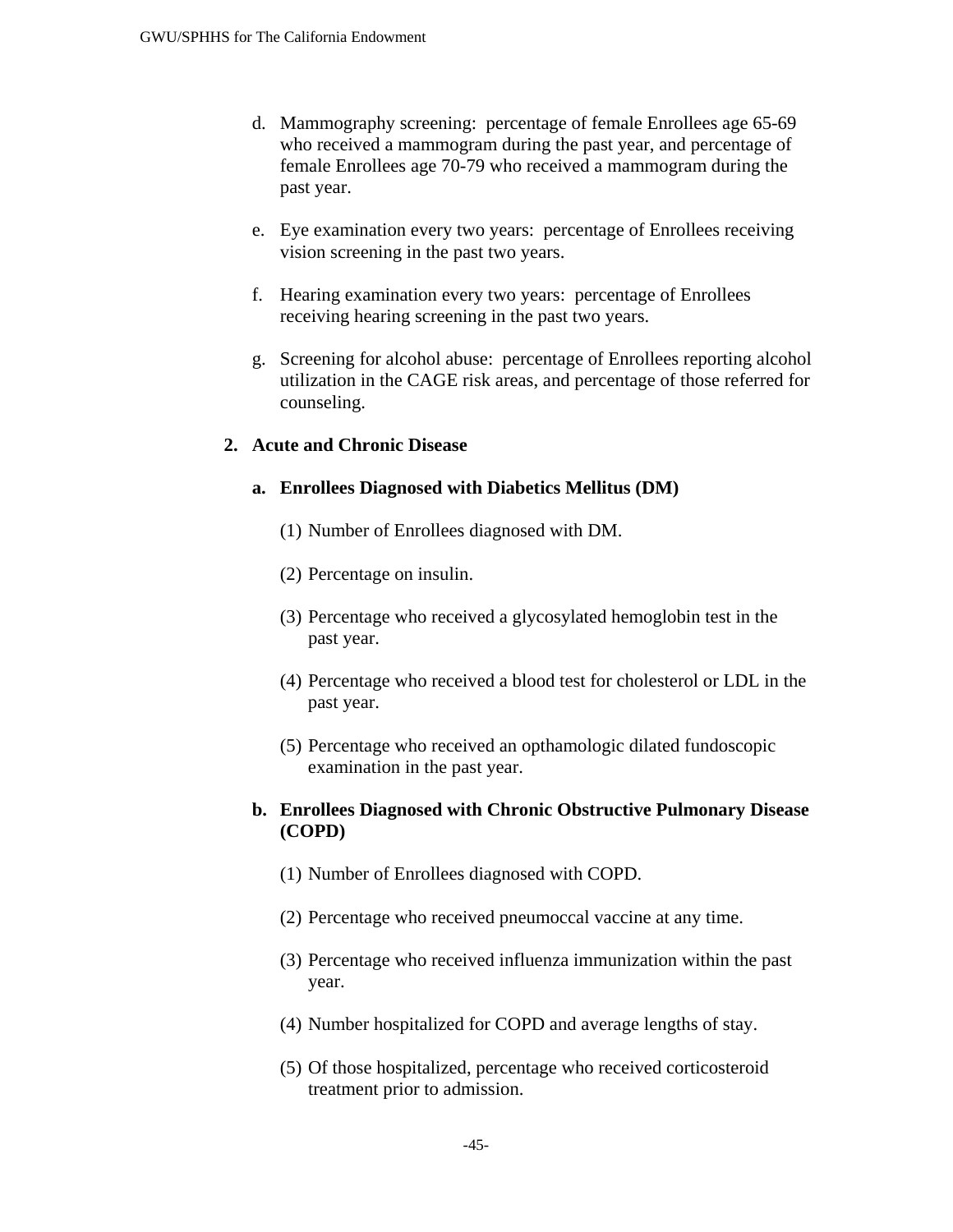d. Mammography screening: percentage of female Enrollees age 65-69 who received a mammogram during the past year, and percentage of female Enrollees age 70-79 who received a mammogram during the past year.

e. Eye examination every two years: percentage of Enrollees receiving vision screening in the past two years.

f. Hearing examination every two years: percentage of Enrollees receiving hearing screening in the past two years.

g. Screening for alcohol abuse: percentage of Enrollees reporting alcohol utilization in the CAGE risk areas, and percentage of those referred for counseling.

**2. Acute and Chronic Disease**

**a. Enrollees Diagnosed with Diabetics Mellitus (DM)**

(1) Number of Enrollees diagnosed with DM.

(2) Percentage on insulin.

(3) Percentage who received a glycosylated hemoglobin test in the past year.

(4) Percentage who received a blood test for cholesterol or LDL in the past year.

(5) Percentage who received an opthamologic dilated fundoscopic examination in the past year.

**b. Enrollees Diagnosed with Chronic Obstructive Pulmonary Disease (COPD)**

(1) Number of Enrollees diagnosed with COPD.

(2) Percentage who received pneumoccal vaccine at any time.

(3) Percentage who received influenza immunization within the past year.

(4) Number hospitalized for COPD and average lengths of stay.

(5) Of those hospitalized, percentage who received corticosteroid treatment prior to admission.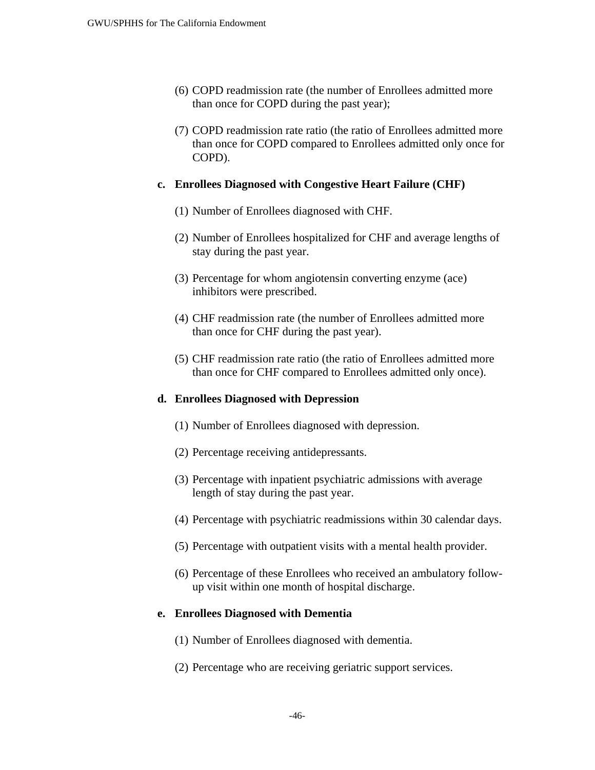(6) COPD readmission rate (the number of Enrollees admitted more than once for COPD during the past year);

(7) COPD readmission rate ratio (the ratio of Enrollees admitted more than once for COPD compared to Enrollees admitted only once for COPD).

**c. Enrollees Diagnosed with Congestive Heart Failure (CHF)**

(1) Number of Enrollees diagnosed with CHF.

(2) Number of Enrollees hospitalized for CHF and average lengths of stay during the past year.

(3) Percentage for whom angiotensin converting enzyme (ace) inhibitors were prescribed.

(4) CHF readmission rate (the number of Enrollees admitted more than once for CHF during the past year).

(5) CHF readmission rate ratio (the ratio of Enrollees admitted more than once for CHF compared to Enrollees admitted only once).

**d. Enrollees Diagnosed with Depression**

(1) Number of Enrollees diagnosed with depression.

(2) Percentage receiving antidepressants.

(3) Percentage with inpatient psychiatric admissions with average length of stay during the past year.

(4) Percentage with psychiatric readmissions within 30 calendar days.

(5) Percentage with outpatient visits with a mental health provider.

(6) Percentage of these Enrollees who received an ambulatory follow-up visit within one month of hospital discharge.

**e. Enrollees Diagnosed with Dementia**

(1) Number of Enrollees diagnosed with dementia.

(2) Percentage who are receiving geriatric support services.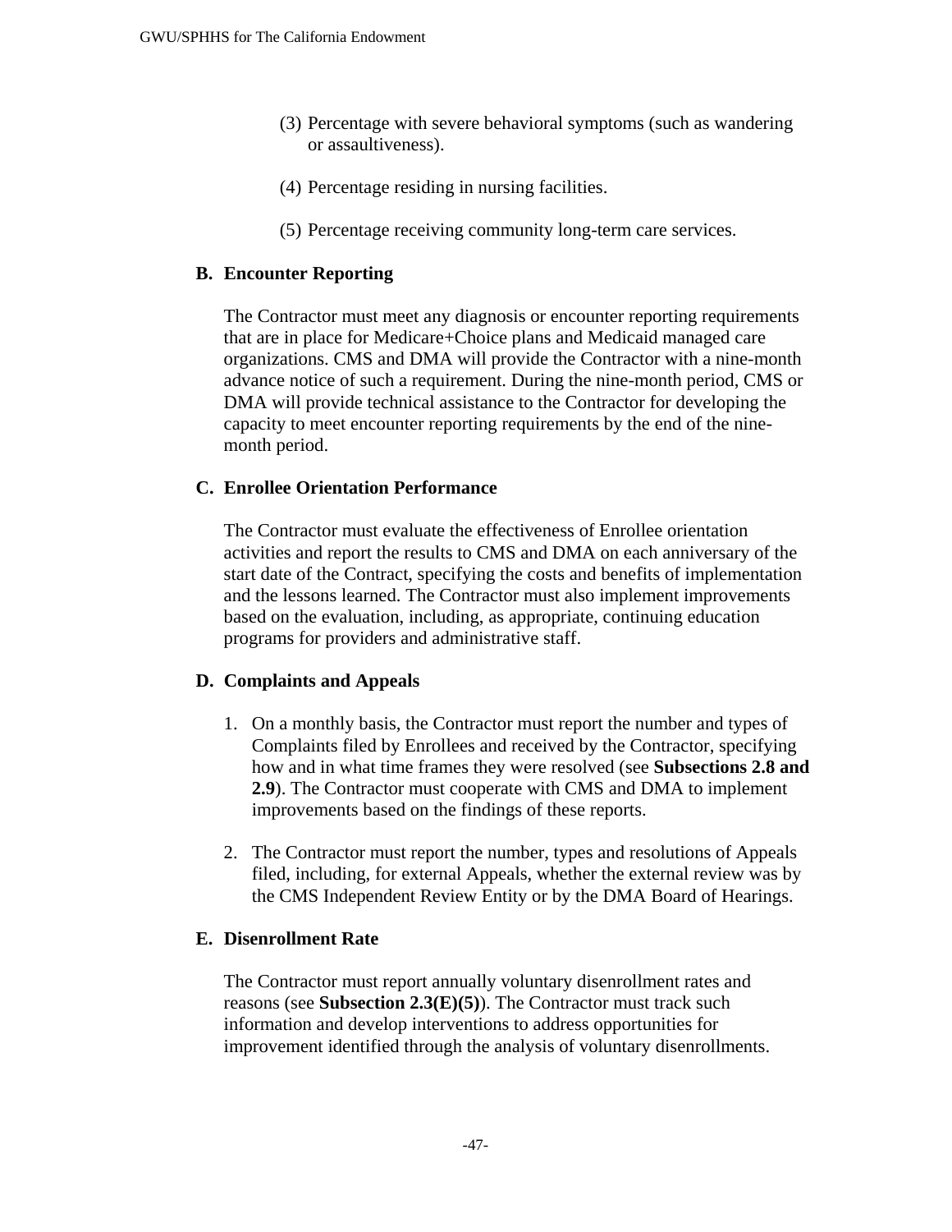(3) Percentage with severe behavioral symptoms (such as wandering or assaultiveness).

(4) Percentage residing in nursing facilities.

(5) Percentage receiving community long-term care services.

### B. Encounter Reporting

The Contractor must meet any diagnosis or encounter reporting requirements that are in place for Medicare+Choice plans and Medicaid managed care organizations. CMS and DMA will provide the Contractor with a nine-month advance notice of such a requirement. During the nine-month period, CMS or DMA will provide technical assistance to the Contractor for developing the capacity to meet encounter reporting requirements by the end of the nine-month period.

### C. Enrollee Orientation Performance

The Contractor must evaluate the effectiveness of Enrollee orientation activities and report the results to CMS and DMA on each anniversary of the start date of the Contract, specifying the costs and benefits of implementation and the lessons learned. The Contractor must also implement improvements based on the evaluation, including, as appropriate, continuing education programs for providers and administrative staff.

### D. Complaints and Appeals

1. On a monthly basis, the Contractor must report the number and types of Complaints filed by Enrollees and received by the Contractor, specifying how and in what time frames they were resolved (see **Subsections 2.8 and 2.9**). The Contractor must cooperate with CMS and DMA to implement improvements based on the findings of these reports.

2. The Contractor must report the number, types and resolutions of Appeals filed, including, for external Appeals, whether the external review was by the CMS Independent Review Entity or by the DMA Board of Hearings.

### E. Disenrollment Rate

The Contractor must report annually voluntary disenrollment rates and reasons (see **Subsection 2.3(E)(5)**). The Contractor must track such information and develop interventions to address opportunities for improvement identified through the analysis of voluntary disenrollments.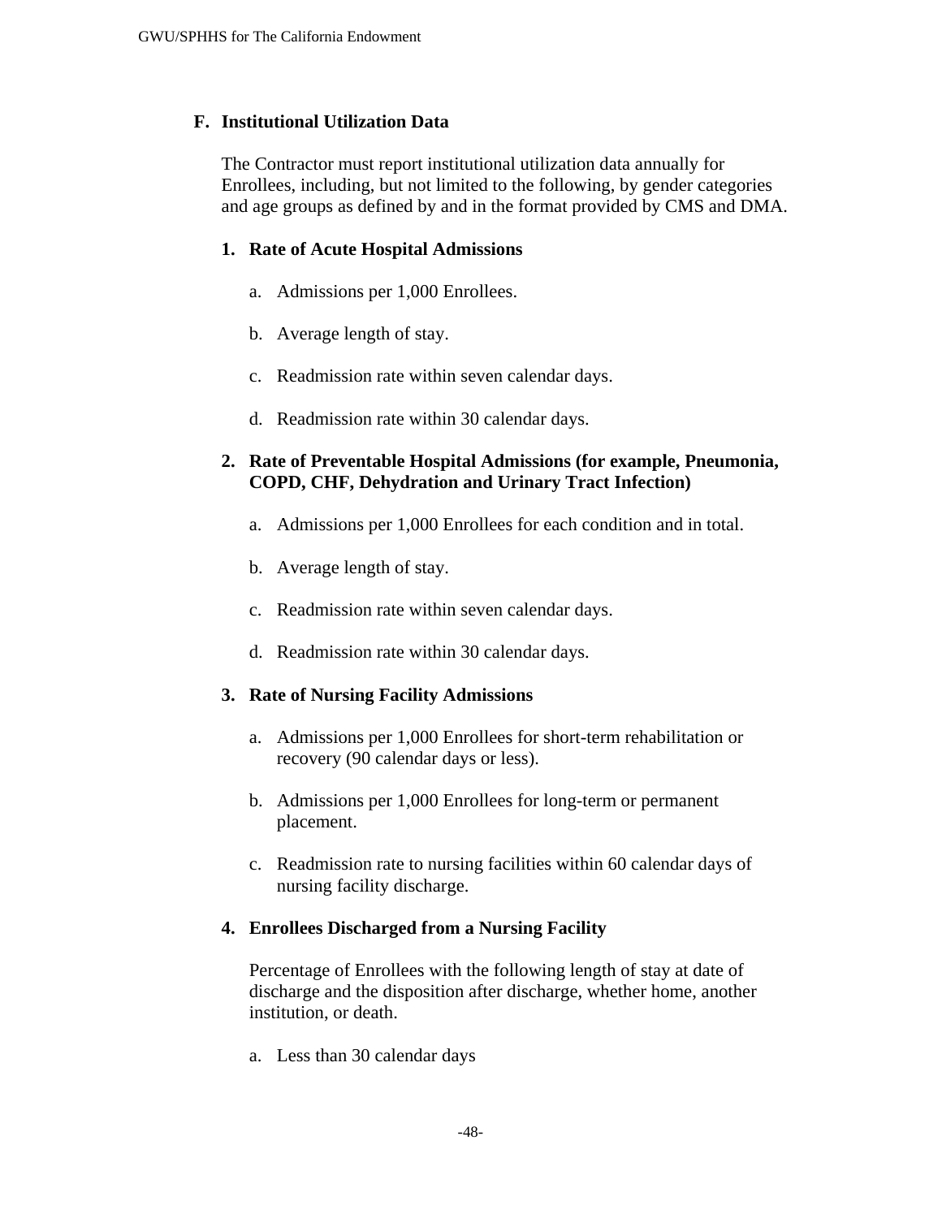### F. Institutional Utilization Data

The Contractor must report institutional utilization data annually for Enrollees, including, but not limited to the following, by gender categories and age groups as defined by and in the format provided by CMS and DMA.

#### 1. Rate of Acute Hospital Admissions

a. Admissions per 1,000 Enrollees.

b. Average length of stay.

c. Readmission rate within seven calendar days.

d. Readmission rate within 30 calendar days.

#### 2. Rate of Preventable Hospital Admissions (for example, Pneumonia, COPD, CHF, Dehydration and Urinary Tract Infection)

a. Admissions per 1,000 Enrollees for each condition and in total.

b. Average length of stay.

c. Readmission rate within seven calendar days.

d. Readmission rate within 30 calendar days.

#### 3. Rate of Nursing Facility Admissions

a. Admissions per 1,000 Enrollees for short-term rehabilitation or recovery (90 calendar days or less).

b. Admissions per 1,000 Enrollees for long-term or permanent placement.

c. Readmission rate to nursing facilities within 60 calendar days of nursing facility discharge.

#### 4. Enrollees Discharged from a Nursing Facility

Percentage of Enrollees with the following length of stay at date of discharge and the disposition after discharge, whether home, another institution, or death.

a. Less than 30 calendar days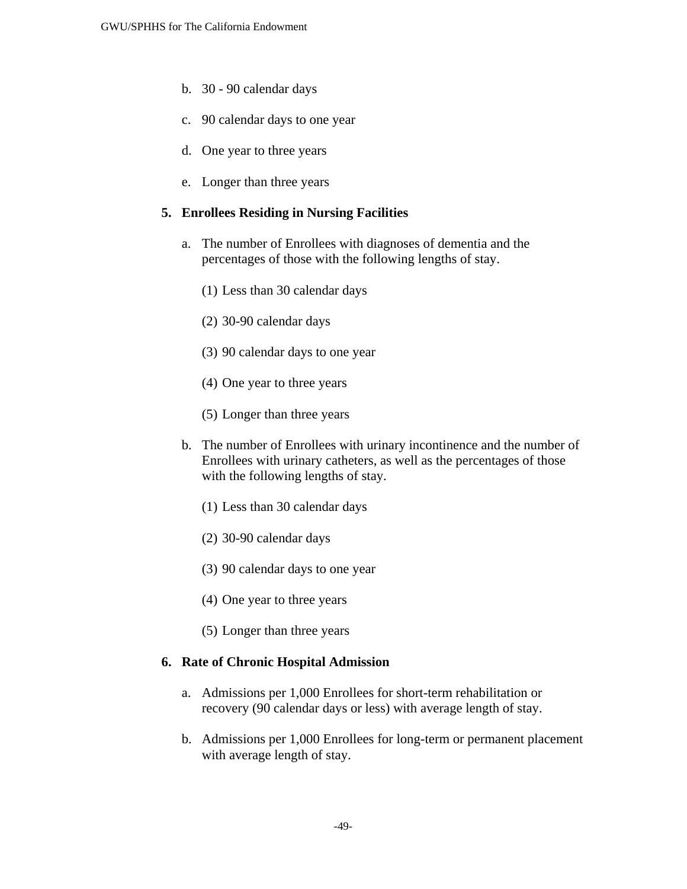b. 30 - 90 calendar days

c. 90 calendar days to one year

d. One year to three years

e. Longer than three years

**5. Enrollees Residing in Nursing Facilities**

a. The number of Enrollees with diagnoses of dementia and the percentages of those with the following lengths of stay.

(1) Less than 30 calendar days

(2) 30-90 calendar days

(3) 90 calendar days to one year

(4) One year to three years

(5) Longer than three years

b. The number of Enrollees with urinary incontinence and the number of Enrollees with urinary catheters, as well as the percentages of those with the following lengths of stay.

(1) Less than 30 calendar days

(2) 30-90 calendar days

(3) 90 calendar days to one year

(4) One year to three years

(5) Longer than three years

**6. Rate of Chronic Hospital Admission**

a. Admissions per 1,000 Enrollees for short-term rehabilitation or recovery (90 calendar days or less) with average length of stay.

b. Admissions per 1,000 Enrollees for long-term or permanent placement with average length of stay.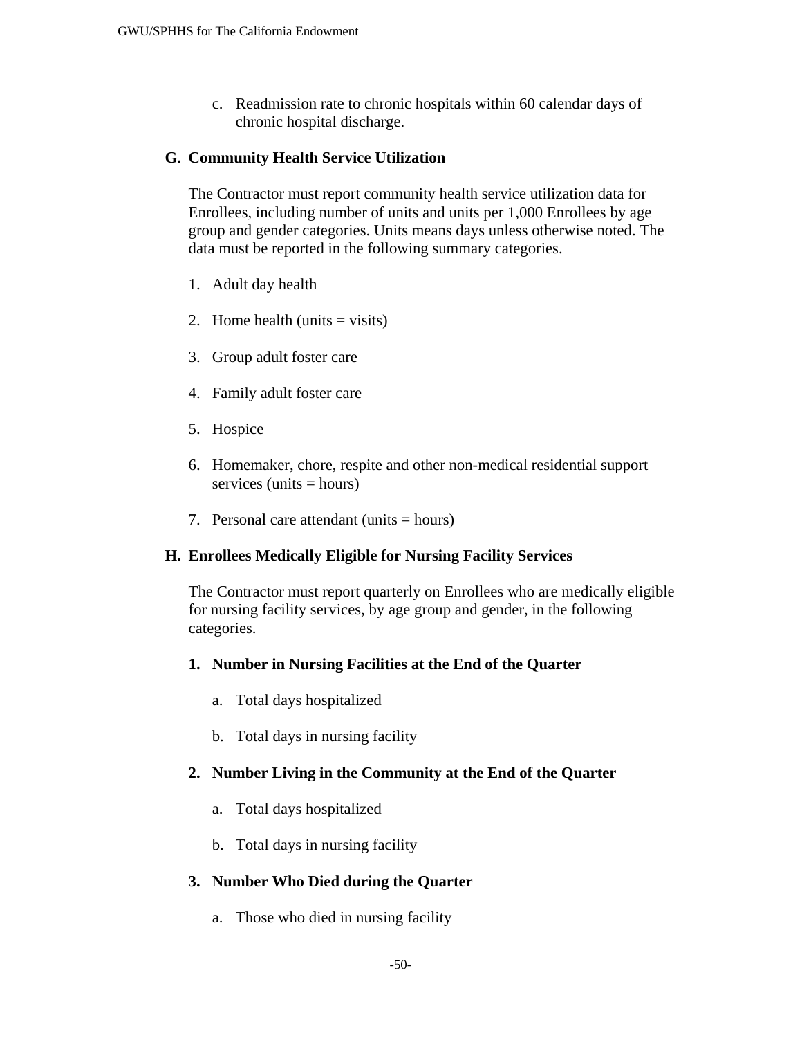c. Readmission rate to chronic hospitals within 60 calendar days of chronic hospital discharge.

**G. Community Health Service Utilization**

The Contractor must report community health service utilization data for Enrollees, including number of units and units per 1,000 Enrollees by age group and gender categories. Units means days unless otherwise noted. The data must be reported in the following summary categories.

1. Adult day health
2. Home health (units = visits)
3. Group adult foster care
4. Family adult foster care
5. Hospice
6. Homemaker, chore, respite and other non-medical residential support services (units = hours)
7. Personal care attendant (units = hours)

**H. Enrollees Medically Eligible for Nursing Facility Services**

The Contractor must report quarterly on Enrollees who are medically eligible for nursing facility services, by age group and gender, in the following categories.

**1. Number in Nursing Facilities at the End of the Quarter**

a. Total days hospitalized

b. Total days in nursing facility

**2. Number Living in the Community at the End of the Quarter**

a. Total days hospitalized

b. Total days in nursing facility

**3. Number Who Died during the Quarter**

a. Those who died in nursing facility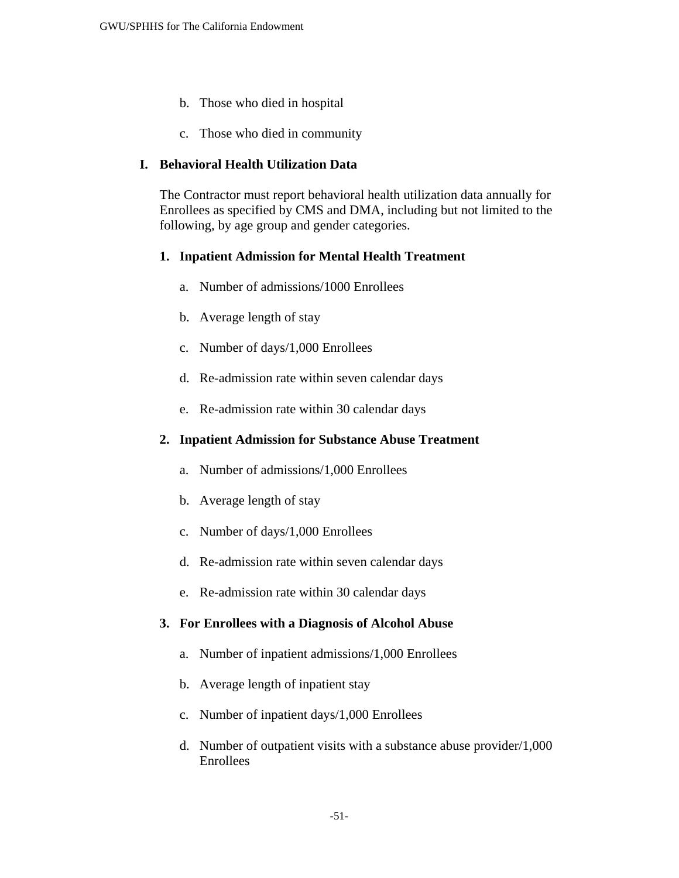b. Those who died in hospital

c. Those who died in community

## I. Behavioral Health Utilization Data

The Contractor must report behavioral health utilization data annually for Enrollees as specified by CMS and DMA, including but not limited to the following, by age group and gender categories.

### 1. Inpatient Admission for Mental Health Treatment

a. Number of admissions/1000 Enrollees

b. Average length of stay

c. Number of days/1,000 Enrollees

d. Re-admission rate within seven calendar days

e. Re-admission rate within 30 calendar days

### 2. Inpatient Admission for Substance Abuse Treatment

a. Number of admissions/1,000 Enrollees

b. Average length of stay

c. Number of days/1,000 Enrollees

d. Re-admission rate within seven calendar days

e. Re-admission rate within 30 calendar days

### 3. For Enrollees with a Diagnosis of Alcohol Abuse

a. Number of inpatient admissions/1,000 Enrollees

b. Average length of inpatient stay

c. Number of inpatient days/1,000 Enrollees

d. Number of outpatient visits with a substance abuse provider/1,000 Enrollees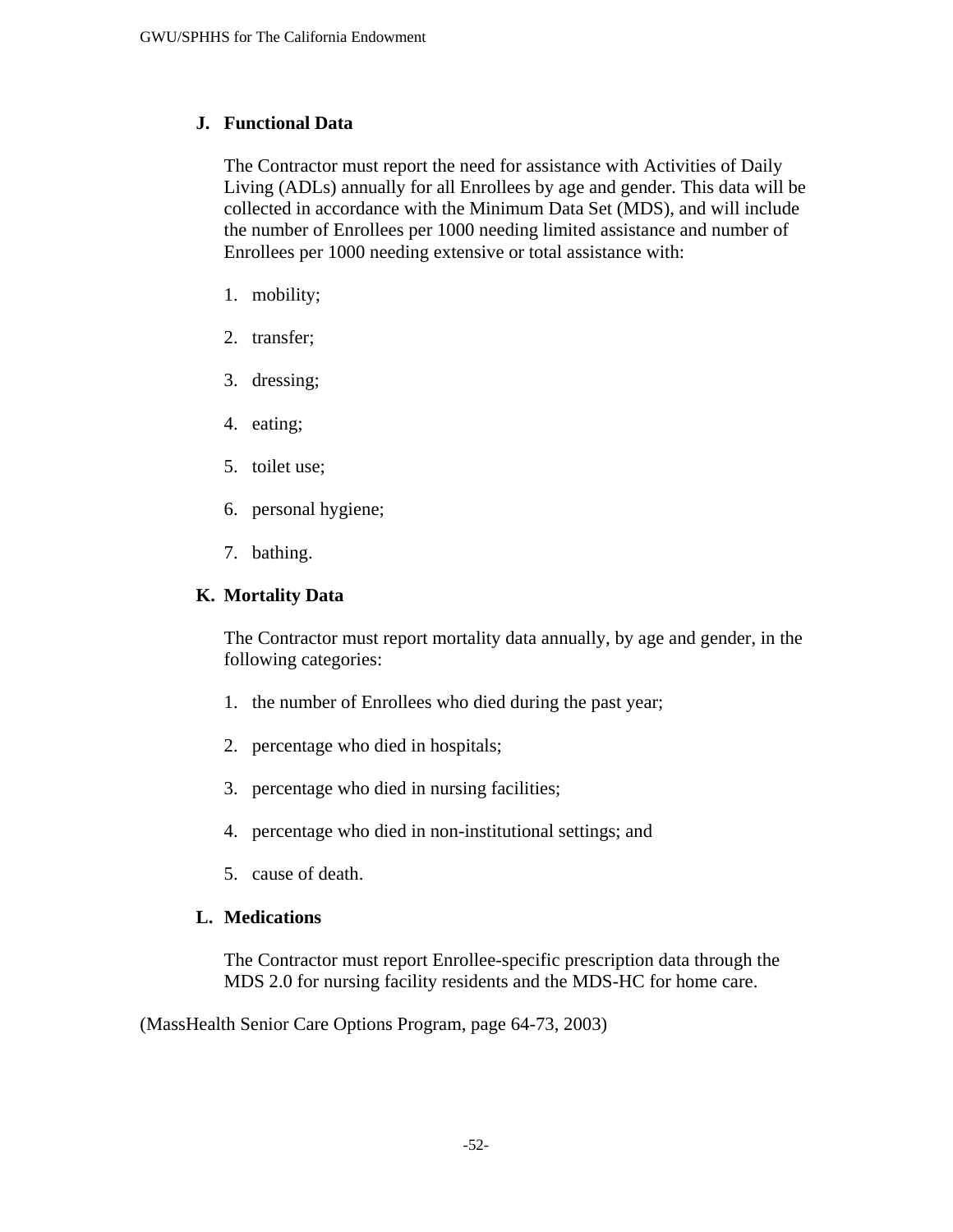**J. Functional Data**

The Contractor must report the need for assistance with Activities of Daily Living (ADLs) annually for all Enrollees by age and gender. This data will be collected in accordance with the Minimum Data Set (MDS), and will include the number of Enrollees per 1000 needing limited assistance and number of Enrollees per 1000 needing extensive or total assistance with:

1. mobility;
2. transfer;
3. dressing;
4. eating;
5. toilet use;
6. personal hygiene;
7. bathing.

**K. Mortality Data**

The Contractor must report mortality data annually, by age and gender, in the following categories:

1. the number of Enrollees who died during the past year;
2. percentage who died in hospitals;
3. percentage who died in nursing facilities;
4. percentage who died in non-institutional settings; and
5. cause of death.

**L. Medications**

The Contractor must report Enrollee-specific prescription data through the MDS 2.0 for nursing facility residents and the MDS-HC for home care.

(MassHealth Senior Care Options Program, page 64-73, 2003)